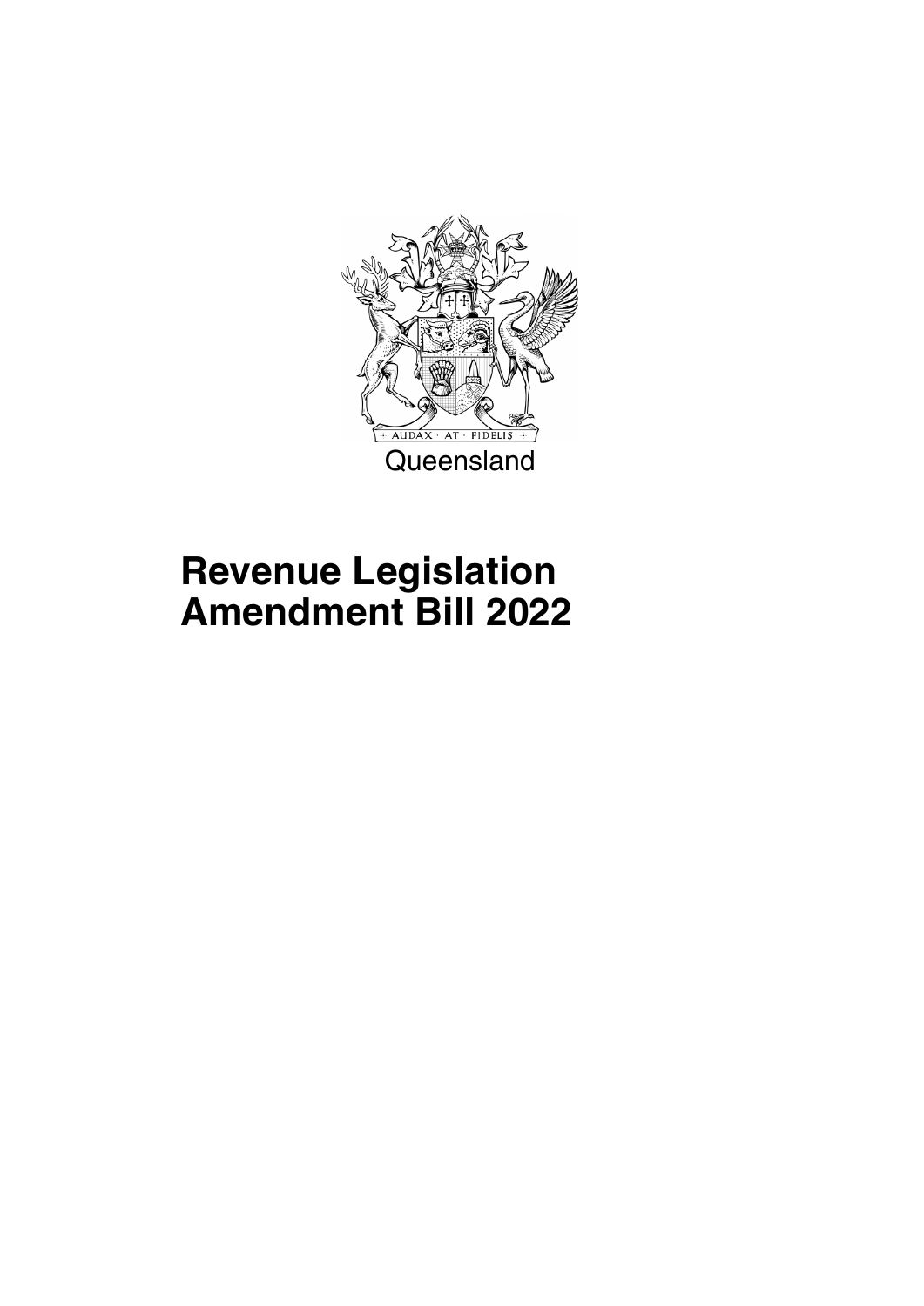Queensland

# Revenue Legislation Amendment Bill 2022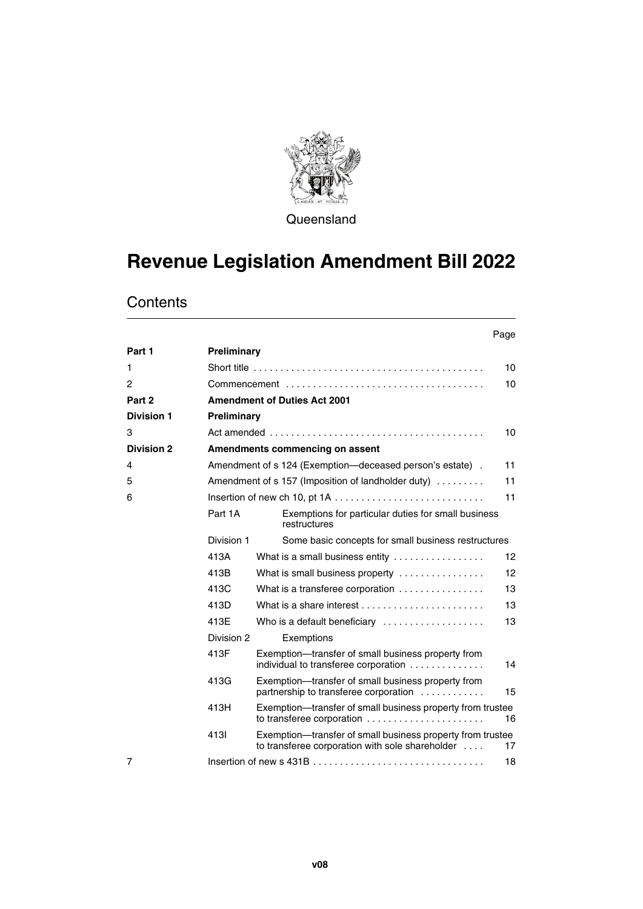Queensland

# Revenue Legislation Amendment Bill 2022

## Contents

| | | | Page |
|---|---|---|---|
| **Part 1** | **Preliminary** | | |
| 1 | Short title | | 10 |
| 2 | Commencement | | 10 |
| **Part 2** | **Amendment of Duties Act 2001** | | |
| **Division 1** | **Preliminary** | | |
| 3 | Act amended | | 10 |
| **Division 2** | **Amendments commencing on assent** | | |
| 4 | Amendment of s 124 (Exemption—deceased person's estate) | | 11 |
| 5 | Amendment of s 157 (Imposition of landholder duty) | | 11 |
| 6 | Insertion of new ch 10, pt 1A | | 11 |
| | Part 1A | Exemptions for particular duties for small business restructures | |
| | Division 1 | Some basic concepts for small business restructures | |
| | 413A | What is a small business entity | 12 |
| | 413B | What is small business property | 12 |
| | 413C | What is a transferee corporation | 13 |
| | 413D | What is a share interest | 13 |
| | 413E | Who is a default beneficiary | 13 |
| | Division 2 | Exemptions | |
| | 413F | Exemption—transfer of small business property from individual to transferee corporation | 14 |
| | 413G | Exemption—transfer of small business property from partnership to transferee corporation | 15 |
| | 413H | Exemption—transfer of small business property from trustee to transferee corporation | 16 |
| | 413I | Exemption—transfer of small business property from trustee to transferee corporation with sole shareholder | 17 |
| 7 | Insertion of new s 431B | | 18 |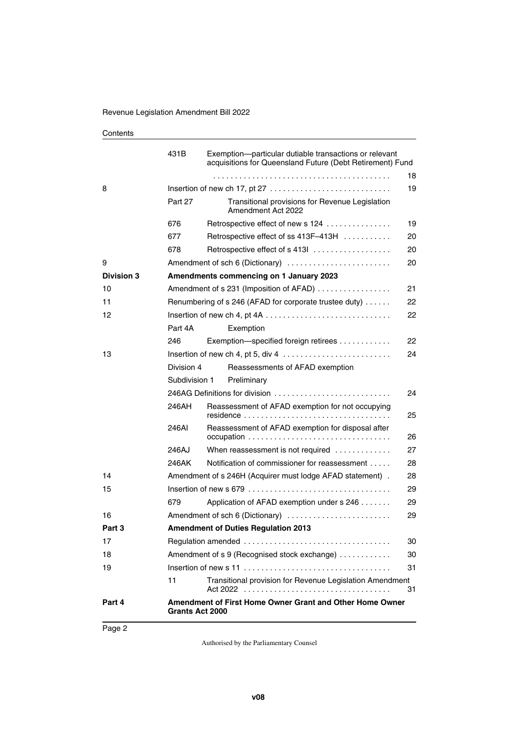| | | | |
|---|---|---|---|
| | 431B | Exemption—particular dutiable transactions or relevant acquisitions for Queensland Future (Debt Retirement) Fund | 18 |
| 8 | Insertion of new ch 17, pt 27 | | 19 |
| | Part 27 | Transitional provisions for Revenue Legislation Amendment Act 2022 | |
| | 676 | Retrospective effect of new s 124 | 19 |
| | 677 | Retrospective effect of ss 413F–413H | 20 |
| | 678 | Retrospective effect of s 413I | 20 |
| 9 | Amendment of sch 6 (Dictionary) | | 20 |
| **Division 3** | **Amendments commencing on 1 January 2023** | | |
| 10 | Amendment of s 231 (Imposition of AFAD) | | 21 |
| 11 | Renumbering of s 246 (AFAD for corporate trustee duty) | | 22 |
| 12 | Insertion of new ch 4, pt 4A | | 22 |
| | Part 4A | Exemption | |
| | 246 | Exemption—specified foreign retirees | 22 |
| 13 | Insertion of new ch 4, pt 5, div 4 | | 24 |
| | Division 4 | Reassessments of AFAD exemption | |
| | Subdivision 1 | Preliminary | |
| | 246AG Definitions for division | | 24 |
| | 246AH | Reassessment of AFAD exemption for not occupying residence | 25 |
| | 246AI | Reassessment of AFAD exemption for disposal after occupation | 26 |
| | 246AJ | When reassessment is not required | 27 |
| | 246AK | Notification of commissioner for reassessment | 28 |
| 14 | Amendment of s 246H (Acquirer must lodge AFAD statement) | | 28 |
| 15 | Insertion of new s 679 | | 29 |
| | 679 | Application of AFAD exemption under s 246 | 29 |
| 16 | Amendment of sch 6 (Dictionary) | | 29 |
| **Part 3** | **Amendment of Duties Regulation 2013** | | |
| 17 | Regulation amended | | 30 |
| 18 | Amendment of s 9 (Recognised stock exchange) | | 30 |
| 19 | Insertion of new s 11 | | 31 |
| | 11 | Transitional provision for Revenue Legislation Amendment Act 2022 | 31 |
| **Part 4** | **Amendment of First Home Owner Grant and Other Home Owner Grants Act 2000** | | |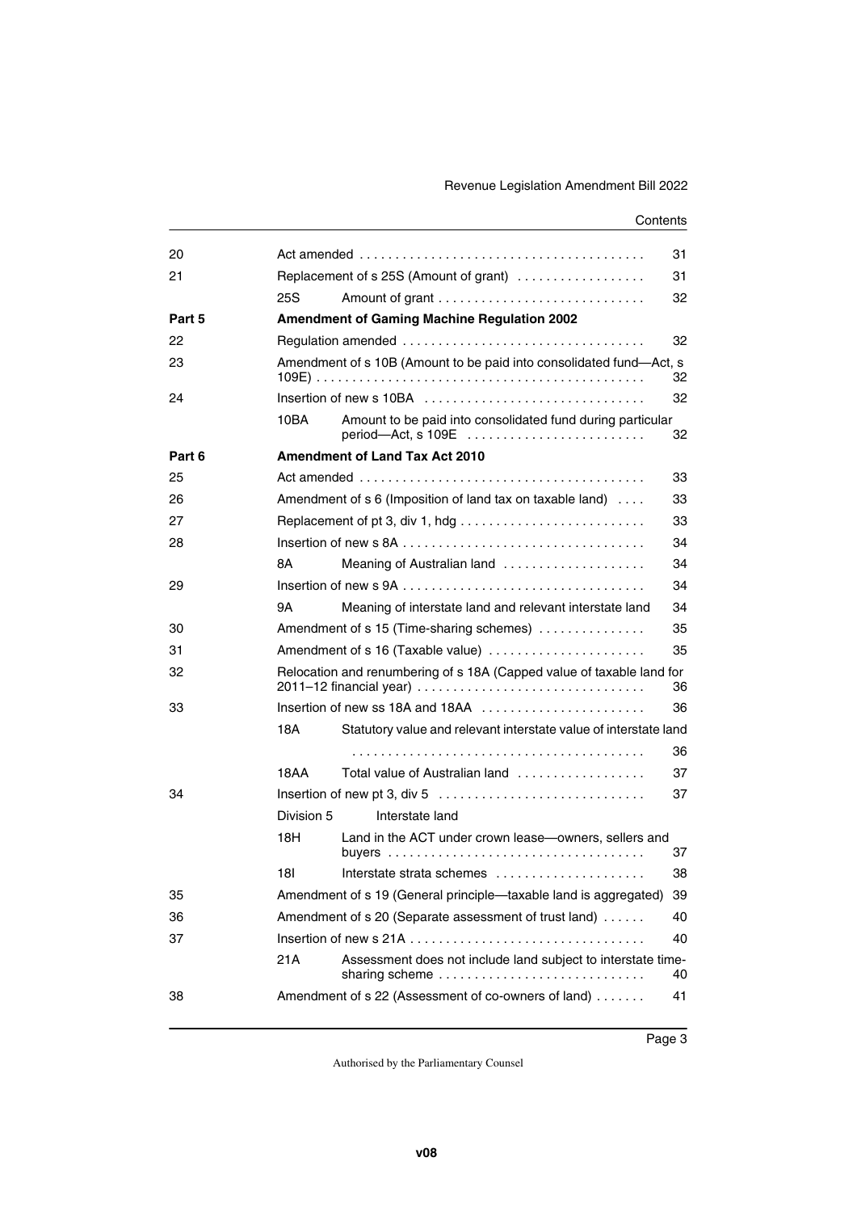| | | | |
|---|---|---|---|
| 20 | Act amended | | 31 |
| 21 | Replacement of s 25S (Amount of grant) | | 31 |
| | 25S | Amount of grant | 32 |
| **Part 5** | **Amendment of Gaming Machine Regulation 2002** | | |
| 22 | Regulation amended | | 32 |
| 23 | Amendment of s 10B (Amount to be paid into consolidated fund—Act, s 109E) | | 32 |
| 24 | Insertion of new s 10BA | | 32 |
| | 10BA | Amount to be paid into consolidated fund during particular period—Act, s 109E | 32 |
| **Part 6** | **Amendment of Land Tax Act 2010** | | |
| 25 | Act amended | | 33 |
| 26 | Amendment of s 6 (Imposition of land tax on taxable land) | | 33 |
| 27 | Replacement of pt 3, div 1, hdg | | 33 |
| 28 | Insertion of new s 8A | | 34 |
| | 8A | Meaning of Australian land | 34 |
| 29 | Insertion of new s 9A | | 34 |
| | 9A | Meaning of interstate land and relevant interstate land | 34 |
| 30 | Amendment of s 15 (Time-sharing schemes) | | 35 |
| 31 | Amendment of s 16 (Taxable value) | | 35 |
| 32 | Relocation and renumbering of s 18A (Capped value of taxable land for 2011–12 financial year) | | 36 |
| 33 | Insertion of new ss 18A and 18AA | | 36 |
| | 18A | Statutory value and relevant interstate value of interstate land | 36 |
| | 18AA | Total value of Australian land | 37 |
| 34 | Insertion of new pt 3, div 5 | | 37 |
| | Division 5 | Interstate land | |
| | 18H | Land in the ACT under crown lease—owners, sellers and buyers | 37 |
| | 18I | Interstate strata schemes | 38 |
| 35 | Amendment of s 19 (General principle—taxable land is aggregated) | | 39 |
| 36 | Amendment of s 20 (Separate assessment of trust land) | | 40 |
| 37 | Insertion of new s 21A | | 40 |
| | 21A | Assessment does not include land subject to interstate time-sharing scheme | 40 |
| 38 | Amendment of s 22 (Assessment of co-owners of land) | | 41 |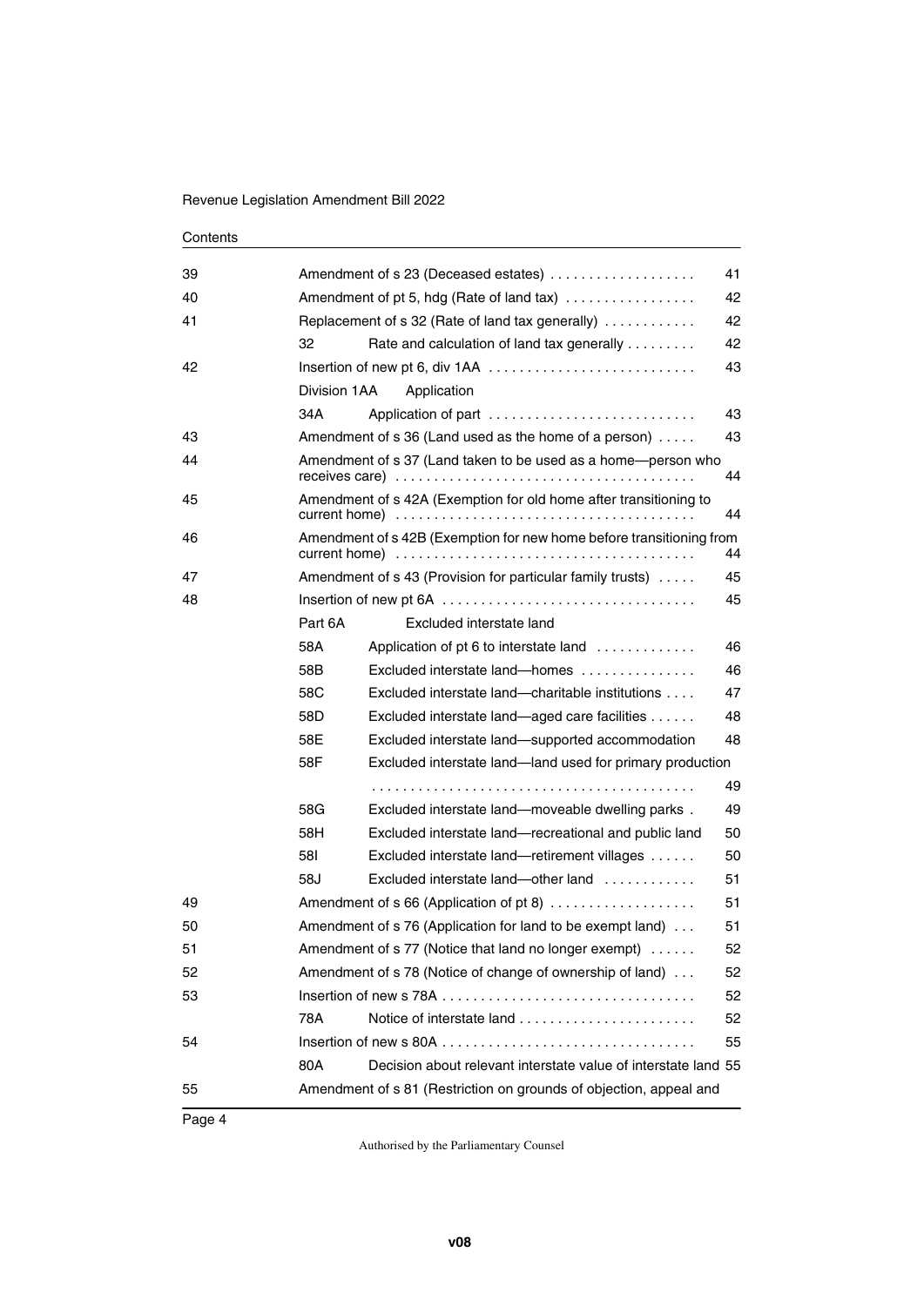Contents

| | | |
|---|---|---|
| 39 | Amendment of s 23 (Deceased estates) | 41 |
| 40 | Amendment of pt 5, hdg (Rate of land tax) | 42 |
| 41 | Replacement of s 32 (Rate of land tax generally) | 42 |
| | 32 Rate and calculation of land tax generally | 42 |
| 42 | Insertion of new pt 6, div 1AA | 43 |
| | Division 1AA Application | |
| | 34A Application of part | 43 |
| 43 | Amendment of s 36 (Land used as the home of a person) | 43 |
| 44 | Amendment of s 37 (Land taken to be used as a home—person who receives care) | 44 |
| 45 | Amendment of s 42A (Exemption for old home after transitioning to current home) | 44 |
| 46 | Amendment of s 42B (Exemption for new home before transitioning from current home) | 44 |
| 47 | Amendment of s 43 (Provision for particular family trusts) | 45 |
| 48 | Insertion of new pt 6A | 45 |
| | Part 6A Excluded interstate land | |
| | 58A Application of pt 6 to interstate land | 46 |
| | 58B Excluded interstate land—homes | 46 |
| | 58C Excluded interstate land—charitable institutions | 47 |
| | 58D Excluded interstate land—aged care facilities | 48 |
| | 58E Excluded interstate land—supported accommodation | 48 |
| | 58F Excluded interstate land—land used for primary production | 49 |
| | 58G Excluded interstate land—moveable dwelling parks | 49 |
| | 58H Excluded interstate land—recreational and public land | 50 |
| | 58I Excluded interstate land—retirement villages | 50 |
| | 58J Excluded interstate land—other land | 51 |
| 49 | Amendment of s 66 (Application of pt 8) | 51 |
| 50 | Amendment of s 76 (Application for land to be exempt land) | 51 |
| 51 | Amendment of s 77 (Notice that land no longer exempt) | 52 |
| 52 | Amendment of s 78 (Notice of change of ownership of land) | 52 |
| 53 | Insertion of new s 78A | 52 |
| | 78A Notice of interstate land | 52 |
| 54 | Insertion of new s 80A | 55 |
| | 80A Decision about relevant interstate value of interstate land | 55 |
| 55 | Amendment of s 81 (Restriction on grounds of objection, appeal and | |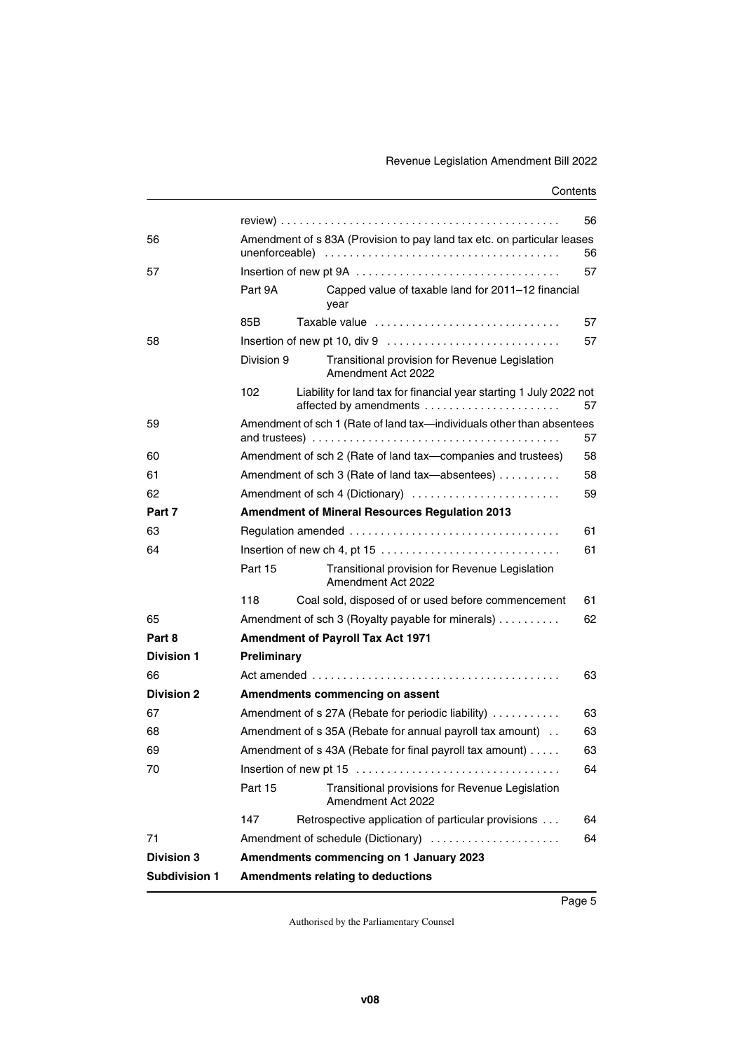| | | | |
|---|---|---|---|
| | review) | | 56 |
| 56 | Amendment of s 83A (Provision to pay land tax etc. on particular leases unenforceable) | | 56 |
| 57 | Insertion of new pt 9A | | 57 |
| | Part 9A | Capped value of taxable land for 2011–12 financial year | |
| | 85B | Taxable value | 57 |
| 58 | Insertion of new pt 10, div 9 | | 57 |
| | Division 9 | Transitional provision for Revenue Legislation Amendment Act 2022 | |
| | 102 | Liability for land tax for financial year starting 1 July 2022 not affected by amendments | 57 |
| 59 | Amendment of sch 1 (Rate of land tax—individuals other than absentees and trustees) | | 57 |
| 60 | Amendment of sch 2 (Rate of land tax—companies and trustees) | | 58 |
| 61 | Amendment of sch 3 (Rate of land tax—absentees) | | 58 |
| 62 | Amendment of sch 4 (Dictionary) | | 59 |
| **Part 7** | **Amendment of Mineral Resources Regulation 2013** | | |
| 63 | Regulation amended | | 61 |
| 64 | Insertion of new ch 4, pt 15 | | 61 |
| | Part 15 | Transitional provision for Revenue Legislation Amendment Act 2022 | |
| | 118 | Coal sold, disposed of or used before commencement | 61 |
| 65 | Amendment of sch 3 (Royalty payable for minerals) | | 62 |
| **Part 8** | **Amendment of Payroll Tax Act 1971** | | |
| **Division 1** | **Preliminary** | | |
| 66 | Act amended | | 63 |
| **Division 2** | **Amendments commencing on assent** | | |
| 67 | Amendment of s 27A (Rebate for periodic liability) | | 63 |
| 68 | Amendment of s 35A (Rebate for annual payroll tax amount) | | 63 |
| 69 | Amendment of s 43A (Rebate for final payroll tax amount) | | 63 |
| 70 | Insertion of new pt 15 | | 64 |
| | Part 15 | Transitional provisions for Revenue Legislation Amendment Act 2022 | |
| | 147 | Retrospective application of particular provisions | 64 |
| 71 | Amendment of schedule (Dictionary) | | 64 |
| **Division 3** | **Amendments commencing on 1 January 2023** | | |
| **Subdivision 1** | **Amendments relating to deductions** | | |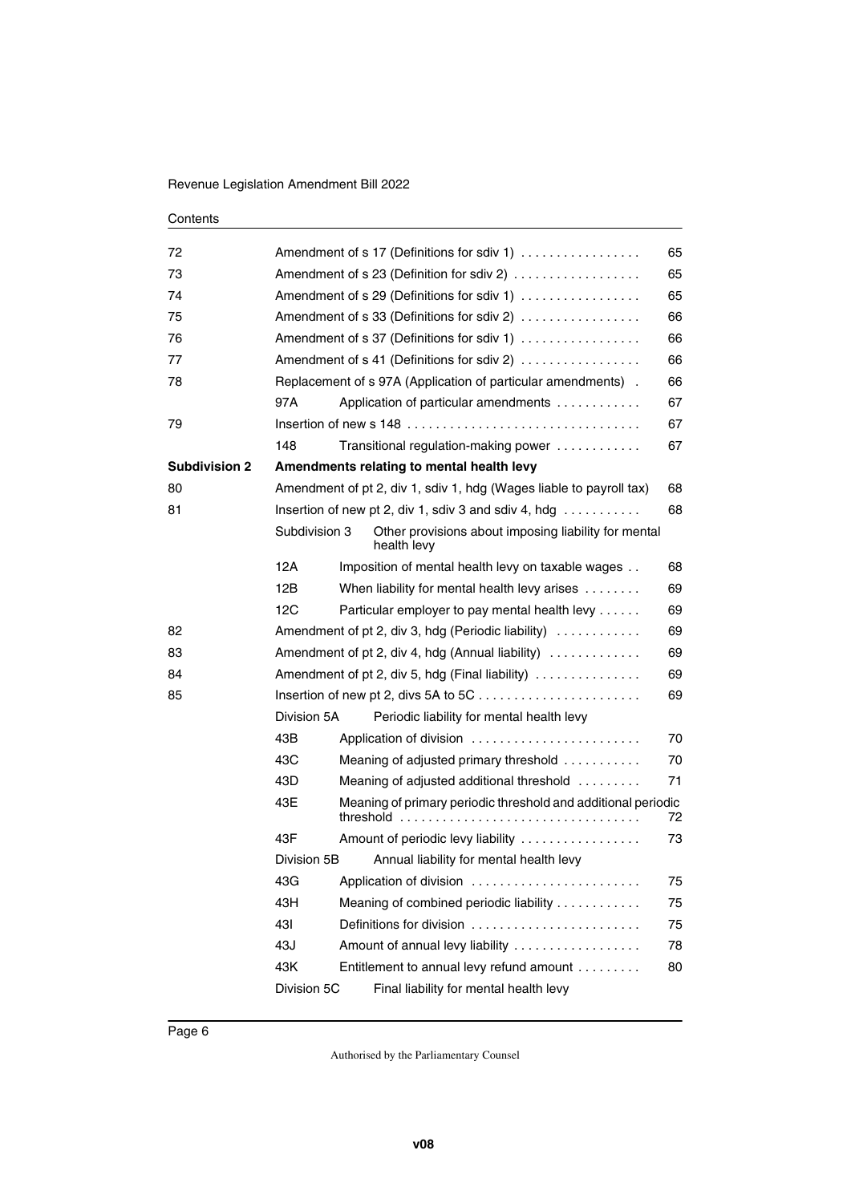| | | | |
|---|---|---|---|
| 72 | Amendment of s 17 (Definitions for sdiv 1) | | 65 |
| 73 | Amendment of s 23 (Definition for sdiv 2) | | 65 |
| 74 | Amendment of s 29 (Definitions for sdiv 1) | | 65 |
| 75 | Amendment of s 33 (Definitions for sdiv 2) | | 66 |
| 76 | Amendment of s 37 (Definitions for sdiv 1) | | 66 |
| 77 | Amendment of s 41 (Definitions for sdiv 2) | | 66 |
| 78 | Replacement of s 97A (Application of particular amendments) | | 66 |
| | 97A | Application of particular amendments | 67 |
| 79 | Insertion of new s 148 | | 67 |
| | 148 | Transitional regulation-making power | 67 |
| **Subdivision 2** | **Amendments relating to mental health levy** | | |
| 80 | Amendment of pt 2, div 1, sdiv 1, hdg (Wages liable to payroll tax) | | 68 |
| 81 | Insertion of new pt 2, div 1, sdiv 3 and sdiv 4, hdg | | 68 |
| | Subdivision 3 | Other provisions about imposing liability for mental health levy | |
| | 12A | Imposition of mental health levy on taxable wages | 68 |
| | 12B | When liability for mental health levy arises | 69 |
| | 12C | Particular employer to pay mental health levy | 69 |
| 82 | Amendment of pt 2, div 3, hdg (Periodic liability) | | 69 |
| 83 | Amendment of pt 2, div 4, hdg (Annual liability) | | 69 |
| 84 | Amendment of pt 2, div 5, hdg (Final liability) | | 69 |
| 85 | Insertion of new pt 2, divs 5A to 5C | | 69 |
| | Division 5A | Periodic liability for mental health levy | |
| | 43B | Application of division | 70 |
| | 43C | Meaning of adjusted primary threshold | 70 |
| | 43D | Meaning of adjusted additional threshold | 71 |
| | 43E | Meaning of primary periodic threshold and additional periodic threshold | 72 |
| | 43F | Amount of periodic levy liability | 73 |
| | Division 5B | Annual liability for mental health levy | |
| | 43G | Application of division | 75 |
| | 43H | Meaning of combined periodic liability | 75 |
| | 43I | Definitions for division | 75 |
| | 43J | Amount of annual levy liability | 78 |
| | 43K | Entitlement to annual levy refund amount | 80 |
| | Division 5C | Final liability for mental health levy | |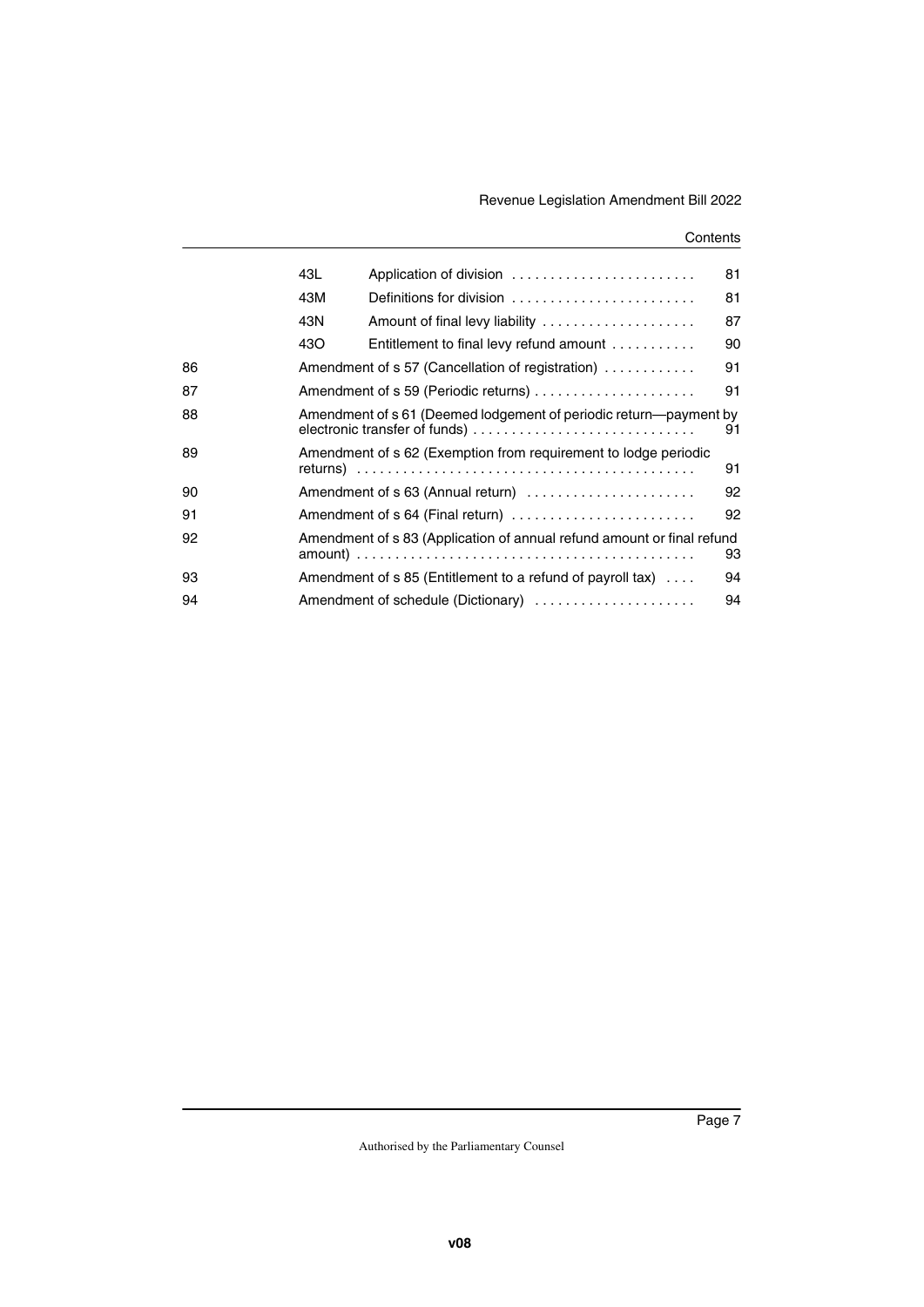| | | | |
|---|---|---|---|
| | 43L | Application of division | 81 |
| | 43M | Definitions for division | 81 |
| | 43N | Amount of final levy liability | 87 |
| | 43O | Entitlement to final levy refund amount | 90 |
| 86 | Amendment of s 57 (Cancellation of registration) | | 91 |
| 87 | Amendment of s 59 (Periodic returns) | | 91 |
| 88 | Amendment of s 61 (Deemed lodgement of periodic return—payment by electronic transfer of funds) | | 91 |
| 89 | Amendment of s 62 (Exemption from requirement to lodge periodic returns) | | 91 |
| 90 | Amendment of s 63 (Annual return) | | 92 |
| 91 | Amendment of s 64 (Final return) | | 92 |
| 92 | Amendment of s 83 (Application of annual refund amount or final refund amount) | | 93 |
| 93 | Amendment of s 85 (Entitlement to a refund of payroll tax) | | 94 |
| 94 | Amendment of schedule (Dictionary) | | 94 |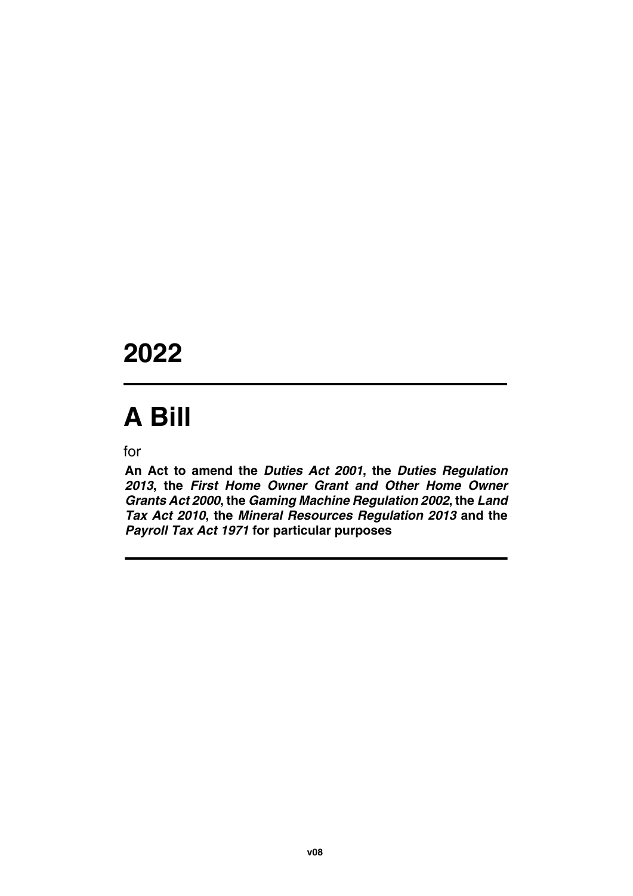# 2022

# A Bill

for

**An Act to amend the *Duties Act 2001*, the *Duties Regulation 2013*, the *First Home Owner Grant and Other Home Owner Grants Act 2000*, the *Gaming Machine Regulation 2002*, the *Land Tax Act 2010*, the *Mineral Resources Regulation 2013* and the *Payroll Tax Act 1971* for particular purposes**

v08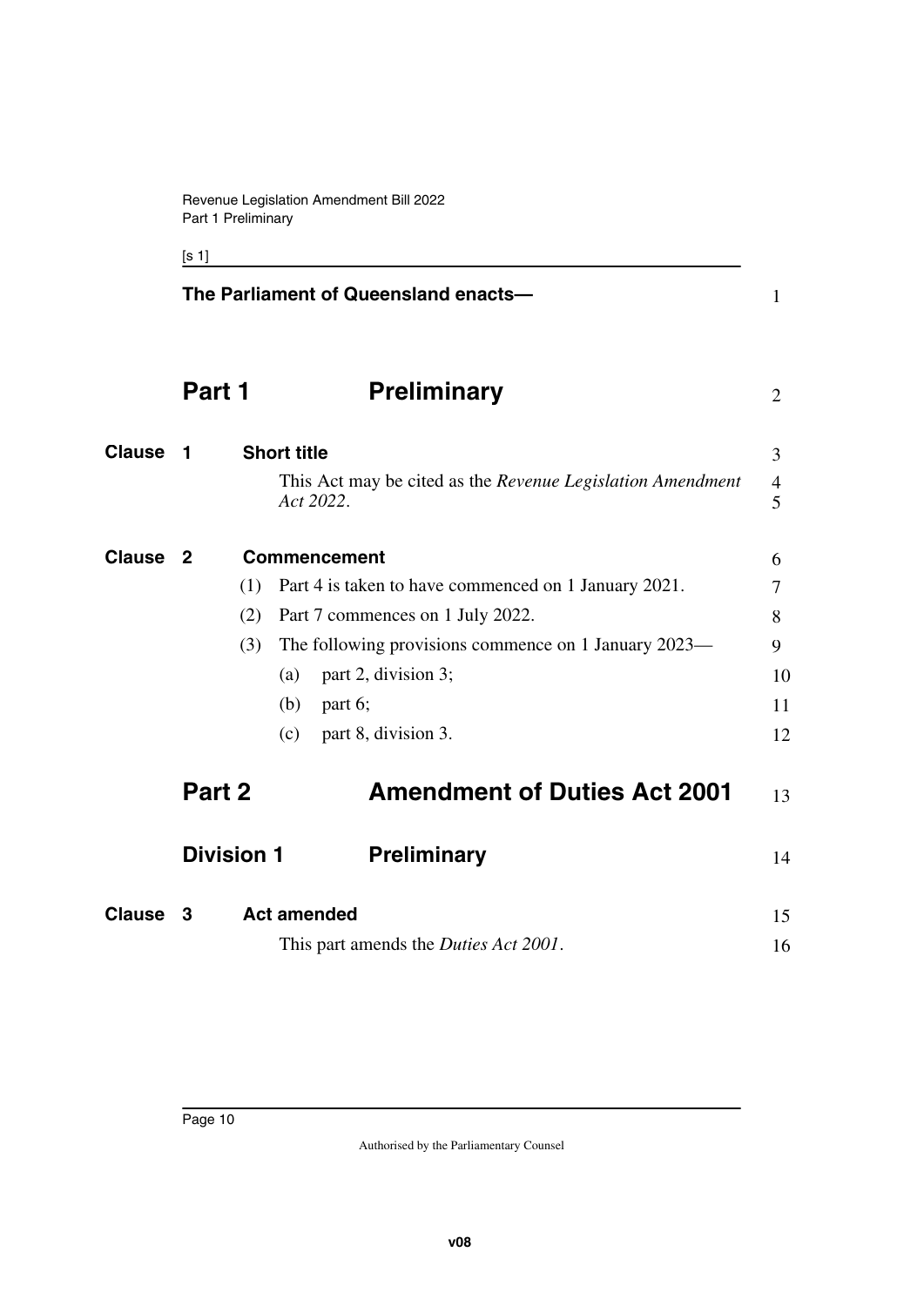**The Parliament of Queensland enacts—**

# Part 1 Preliminary

### Clause 1 Short title

This Act may be cited as the *Revenue Legislation Amendment Act 2022*.

### Clause 2 Commencement

(1) Part 4 is taken to have commenced on 1 January 2021.

(2) Part 7 commences on 1 July 2022.

(3) The following provisions commence on 1 January 2023—

(a) part 2, division 3;

(b) part 6;

(c) part 8, division 3.

# Part 2 Amendment of Duties Act 2001

## Division 1 Preliminary

### Clause 3 Act amended

This part amends the *Duties Act 2001*.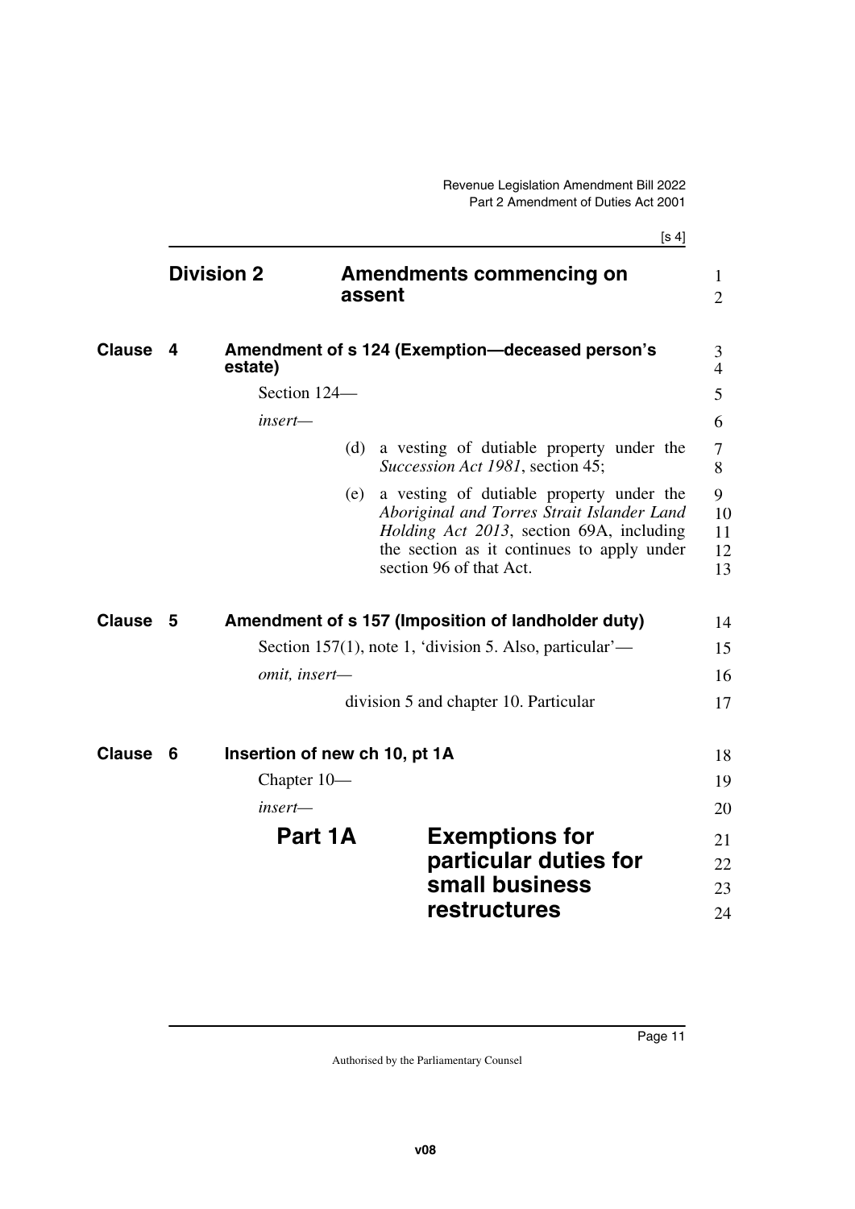## Division 2 Amendments commencing on assent

### Clause 4 Amendment of s 124 (Exemption—deceased person's estate)

Section 124—

*insert—*

(d) a vesting of dutiable property under the *Succession Act 1981*, section 45;

(e) a vesting of dutiable property under the *Aboriginal and Torres Strait Islander Land Holding Act 2013*, section 69A, including the section as it continues to apply under section 96 of that Act.

### Clause 5 Amendment of s 157 (Imposition of landholder duty)

Section 157(1), note 1, 'division 5. Also, particular'—

*omit, insert—*

division 5 and chapter 10. Particular

### Clause 6 Insertion of new ch 10, pt 1A

Chapter 10—

*insert—*

# Part 1A Exemptions for particular duties for small business restructures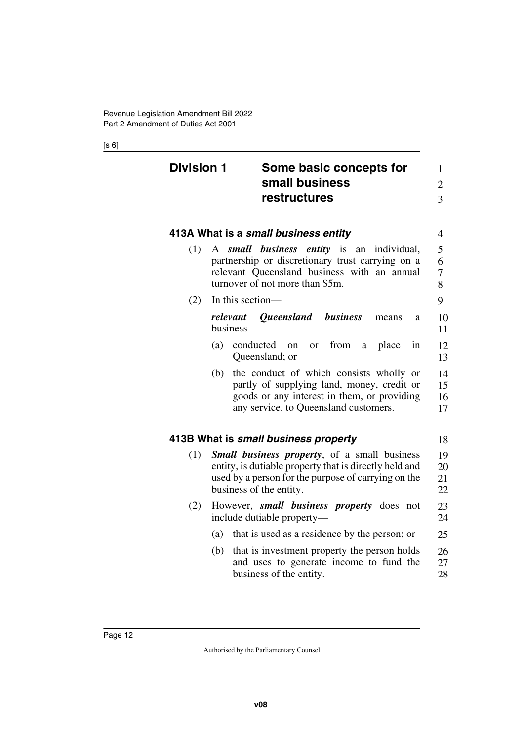## Division 1 Some basic concepts for small business restructures

### 413A What is a *small business entity*

(1) A ***small business entity*** is an individual, partnership or discretionary trust carrying on a relevant Queensland business with an annual turnover of not more than $5m.

(2) In this section—

***relevant Queensland business*** means a business—

(a) conducted on or from a place in Queensland; or

(b) the conduct of which consists wholly or partly of supplying land, money, credit or goods or any interest in them, or providing any service, to Queensland customers.

### 413B What is *small business property*

(1) ***Small business property***, of a small business entity, is dutiable property that is directly held and used by a person for the purpose of carrying on the business of the entity.

(2) However, ***small business property*** does not include dutiable property—

(a) that is used as a residence by the person; or

(b) that is investment property the person holds and uses to generate income to fund the business of the entity.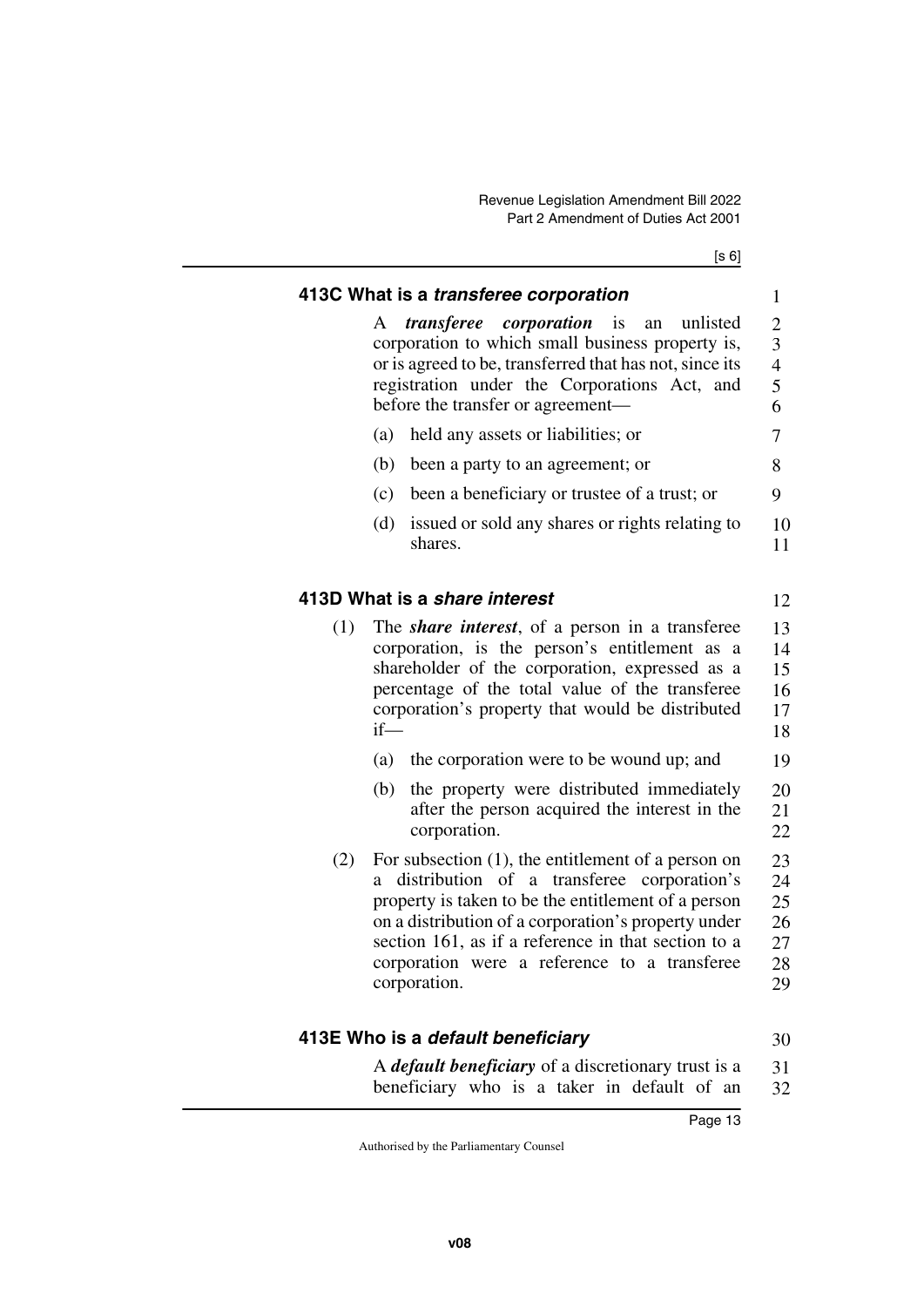## 413C What is a *transferee corporation*

A ***transferee corporation*** is an unlisted corporation to which small business property is, or is agreed to be, transferred that has not, since its registration under the Corporations Act, and before the transfer or agreement—

(a) held any assets or liabilities; or

(b) been a party to an agreement; or

(c) been a beneficiary or trustee of a trust; or

(d) issued or sold any shares or rights relating to shares.

## 413D What is a *share interest*

(1) The ***share interest***, of a person in a transferee corporation, is the person's entitlement as a shareholder of the corporation, expressed as a percentage of the total value of the transferee corporation's property that would be distributed if—

(a) the corporation were to be wound up; and

(b) the property were distributed immediately after the person acquired the interest in the corporation.

(2) For subsection (1), the entitlement of a person on a distribution of a transferee corporation's property is taken to be the entitlement of a person on a distribution of a corporation's property under section 161, as if a reference in that section to a corporation were a reference to a transferee corporation.

## 413E Who is a *default beneficiary*

A ***default beneficiary*** of a discretionary trust is a beneficiary who is a taker in default of an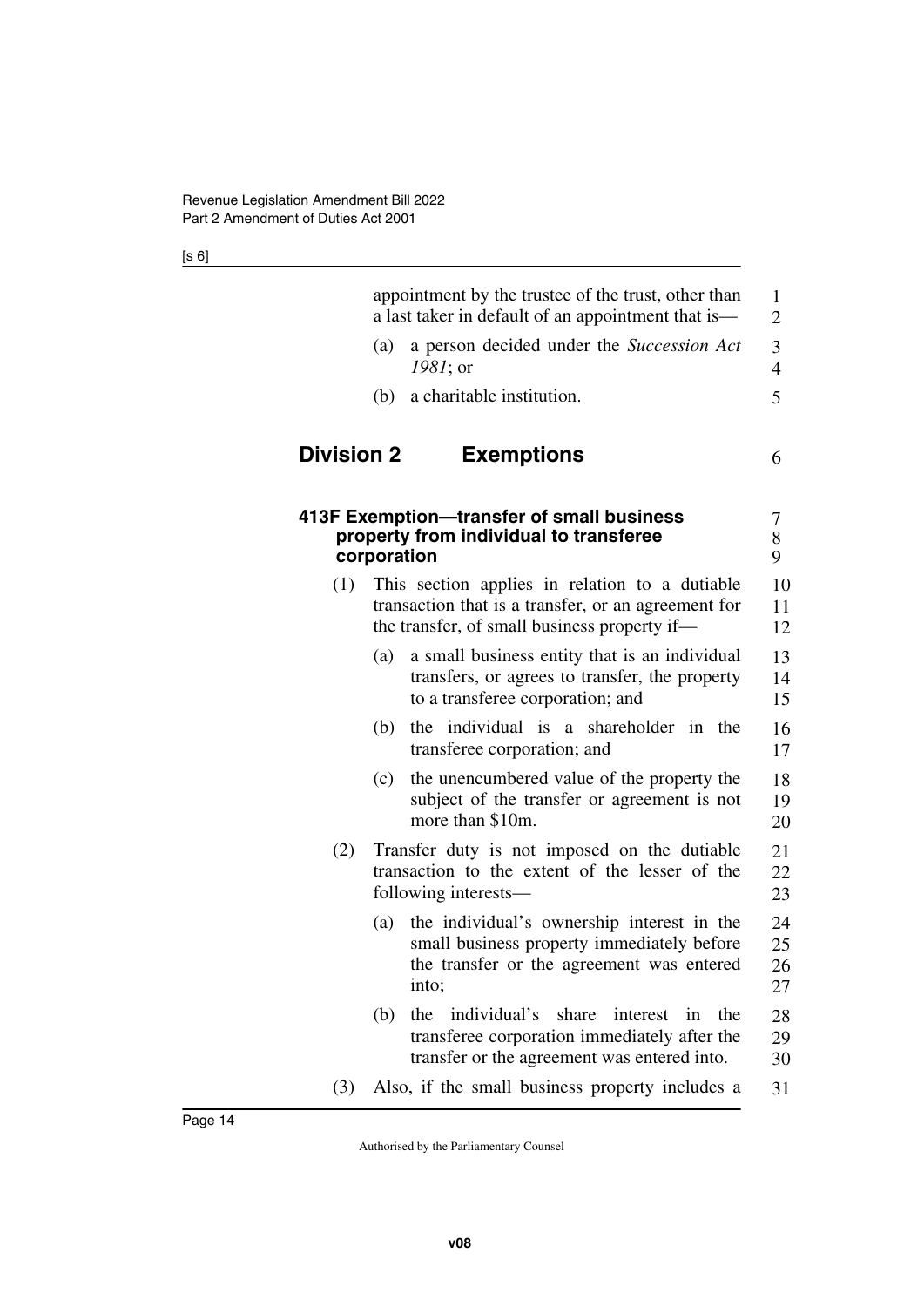appointment by the trustee of the trust, other than a last taker in default of an appointment that is—

(a) a person decided under the *Succession Act 1981*; or

(b) a charitable institution.

## Division 2 Exemptions

### 413F Exemption—transfer of small business property from individual to transferee corporation

(1) This section applies in relation to a dutiable transaction that is a transfer, or an agreement for the transfer, of small business property if—

(a) a small business entity that is an individual transfers, or agrees to transfer, the property to a transferee corporation; and

(b) the individual is a shareholder in the transferee corporation; and

(c) the unencumbered value of the property the subject of the transfer or agreement is not more than $10m.

(2) Transfer duty is not imposed on the dutiable transaction to the extent of the lesser of the following interests—

(a) the individual's ownership interest in the small business property immediately before the transfer or the agreement was entered into;

(b) the individual's share interest in the transferee corporation immediately after the transfer or the agreement was entered into.

(3) Also, if the small business property includes a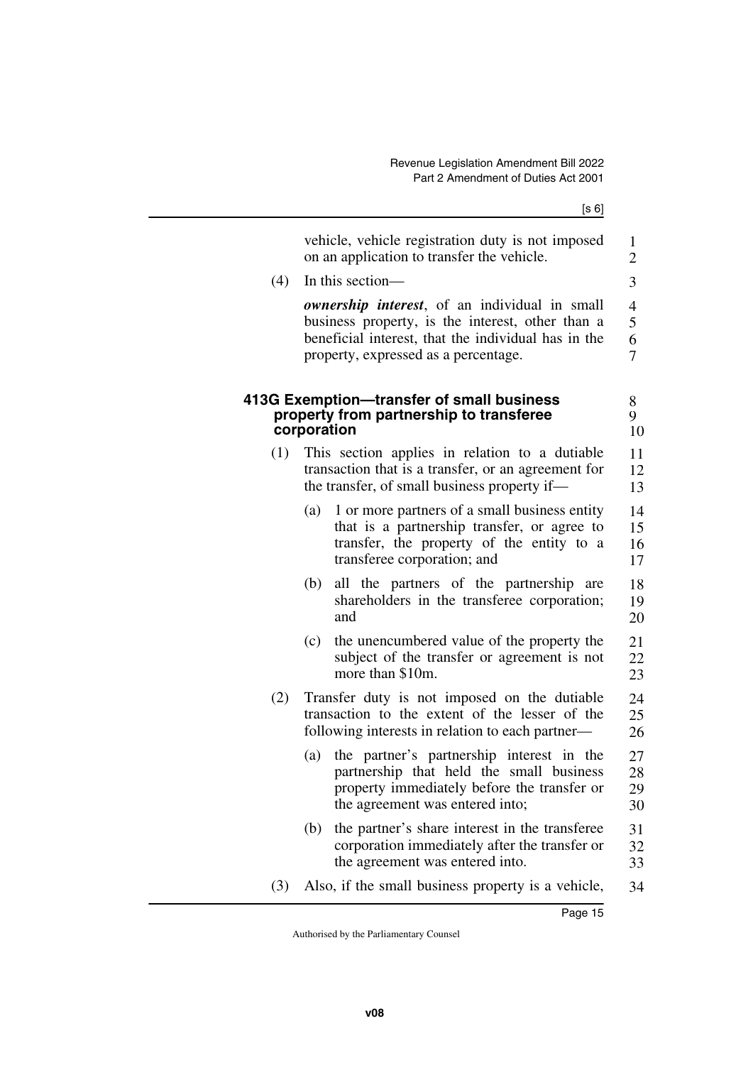vehicle, vehicle registration duty is not imposed on an application to transfer the vehicle.

(4) In this section—

***ownership interest***, of an individual in small business property, is the interest, other than a beneficial interest, that the individual has in the property, expressed as a percentage.

### 413G Exemption—transfer of small business property from partnership to transferee corporation

(1) This section applies in relation to a dutiable transaction that is a transfer, or an agreement for the transfer, of small business property if—

(a) 1 or more partners of a small business entity that is a partnership transfer, or agree to transfer, the property of the entity to a transferee corporation; and

(b) all the partners of the partnership are shareholders in the transferee corporation; and

(c) the unencumbered value of the property the subject of the transfer or agreement is not more than $10m.

(2) Transfer duty is not imposed on the dutiable transaction to the extent of the lesser of the following interests in relation to each partner—

(a) the partner's partnership interest in the partnership that held the small business property immediately before the transfer or the agreement was entered into;

(b) the partner's share interest in the transferee corporation immediately after the transfer or the agreement was entered into.

(3) Also, if the small business property is a vehicle,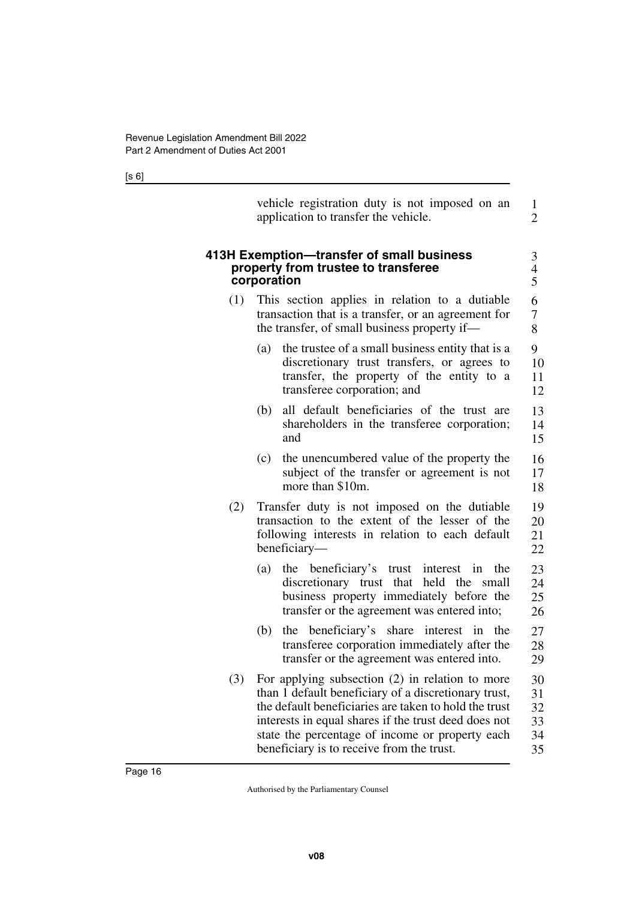vehicle registration duty is not imposed on an application to transfer the vehicle.

### 413H Exemption—transfer of small business property from trustee to transferee corporation

(1) This section applies in relation to a dutiable transaction that is a transfer, or an agreement for the transfer, of small business property if—

(a) the trustee of a small business entity that is a discretionary trust transfers, or agrees to transfer, the property of the entity to a transferee corporation; and

(b) all default beneficiaries of the trust are shareholders in the transferee corporation; and

(c) the unencumbered value of the property the subject of the transfer or agreement is not more than $10m.

(2) Transfer duty is not imposed on the dutiable transaction to the extent of the lesser of the following interests in relation to each default beneficiary—

(a) the beneficiary's trust interest in the discretionary trust that held the small business property immediately before the transfer or the agreement was entered into;

(b) the beneficiary's share interest in the transferee corporation immediately after the transfer or the agreement was entered into.

(3) For applying subsection (2) in relation to more than 1 default beneficiary of a discretionary trust, the default beneficiaries are taken to hold the trust interests in equal shares if the trust deed does not state the percentage of income or property each beneficiary is to receive from the trust.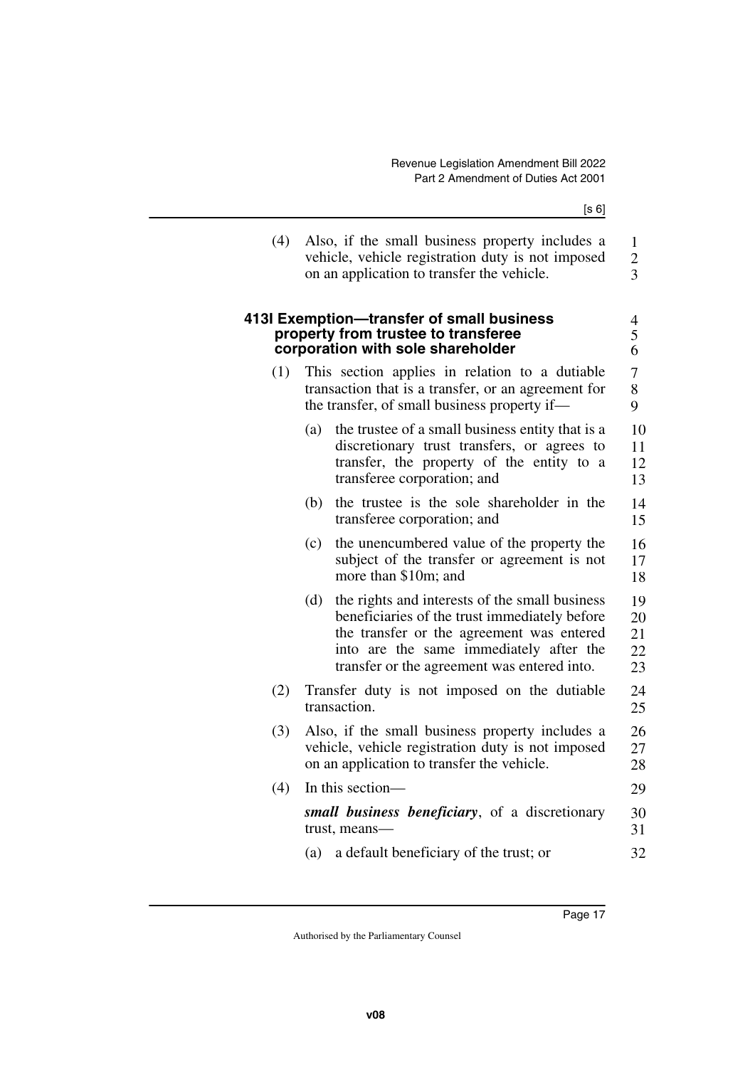(4) Also, if the small business property includes a vehicle, vehicle registration duty is not imposed on an application to transfer the vehicle.

### 413I Exemption—transfer of small business property from trustee to transferee corporation with sole shareholder

(1) This section applies in relation to a dutiable transaction that is a transfer, or an agreement for the transfer, of small business property if—

(a) the trustee of a small business entity that is a discretionary trust transfers, or agrees to transfer, the property of the entity to a transferee corporation; and

(b) the trustee is the sole shareholder in the transferee corporation; and

(c) the unencumbered value of the property the subject of the transfer or agreement is not more than $10m; and

(d) the rights and interests of the small business beneficiaries of the trust immediately before the transfer or the agreement was entered into are the same immediately after the transfer or the agreement was entered into.

(2) Transfer duty is not imposed on the dutiable transaction.

(3) Also, if the small business property includes a vehicle, vehicle registration duty is not imposed on an application to transfer the vehicle.

(4) In this section—

***small business beneficiary***, of a discretionary trust, means—

(a) a default beneficiary of the trust; or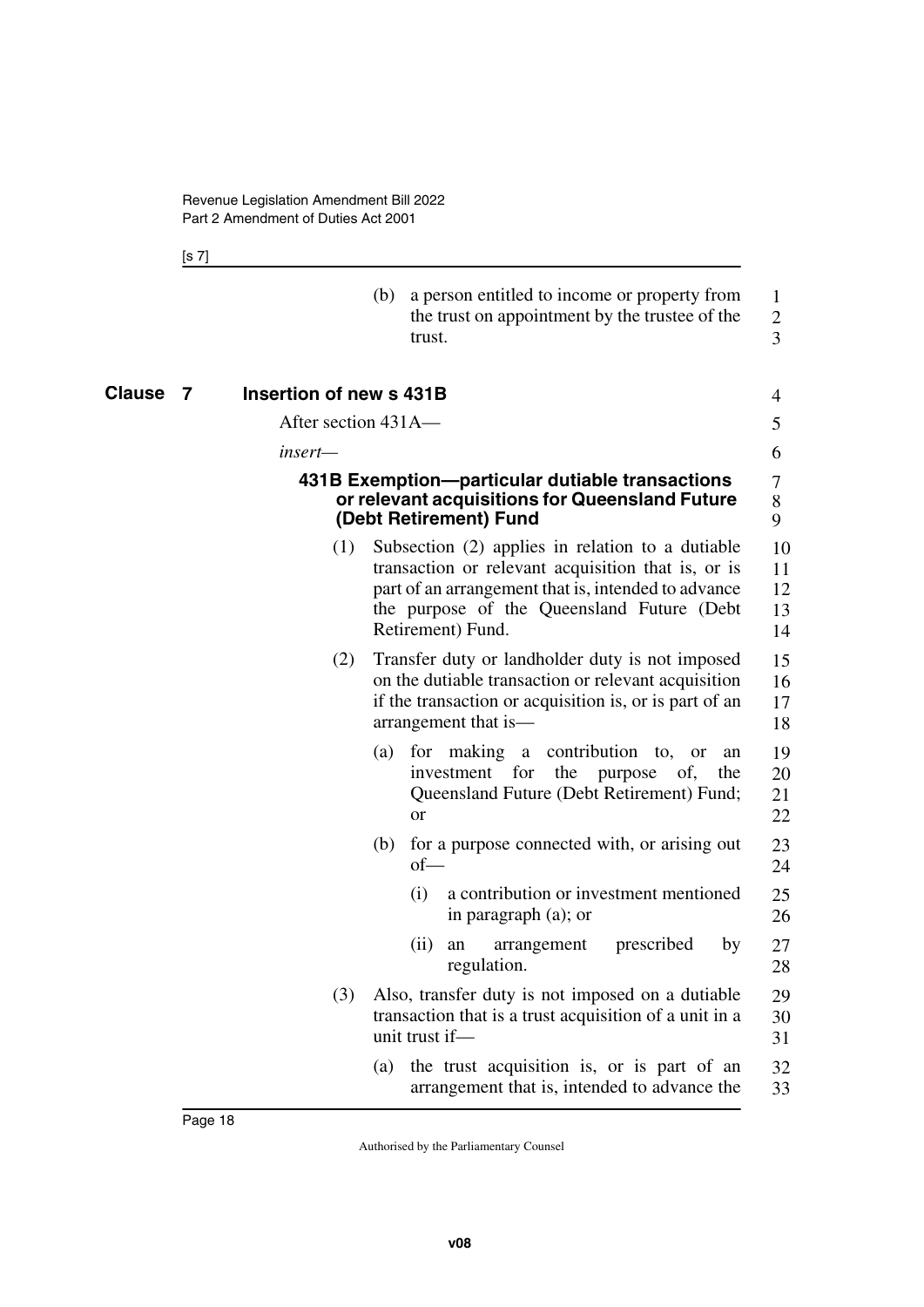(b) a person entitled to income or property from the trust on appointment by the trustee of the trust.

## Clause 7 Insertion of new s 431B

After section 431A—

*insert*—

### 431B Exemption—particular dutiable transactions or relevant acquisitions for Queensland Future (Debt Retirement) Fund

(1) Subsection (2) applies in relation to a dutiable transaction or relevant acquisition that is, or is part of an arrangement that is, intended to advance the purpose of the Queensland Future (Debt Retirement) Fund.

(2) Transfer duty or landholder duty is not imposed on the dutiable transaction or relevant acquisition if the transaction or acquisition is, or is part of an arrangement that is—

- (a) for making a contribution to, or an investment for the purpose of, the Queensland Future (Debt Retirement) Fund; or
- (b) for a purpose connected with, or arising out of—
  - (i) a contribution or investment mentioned in paragraph (a); or
  - (ii) an arrangement prescribed by regulation.

(3) Also, transfer duty is not imposed on a dutiable transaction that is a trust acquisition of a unit in a unit trust if—

- (a) the trust acquisition is, or is part of an arrangement that is, intended to advance the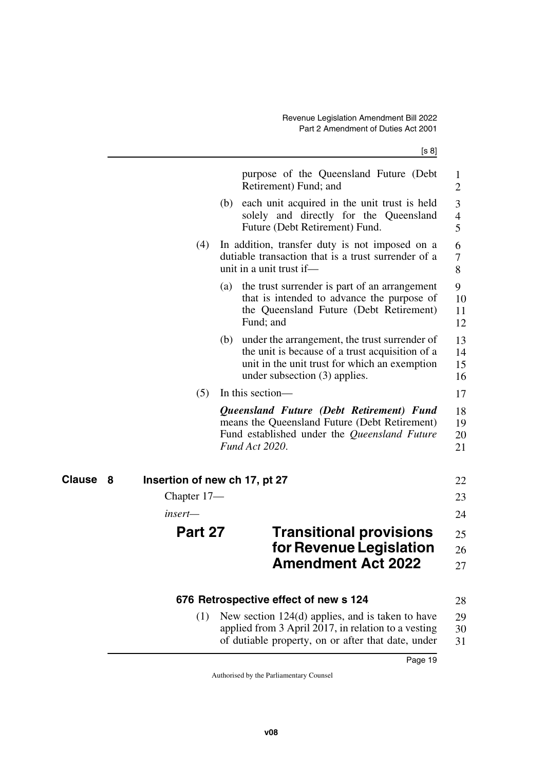purpose of the Queensland Future (Debt Retirement) Fund; and

(b) each unit acquired in the unit trust is held solely and directly for the Queensland Future (Debt Retirement) Fund.

(4) In addition, transfer duty is not imposed on a dutiable transaction that is a trust surrender of a unit in a unit trust if—

(a) the trust surrender is part of an arrangement that is intended to advance the purpose of the Queensland Future (Debt Retirement) Fund; and

(b) under the arrangement, the trust surrender of the unit is because of a trust acquisition of a unit in the unit trust for which an exemption under subsection (3) applies.

(5) In this section—

***Queensland Future (Debt Retirement) Fund*** means the Queensland Future (Debt Retirement) Fund established under the *Queensland Future Fund Act 2020*.

## Clause 8 Insertion of new ch 17, pt 27

Chapter 17—

*insert—*

# Part 27 Transitional provisions for Revenue Legislation Amendment Act 2022

### 676 Retrospective effect of new s 124

(1) New section 124(d) applies, and is taken to have applied from 3 April 2017, in relation to a vesting of dutiable property, on or after that date, under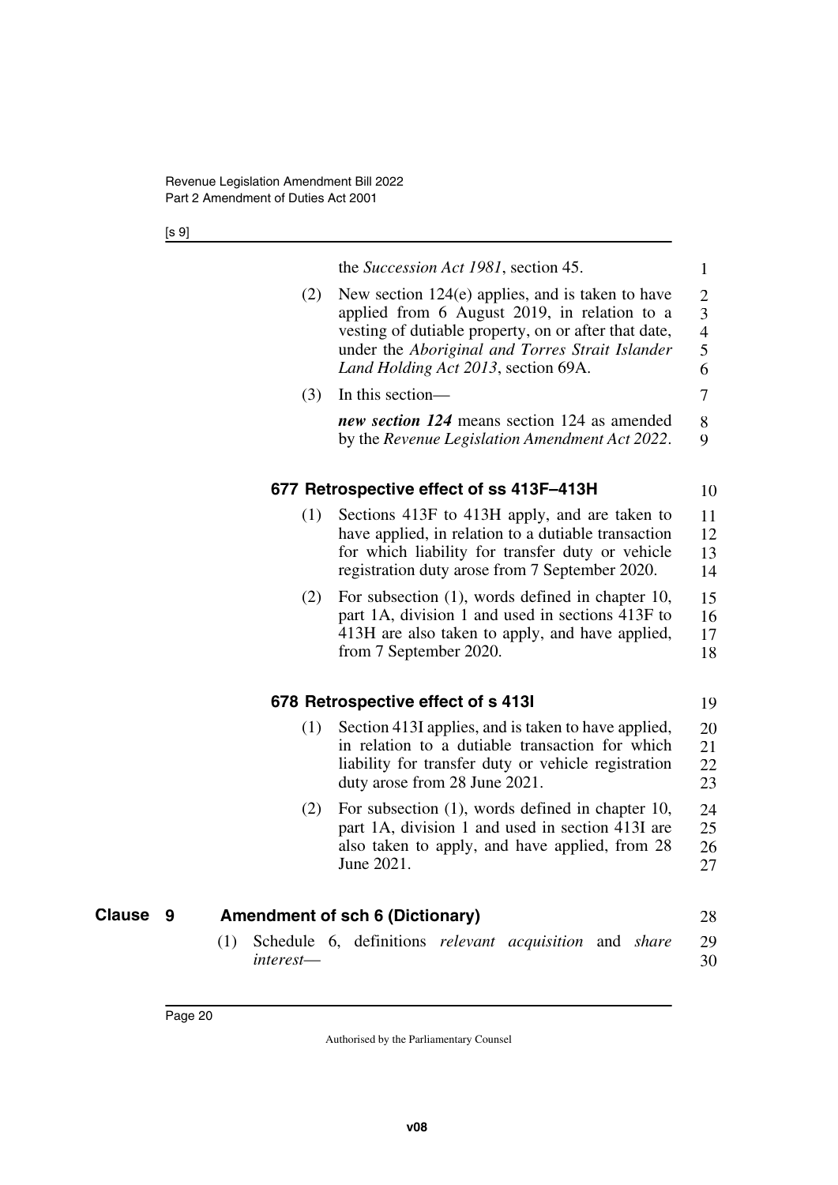the *Succession Act 1981*, section 45.

(2) New section 124(e) applies, and is taken to have applied from 6 August 2019, in relation to a vesting of dutiable property, on or after that date, under the *Aboriginal and Torres Strait Islander Land Holding Act 2013*, section 69A.

(3) In this section—

***new section 124*** means section 124 as amended by the *Revenue Legislation Amendment Act 2022*.

### 677 Retrospective effect of ss 413F–413H

(1) Sections 413F to 413H apply, and are taken to have applied, in relation to a dutiable transaction for which liability for transfer duty or vehicle registration duty arose from 7 September 2020.

(2) For subsection (1), words defined in chapter 10, part 1A, division 1 and used in sections 413F to 413H are also taken to apply, and have applied, from 7 September 2020.

### 678 Retrospective effect of s 413I

(1) Section 413I applies, and is taken to have applied, in relation to a dutiable transaction for which liability for transfer duty or vehicle registration duty arose from 28 June 2021.

(2) For subsection (1), words defined in chapter 10, part 1A, division 1 and used in section 413I are also taken to apply, and have applied, from 28 June 2021.

## Clause 9 Amendment of sch 6 (Dictionary)

(1) Schedule 6, definitions *relevant acquisition* and *share interest*—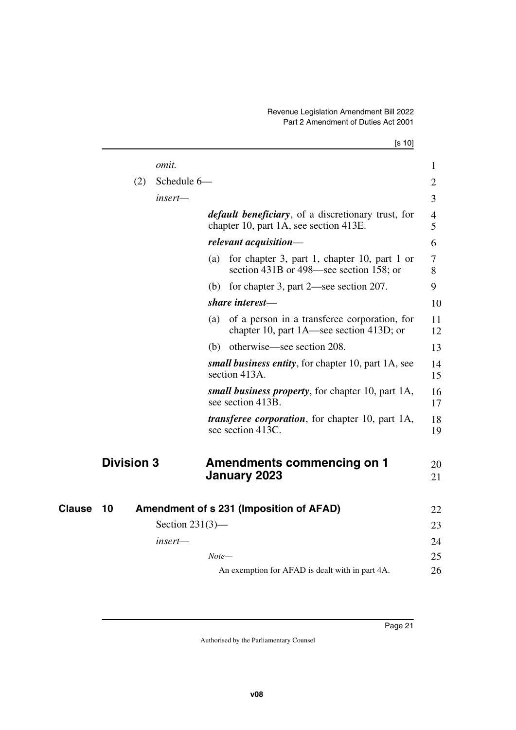*omit.*

(2) Schedule 6—

*insert—*

***default beneficiary***, of a discretionary trust, for chapter 10, part 1A, see section 413E.

***relevant acquisition***—

(a) for chapter 3, part 1, chapter 10, part 1 or section 431B or 498—see section 158; or

(b) for chapter 3, part 2—see section 207.

***share interest***—

(a) of a person in a transferee corporation, for chapter 10, part 1A—see section 413D; or

(b) otherwise—see section 208.

***small business entity***, for chapter 10, part 1A, see section 413A.

***small business property***, for chapter 10, part 1A, see section 413B.

***transferee corporation***, for chapter 10, part 1A, see section 413C.

## Division 3 Amendments commencing on 1 January 2023

### Clause 10 Amendment of s 231 (Imposition of AFAD)

Section 231(3)—

*insert—*

*Note—*

An exemption for AFAD is dealt with in part 4A.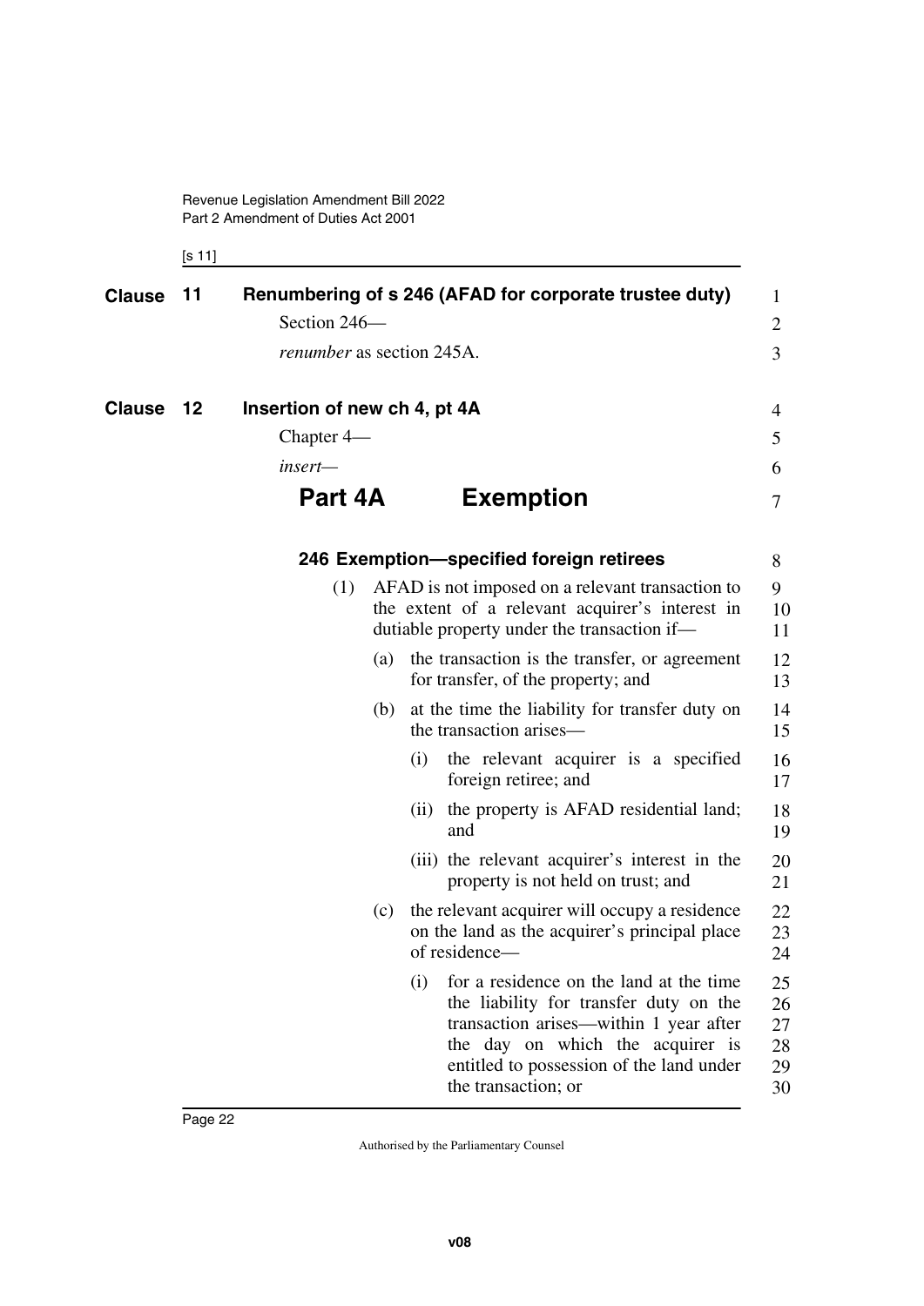**Clause 11 Renumbering of s 246 (AFAD for corporate trustee duty)**

Section 246—

*renumber* as section 245A.

**Clause 12 Insertion of new ch 4, pt 4A**

Chapter 4—

*insert*—

# Part 4A Exemption

### 246 Exemption—specified foreign retirees

(1) AFAD is not imposed on a relevant transaction to the extent of a relevant acquirer's interest in dutiable property under the transaction if—

(a) the transaction is the transfer, or agreement for transfer, of the property; and

(b) at the time the liability for transfer duty on the transaction arises—

(i) the relevant acquirer is a specified foreign retiree; and

(ii) the property is AFAD residential land; and

(iii) the relevant acquirer's interest in the property is not held on trust; and

(c) the relevant acquirer will occupy a residence on the land as the acquirer's principal place of residence—

(i) for a residence on the land at the time the liability for transfer duty on the transaction arises—within 1 year after the day on which the acquirer is entitled to possession of the land under the transaction; or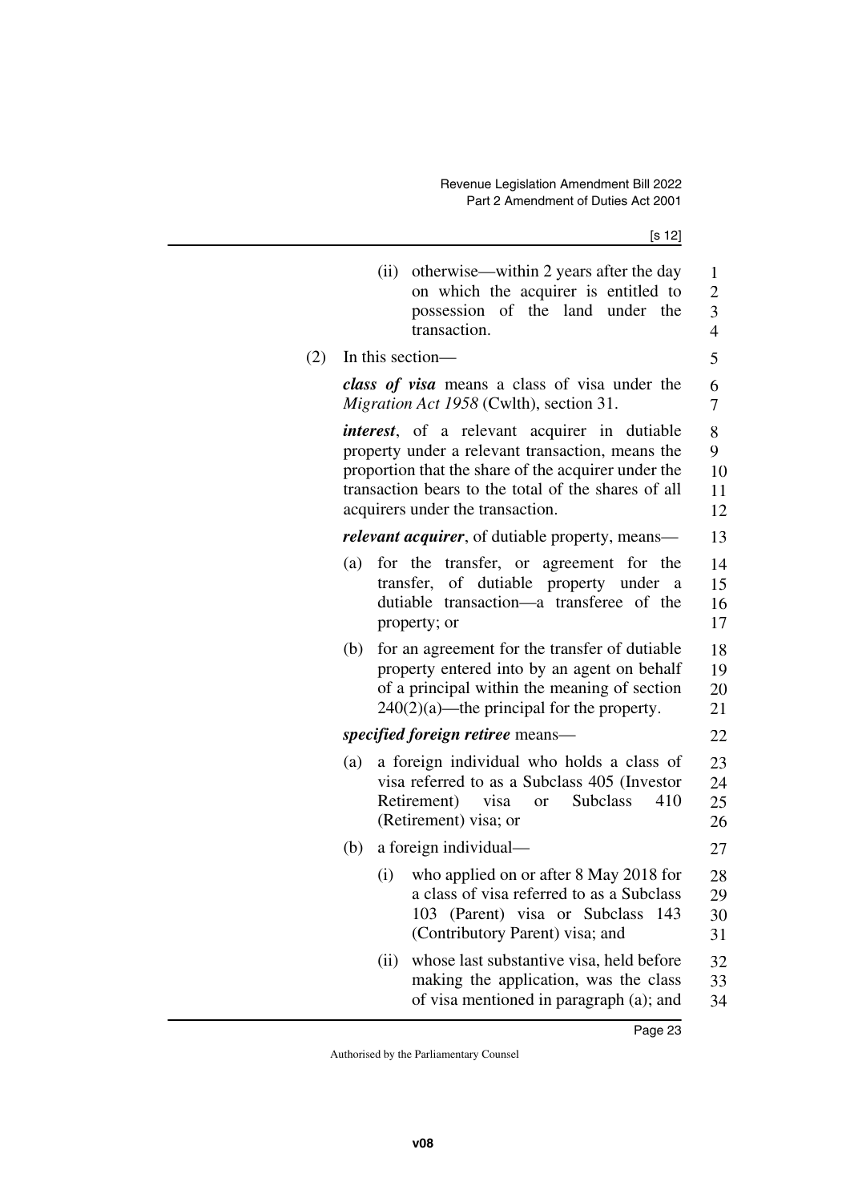(ii) otherwise—within 2 years after the day on which the acquirer is entitled to possession of the land under the transaction.

(2) In this section—

***class of visa*** means a class of visa under the *Migration Act 1958* (Cwlth), section 31.

***interest***, of a relevant acquirer in dutiable property under a relevant transaction, means the proportion that the share of the acquirer under the transaction bears to the total of the shares of all acquirers under the transaction.

***relevant acquirer***, of dutiable property, means—

(a) for the transfer, or agreement for the transfer, of dutiable property under a dutiable transaction—a transferee of the property; or

(b) for an agreement for the transfer of dutiable property entered into by an agent on behalf of a principal within the meaning of section 240(2)(a)—the principal for the property.

***specified foreign retiree*** means—

(a) a foreign individual who holds a class of visa referred to as a Subclass 405 (Investor Retirement) visa or Subclass 410 (Retirement) visa; or

(b) a foreign individual—

(i) who applied on or after 8 May 2018 for a class of visa referred to as a Subclass 103 (Parent) visa or Subclass 143 (Contributory Parent) visa; and

(ii) whose last substantive visa, held before making the application, was the class of visa mentioned in paragraph (a); and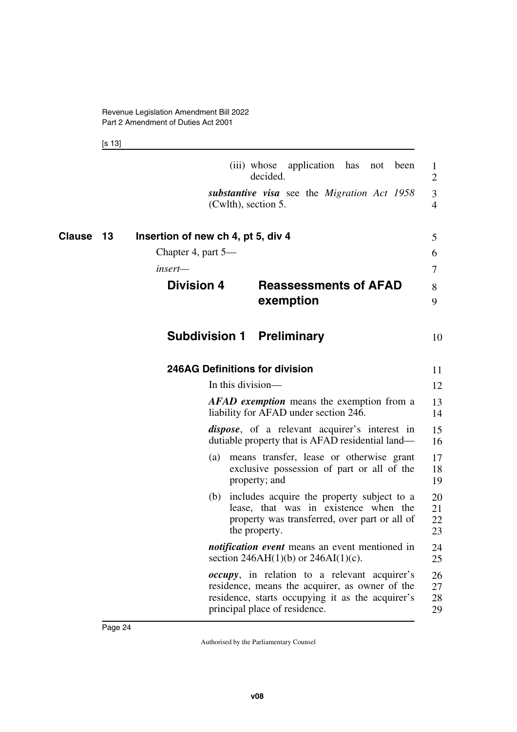(iii) whose application has not been decided.

***substantive visa*** see the *Migration Act 1958* (Cwlth), section 5.

## Clause 13 Insertion of new ch 4, pt 5, div 4

Chapter 4, part 5—

*insert*—

# Division 4 Reassessments of AFAD exemption

## Subdivision 1 Preliminary

### 246AG Definitions for division

In this division—

***AFAD exemption*** means the exemption from a liability for AFAD under section 246.

***dispose***, of a relevant acquirer's interest in dutiable property that is AFAD residential land—

(a) means transfer, lease or otherwise grant exclusive possession of part or all of the property; and

(b) includes acquire the property subject to a lease, that was in existence when the property was transferred, over part or all of the property.

***notification event*** means an event mentioned in section 246AH(1)(b) or 246AI(1)(c).

***occupy***, in relation to a relevant acquirer's residence, means the acquirer, as owner of the residence, starts occupying it as the acquirer's principal place of residence.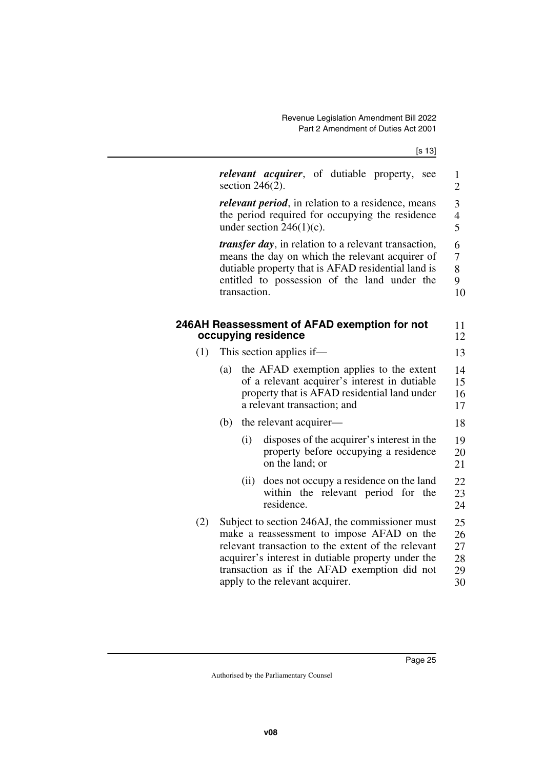***relevant acquirer***, of dutiable property, see section 246(2).

***relevant period***, in relation to a residence, means the period required for occupying the residence under section 246(1)(c).

***transfer day***, in relation to a relevant transaction, means the day on which the relevant acquirer of dutiable property that is AFAD residential land is entitled to possession of the land under the transaction.

### 246AH Reassessment of AFAD exemption for not occupying residence

(1) This section applies if—

(a) the AFAD exemption applies to the extent of a relevant acquirer's interest in dutiable property that is AFAD residential land under a relevant transaction; and

(b) the relevant acquirer—

(i) disposes of the acquirer's interest in the property before occupying a residence on the land; or

(ii) does not occupy a residence on the land within the relevant period for the residence.

(2) Subject to section 246AJ, the commissioner must make a reassessment to impose AFAD on the relevant transaction to the extent of the relevant acquirer's interest in dutiable property under the transaction as if the AFAD exemption did not apply to the relevant acquirer.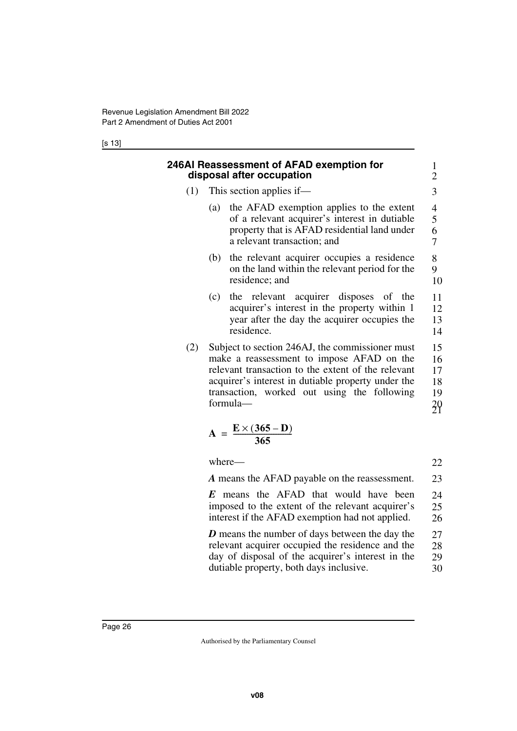### 246AI Reassessment of AFAD exemption for disposal after occupation

(1) This section applies if—

(a) the AFAD exemption applies to the extent of a relevant acquirer's interest in dutiable property that is AFAD residential land under a relevant transaction; and

(b) the relevant acquirer occupies a residence on the land within the relevant period for the residence; and

(c) the relevant acquirer disposes of the acquirer's interest in the property within 1 year after the day the acquirer occupies the residence.

(2) Subject to section 246AJ, the commissioner must make a reassessment to impose AFAD on the relevant transaction to the extent of the relevant acquirer's interest in dutiable property under the transaction, worked out using the following formula—

$$\mathbf{A} = \frac{\mathbf{E} \times (\mathbf{365} - \mathbf{D})}{\mathbf{365}}$$

where—

***A*** means the AFAD payable on the reassessment.

***E*** means the AFAD that would have been imposed to the extent of the relevant acquirer's interest if the AFAD exemption had not applied.

***D*** means the number of days between the day the relevant acquirer occupied the residence and the day of disposal of the acquirer's interest in the dutiable property, both days inclusive.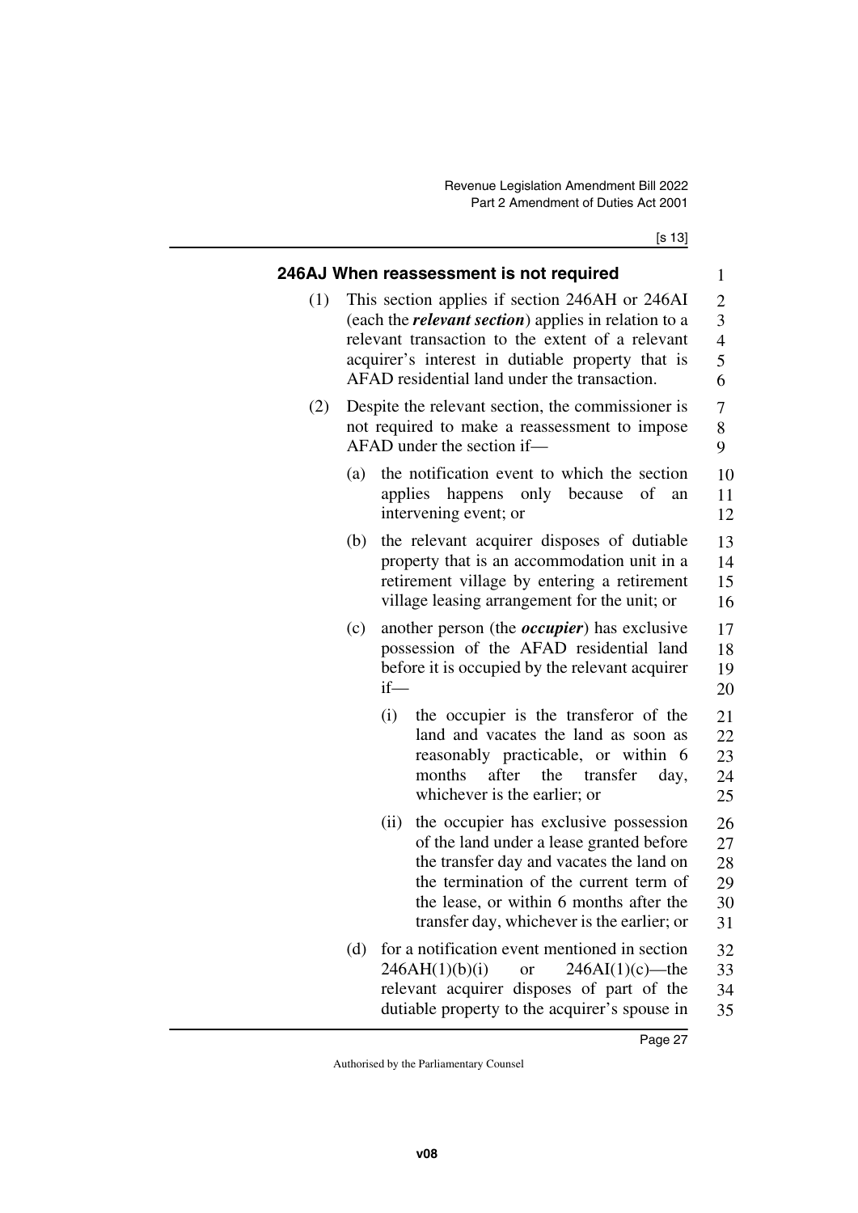### 246AJ When reassessment is not required

(1) This section applies if section 246AH or 246AI (each the ***relevant section***) applies in relation to a relevant transaction to the extent of a relevant acquirer's interest in dutiable property that is AFAD residential land under the transaction.

(2) Despite the relevant section, the commissioner is not required to make a reassessment to impose AFAD under the section if—

(a) the notification event to which the section applies happens only because of an intervening event; or

(b) the relevant acquirer disposes of dutiable property that is an accommodation unit in a retirement village by entering a retirement village leasing arrangement for the unit; or

(c) another person (the ***occupier***) has exclusive possession of the AFAD residential land before it is occupied by the relevant acquirer if—

(i) the occupier is the transferor of the land and vacates the land as soon as reasonably practicable, or within 6 months after the transfer day, whichever is the earlier; or

(ii) the occupier has exclusive possession of the land under a lease granted before the transfer day and vacates the land on the termination of the current term of the lease, or within 6 months after the transfer day, whichever is the earlier; or

(d) for a notification event mentioned in section 246AH(1)(b)(i) or 246AI(1)(c)—the relevant acquirer disposes of part of the dutiable property to the acquirer's spouse in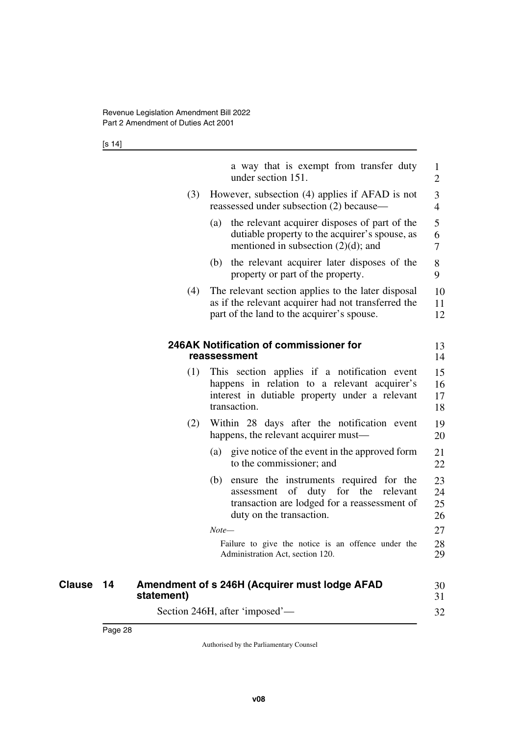a way that is exempt from transfer duty under section 151.

(3) However, subsection (4) applies if AFAD is not reassessed under subsection (2) because—

(a) the relevant acquirer disposes of part of the dutiable property to the acquirer's spouse, as mentioned in subsection (2)(d); and

(b) the relevant acquirer later disposes of the property or part of the property.

(4) The relevant section applies to the later disposal as if the relevant acquirer had not transferred the part of the land to the acquirer's spouse.

### 246AK Notification of commissioner for reassessment

(1) This section applies if a notification event happens in relation to a relevant acquirer's interest in dutiable property under a relevant transaction.

(2) Within 28 days after the notification event happens, the relevant acquirer must—

(a) give notice of the event in the approved form to the commissioner; and

(b) ensure the instruments required for the assessment of duty for the relevant transaction are lodged for a reassessment of duty on the transaction.

*Note—*

Failure to give the notice is an offence under the Administration Act, section 120.

## Clause 14 Amendment of s 246H (Acquirer must lodge AFAD statement)

Section 246H, after 'imposed'—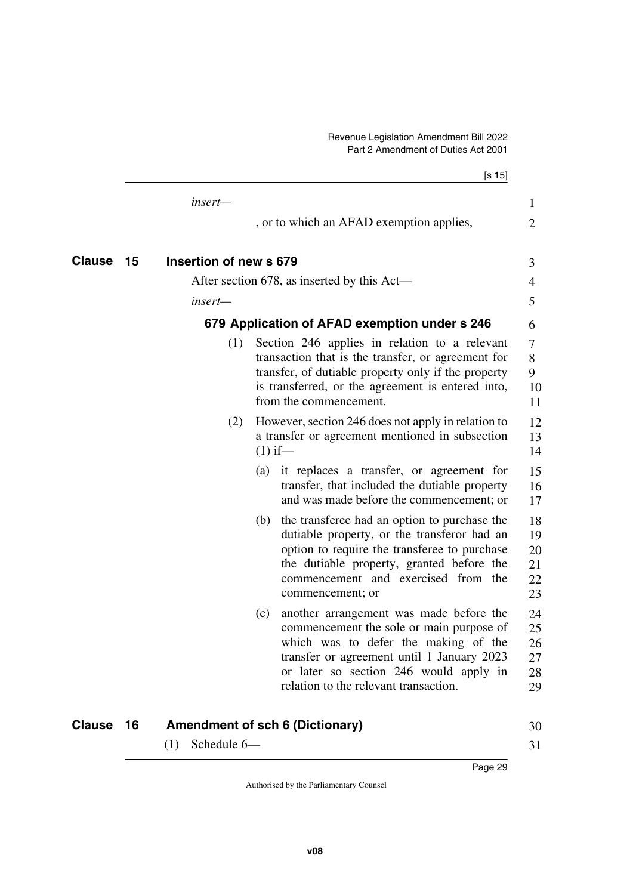*insert—*

, or to which an AFAD exemption applies,

## Clause 15 Insertion of new s 679

After section 678, as inserted by this Act—

*insert—*

### 679 Application of AFAD exemption under s 246

(1) Section 246 applies in relation to a relevant transaction that is the transfer, or agreement for transfer, of dutiable property only if the property is transferred, or the agreement is entered into, from the commencement.

(2) However, section 246 does not apply in relation to a transfer or agreement mentioned in subsection (1) if—

(a) it replaces a transfer, or agreement for transfer, that included the dutiable property and was made before the commencement; or

(b) the transferee had an option to purchase the dutiable property, or the transferor had an option to require the transferee to purchase the dutiable property, granted before the commencement and exercised from the commencement; or

(c) another arrangement was made before the commencement the sole or main purpose of which was to defer the making of the transfer or agreement until 1 January 2023 or later so section 246 would apply in relation to the relevant transaction.

## Clause 16 Amendment of sch 6 (Dictionary)

(1) Schedule 6—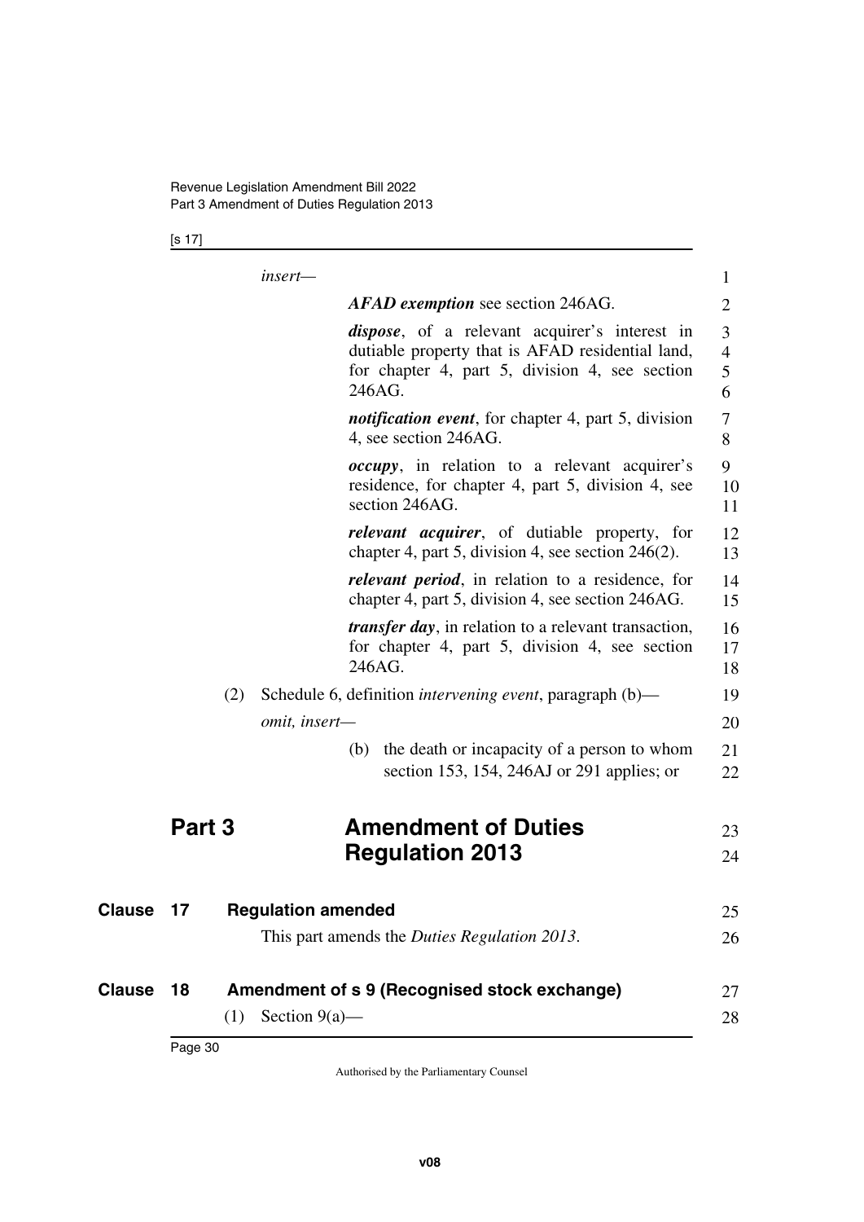*insert—*

***AFAD exemption*** see section 246AG.

***dispose***, of a relevant acquirer's interest in dutiable property that is AFAD residential land, for chapter 4, part 5, division 4, see section 246AG.

***notification event***, for chapter 4, part 5, division 4, see section 246AG.

***occupy***, in relation to a relevant acquirer's residence, for chapter 4, part 5, division 4, see section 246AG.

***relevant acquirer***, of dutiable property, for chapter 4, part 5, division 4, see section 246(2).

***relevant period***, in relation to a residence, for chapter 4, part 5, division 4, see section 246AG.

***transfer day***, in relation to a relevant transaction, for chapter 4, part 5, division 4, see section 246AG.

(2) Schedule 6, definition *intervening event*, paragraph (b)—

*omit, insert—*

(b) the death or incapacity of a person to whom section 153, 154, 246AJ or 291 applies; or

# Part 3 Amendment of Duties Regulation 2013

## Clause 17 Regulation amended

This part amends the *Duties Regulation 2013*.

## Clause 18 Amendment of s 9 (Recognised stock exchange)

(1) Section 9(a)—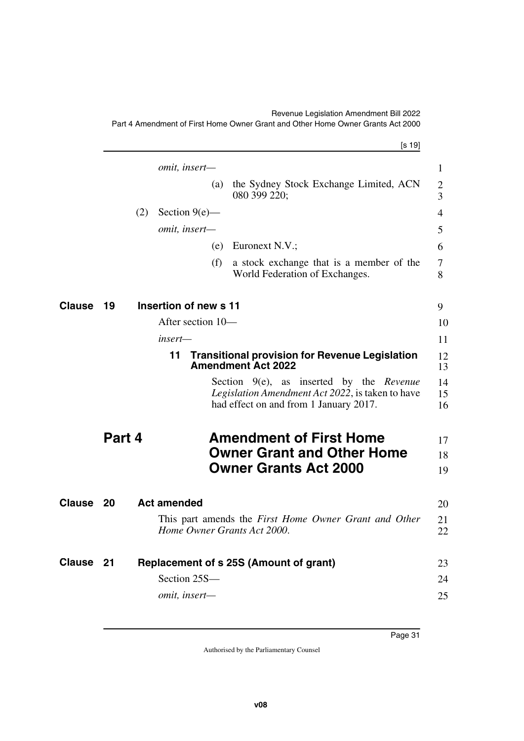*omit, insert—*

(a) the Sydney Stock Exchange Limited, ACN 080 399 220;

(2) Section 9(e)—

*omit, insert—*

(e) Euronext N.V.;

(f) a stock exchange that is a member of the World Federation of Exchanges.

### Clause 19 Insertion of new s 11

After section 10—

*insert—*

**11 Transitional provision for Revenue Legislation Amendment Act 2022**

Section 9(e), as inserted by the *Revenue Legislation Amendment Act 2022*, is taken to have had effect on and from 1 January 2017.

## Part 4 Amendment of First Home Owner Grant and Other Home Owner Grants Act 2000

### Clause 20 Act amended

This part amends the *First Home Owner Grant and Other Home Owner Grants Act 2000*.

### Clause 21 Replacement of s 25S (Amount of grant)

Section 25S—

*omit, insert—*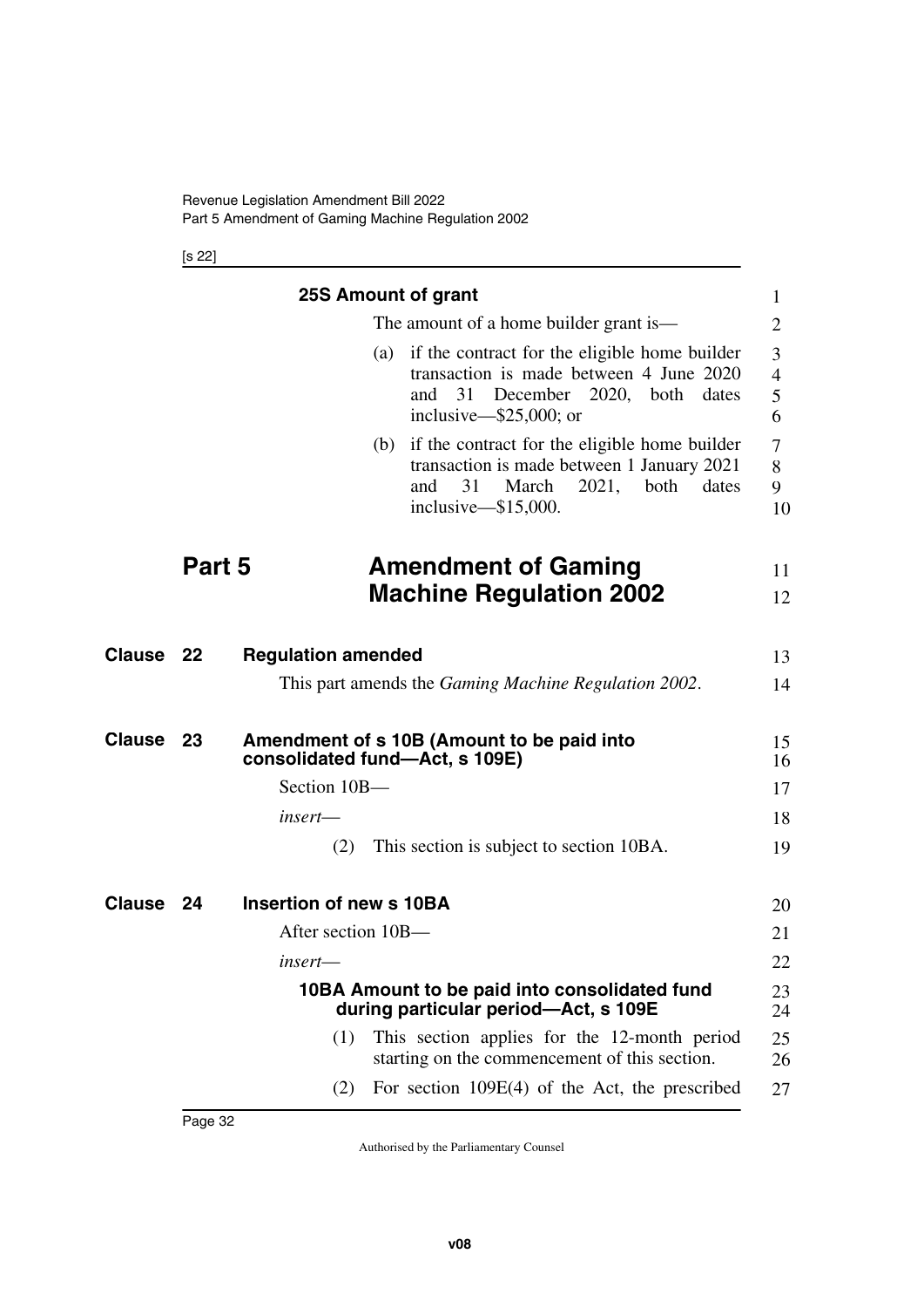**25S Amount of grant**

The amount of a home builder grant is—

(a) if the contract for the eligible home builder transaction is made between 4 June 2020 and 31 December 2020, both dates inclusive—$25,000; or

(b) if the contract for the eligible home builder transaction is made between 1 January 2021 and 31 March 2021, both dates inclusive—$15,000.

# Part 5 Amendment of Gaming Machine Regulation 2002

## Clause 22 Regulation amended

This part amends the *Gaming Machine Regulation 2002*.

## Clause 23 Amendment of s 10B (Amount to be paid into consolidated fund—Act, s 109E)

Section 10B—

*insert*—

(2) This section is subject to section 10BA.

## Clause 24 Insertion of new s 10BA

After section 10B—

*insert*—

**10BA Amount to be paid into consolidated fund during particular period—Act, s 109E**

(1) This section applies for the 12-month period starting on the commencement of this section.

(2) For section 109E(4) of the Act, the prescribed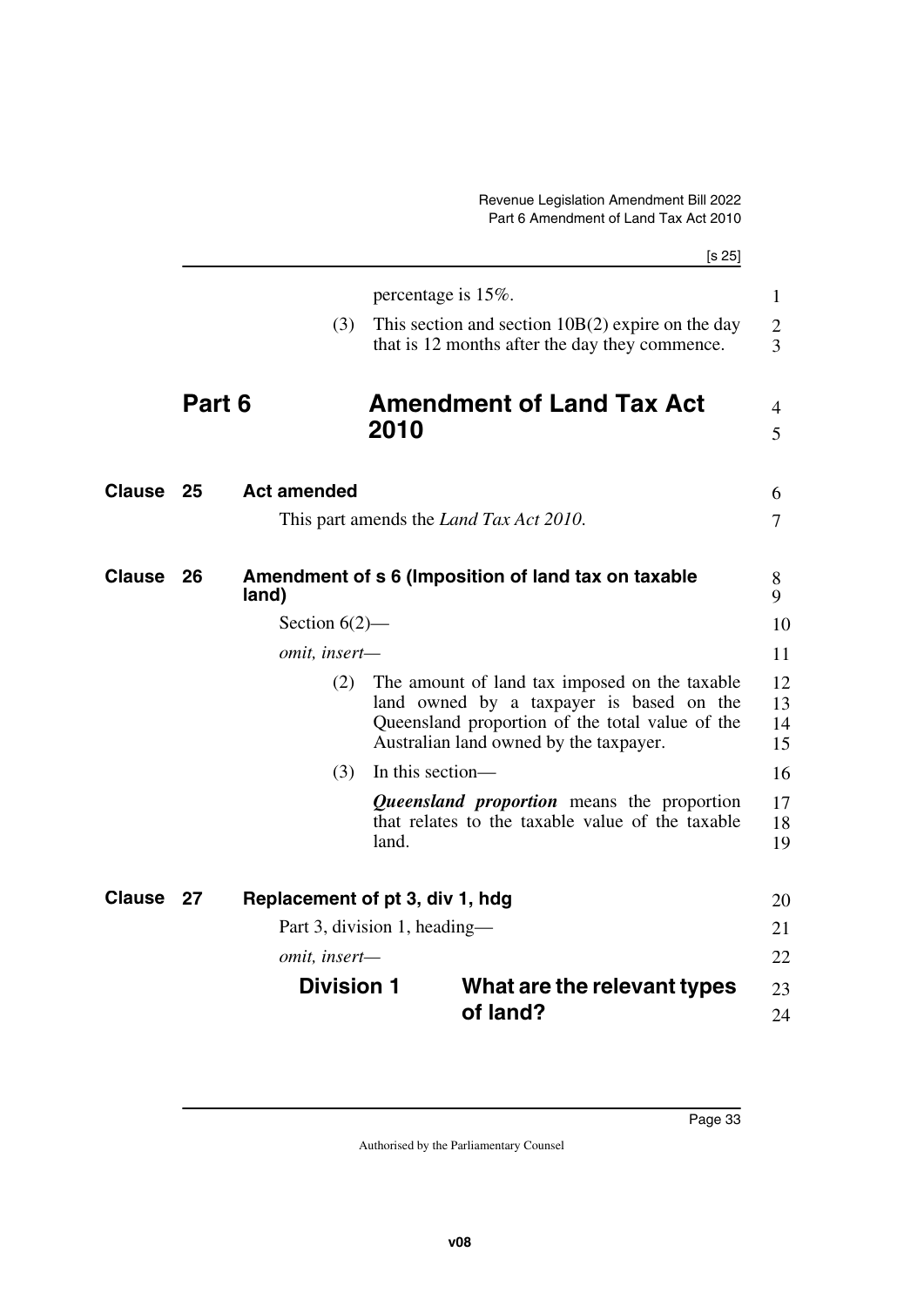percentage is 15%.

(3) This section and section 10B(2) expire on the day that is 12 months after the day they commence.

# Part 6 Amendment of Land Tax Act 2010

## Clause 25 Act amended

This part amends the *Land Tax Act 2010*.

## Clause 26 Amendment of s 6 (Imposition of land tax on taxable land)

Section 6(2)—

*omit, insert—*

(2) The amount of land tax imposed on the taxable land owned by a taxpayer is based on the Queensland proportion of the total value of the Australian land owned by the taxpayer.

(3) In this section—

***Queensland proportion*** means the proportion that relates to the taxable value of the taxable land.

## Clause 27 Replacement of pt 3, div 1, hdg

Part 3, division 1, heading—

*omit, insert—*

### Division 1 What are the relevant types of land?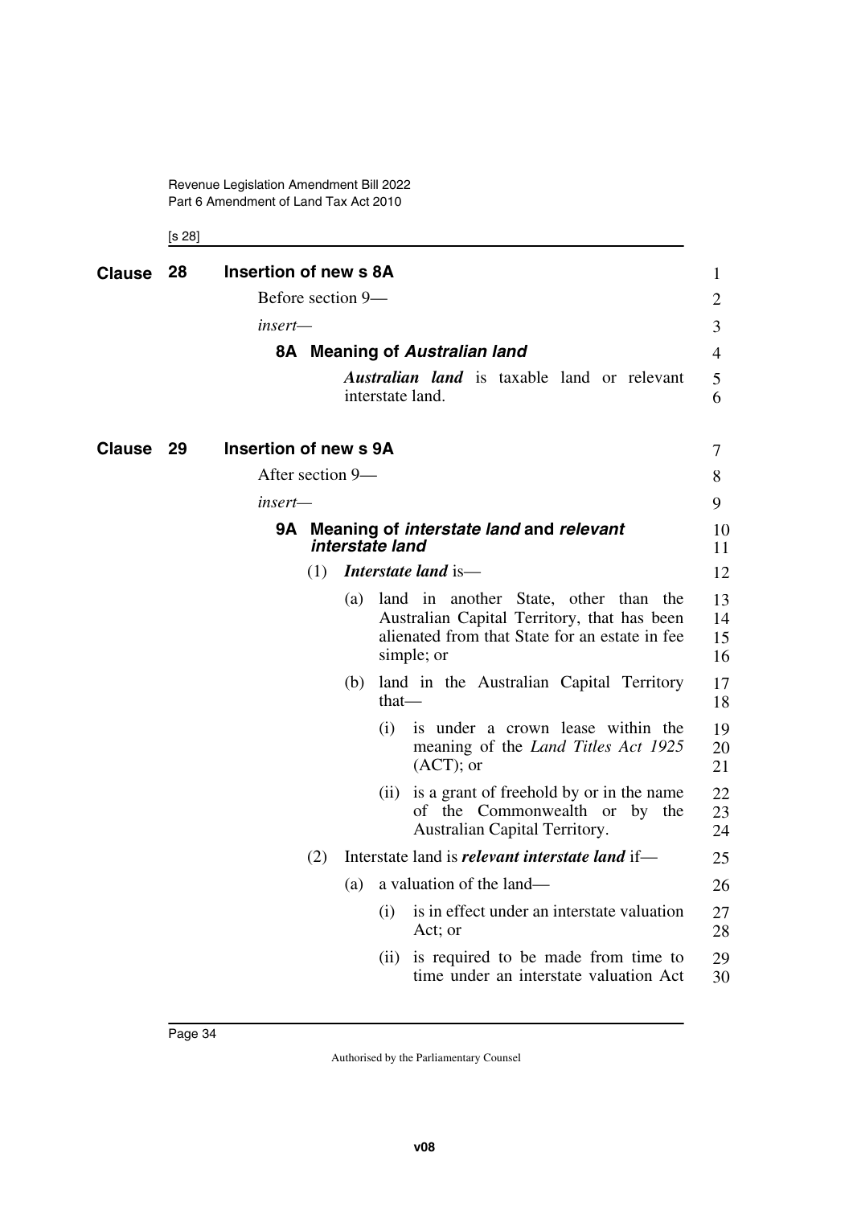## Clause 28 Insertion of new s 8A

Before section 9—

*insert*—

### 8A Meaning of *Australian land*

***Australian land*** is taxable land or relevant interstate land.

## Clause 29 Insertion of new s 9A

After section 9—

*insert*—

### 9A Meaning of *interstate land* and *relevant interstate land*

(1) ***Interstate land*** is—

(a) land in another State, other than the Australian Capital Territory, that has been alienated from that State for an estate in fee simple; or

(b) land in the Australian Capital Territory that—

(i) is under a crown lease within the meaning of the *Land Titles Act 1925* (ACT); or

(ii) is a grant of freehold by or in the name of the Commonwealth or by the Australian Capital Territory.

(2) Interstate land is ***relevant interstate land*** if—

(a) a valuation of the land—

(i) is in effect under an interstate valuation Act; or

(ii) is required to be made from time to time under an interstate valuation Act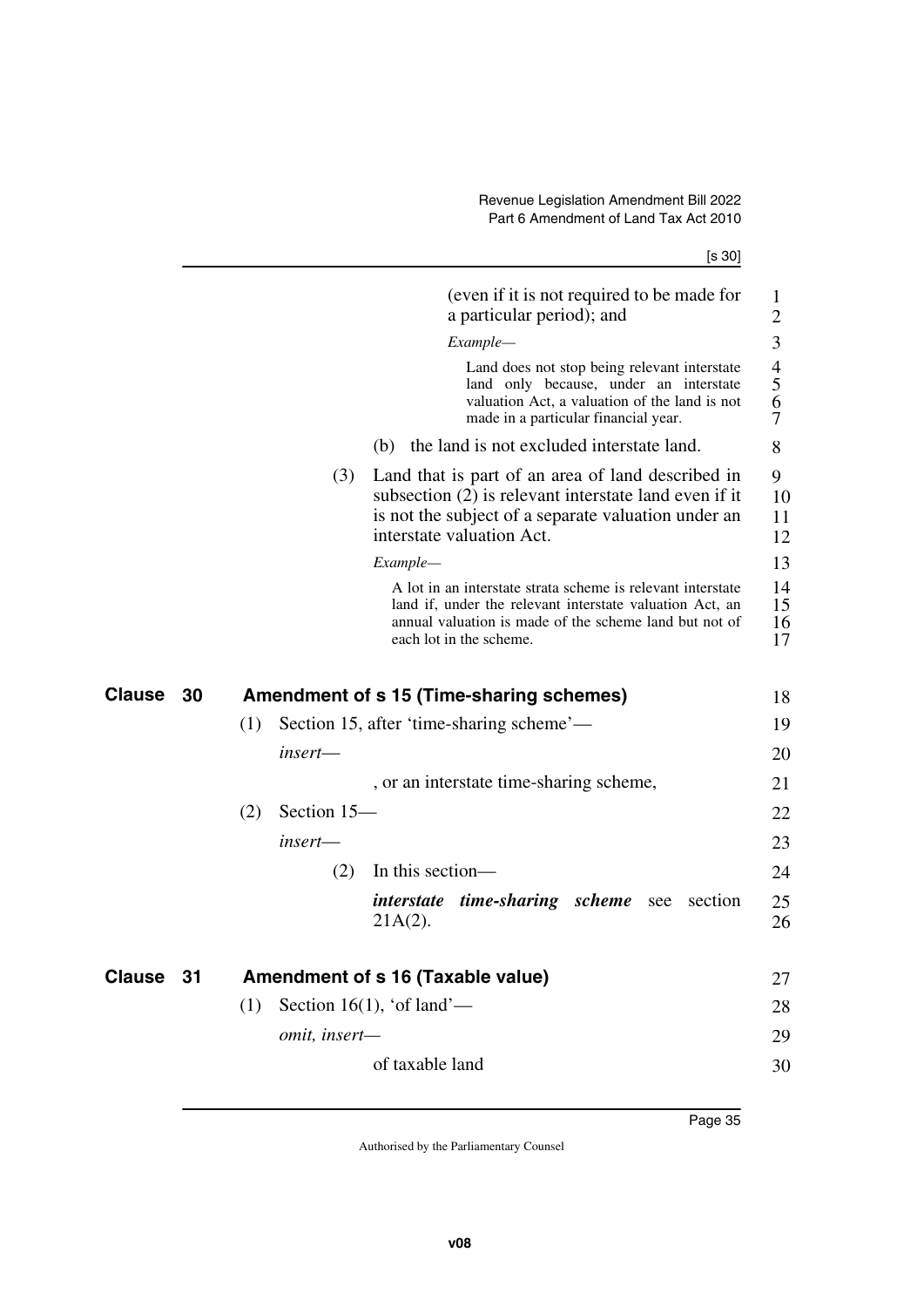(even if it is not required to be made for a particular period); and

*Example—*

Land does not stop being relevant interstate land only because, under an interstate valuation Act, a valuation of the land is not made in a particular financial year.

(b) the land is not excluded interstate land.

(3) Land that is part of an area of land described in subsection (2) is relevant interstate land even if it is not the subject of a separate valuation under an interstate valuation Act.

*Example—*

A lot in an interstate strata scheme is relevant interstate land if, under the relevant interstate valuation Act, an annual valuation is made of the scheme land but not of each lot in the scheme.

## Clause 30 Amendment of s 15 (Time-sharing schemes)

(1) Section 15, after 'time-sharing scheme'—

*insert*—

, or an interstate time-sharing scheme,

(2) Section 15—

*insert*—

(2) In this section—

***interstate time-sharing scheme*** see section 21A(2).

## Clause 31 Amendment of s 16 (Taxable value)

(1) Section 16(1), 'of land'—

*omit, insert*—

of taxable land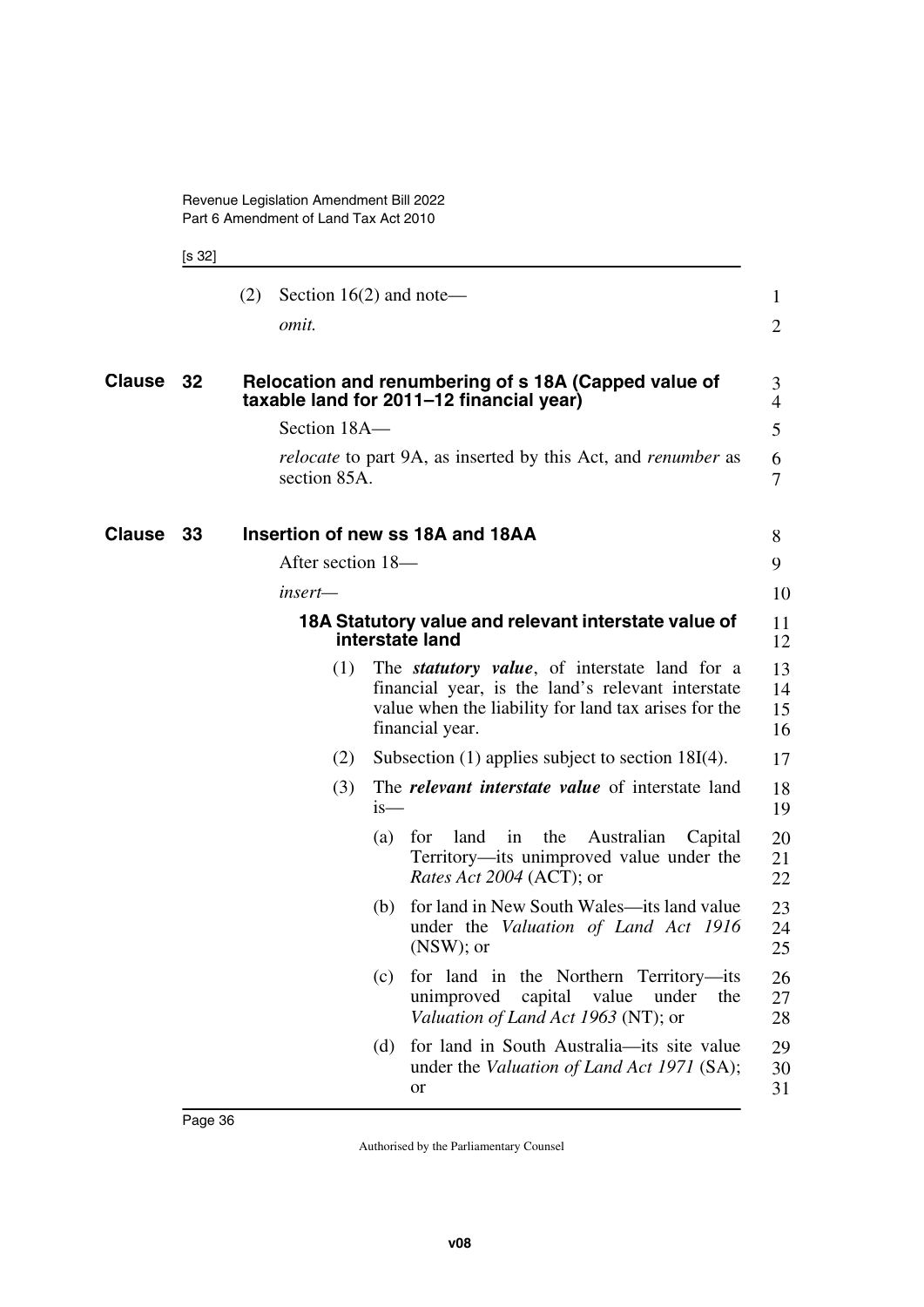(2) Section 16(2) and note—

*omit.*

## Clause 32 Relocation and renumbering of s 18A (Capped value of taxable land for 2011–12 financial year)

Section 18A—

*relocate* to part 9A, as inserted by this Act, and *renumber* as section 85A.

## Clause 33 Insertion of new ss 18A and 18AA

After section 18—

*insert*—

### 18A Statutory value and relevant interstate value of interstate land

(1) The ***statutory value***, of interstate land for a financial year, is the land's relevant interstate value when the liability for land tax arises for the financial year.

(2) Subsection (1) applies subject to section 18I(4).

(3) The ***relevant interstate value*** of interstate land is—

(a) for land in the Australian Capital Territory—its unimproved value under the *Rates Act 2004* (ACT); or

(b) for land in New South Wales—its land value under the *Valuation of Land Act 1916* (NSW); or

(c) for land in the Northern Territory—its unimproved capital value under the *Valuation of Land Act 1963* (NT); or

(d) for land in South Australia—its site value under the *Valuation of Land Act 1971* (SA); or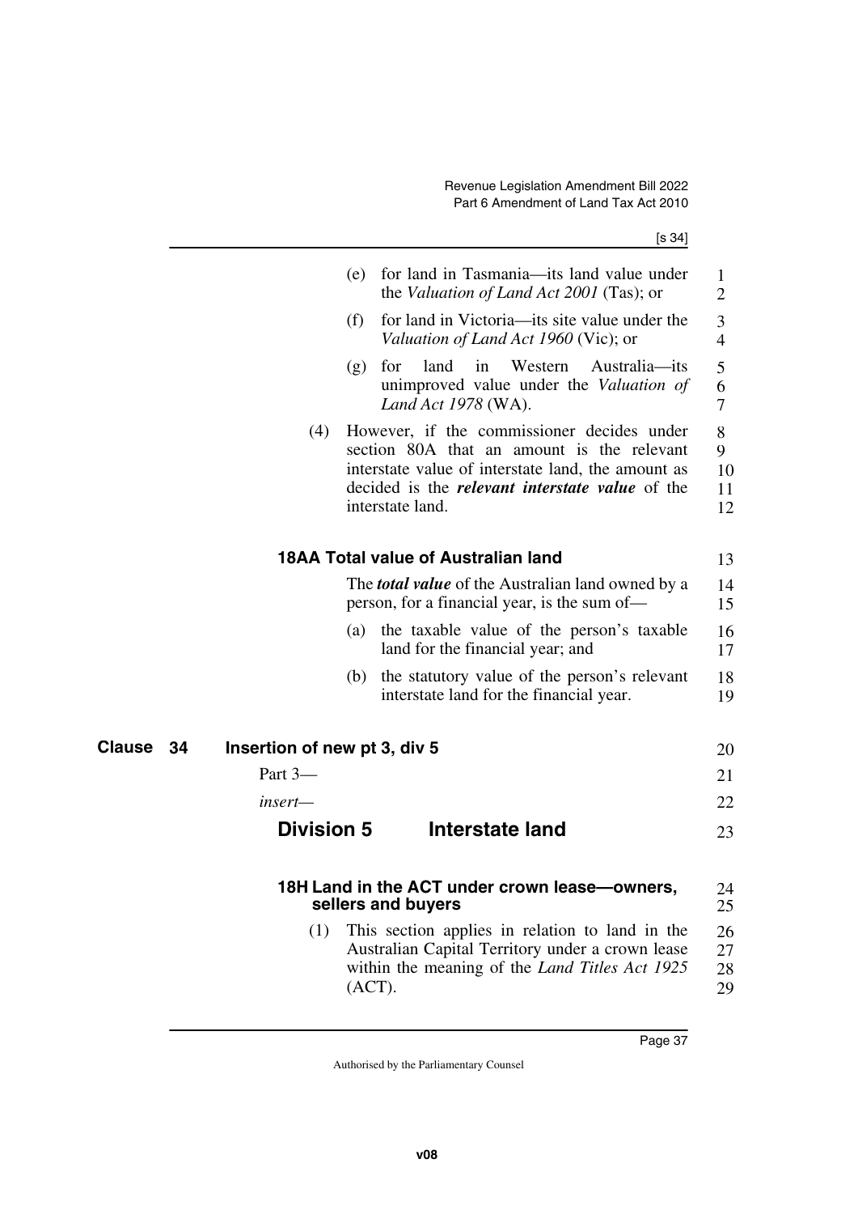(e) for land in Tasmania—its land value under the *Valuation of Land Act 2001* (Tas); or

(f) for land in Victoria—its site value under the *Valuation of Land Act 1960* (Vic); or

(g) for land in Western Australia—its unimproved value under the *Valuation of Land Act 1978* (WA).

(4) However, if the commissioner decides under section 80A that an amount is the relevant interstate value of interstate land, the amount as decided is the ***relevant interstate value*** of the interstate land.

### 18AA Total value of Australian land

The ***total value*** of the Australian land owned by a person, for a financial year, is the sum of—

(a) the taxable value of the person's taxable land for the financial year; and

(b) the statutory value of the person's relevant interstate land for the financial year.

## Clause 34 Insertion of new pt 3, div 5

Part 3—

*insert*—

## Division 5 Interstate land

### 18H Land in the ACT under crown lease—owners, sellers and buyers

(1) This section applies in relation to land in the Australian Capital Territory under a crown lease within the meaning of the *Land Titles Act 1925* (ACT).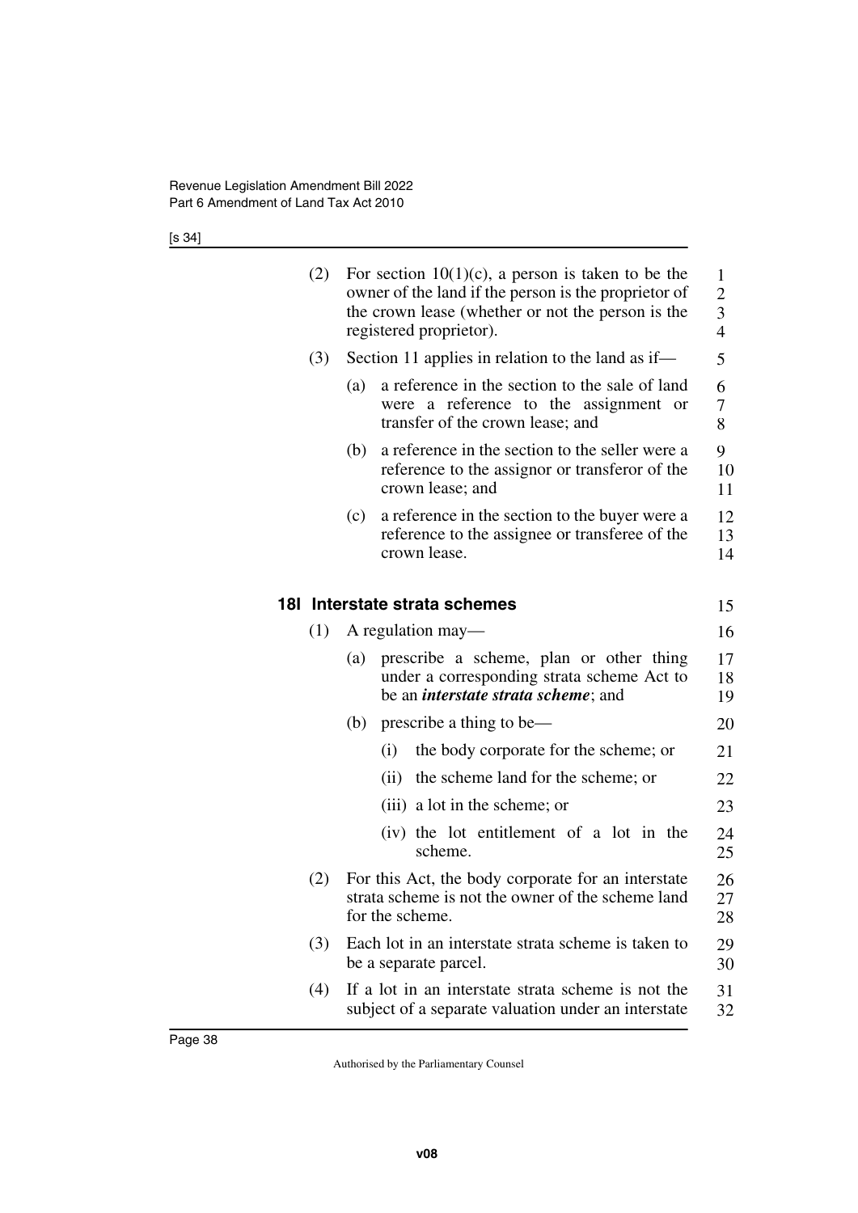(2) For section 10(1)(c), a person is taken to be the owner of the land if the person is the proprietor of the crown lease (whether or not the person is the registered proprietor).

(3) Section 11 applies in relation to the land as if—

(a) a reference in the section to the sale of land were a reference to the assignment or transfer of the crown lease; and

(b) a reference in the section to the seller were a reference to the assignor or transferor of the crown lease; and

(c) a reference in the section to the buyer were a reference to the assignee or transferee of the crown lease.

### 18I Interstate strata schemes

(1) A regulation may—

(a) prescribe a scheme, plan or other thing under a corresponding strata scheme Act to be an ***interstate strata scheme***; and

(b) prescribe a thing to be—

(i) the body corporate for the scheme; or

(ii) the scheme land for the scheme; or

(iii) a lot in the scheme; or

(iv) the lot entitlement of a lot in the scheme.

(2) For this Act, the body corporate for an interstate strata scheme is not the owner of the scheme land for the scheme.

(3) Each lot in an interstate strata scheme is taken to be a separate parcel.

(4) If a lot in an interstate strata scheme is not the subject of a separate valuation under an interstate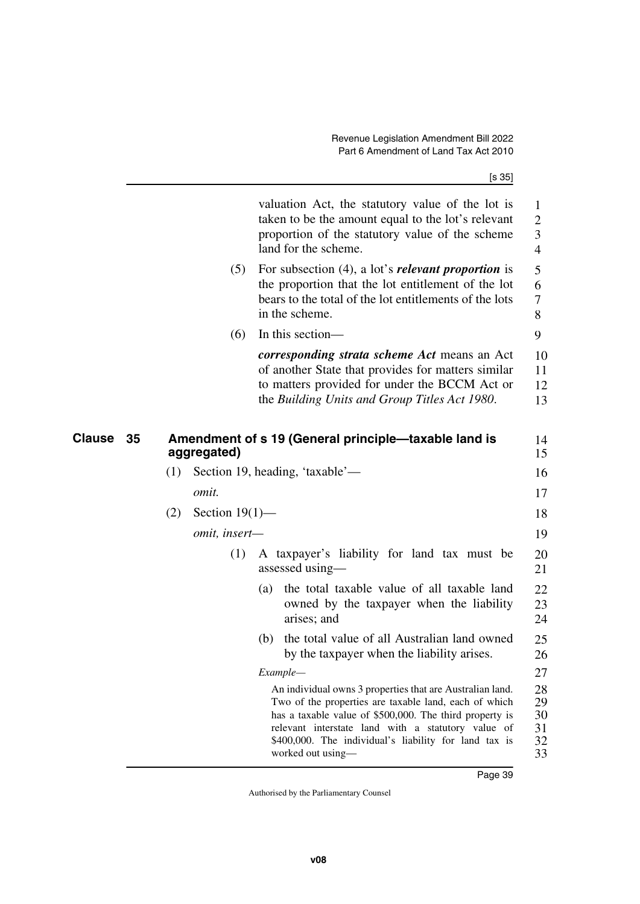valuation Act, the statutory value of the lot is taken to be the amount equal to the lot's relevant proportion of the statutory value of the scheme land for the scheme.

(5) For subsection (4), a lot's ***relevant proportion*** is the proportion that the lot entitlement of the lot bears to the total of the lot entitlements of the lots in the scheme.

(6) In this section—

***corresponding strata scheme Act*** means an Act of another State that provides for matters similar to matters provided for under the BCCM Act or the *Building Units and Group Titles Act 1980*.

## Clause 35 Amendment of s 19 (General principle—taxable land is aggregated)

(1) Section 19, heading, 'taxable'—

*omit.*

(2) Section 19(1)—

*omit, insert—*

(1) A taxpayer's liability for land tax must be assessed using—

(a) the total taxable value of all taxable land owned by the taxpayer when the liability arises; and

(b) the total value of all Australian land owned by the taxpayer when the liability arises.

*Example—*

An individual owns 3 properties that are Australian land. Two of the properties are taxable land, each of which has a taxable value of $500,000. The third property is relevant interstate land with a statutory value of $400,000. The individual's liability for land tax is worked out using—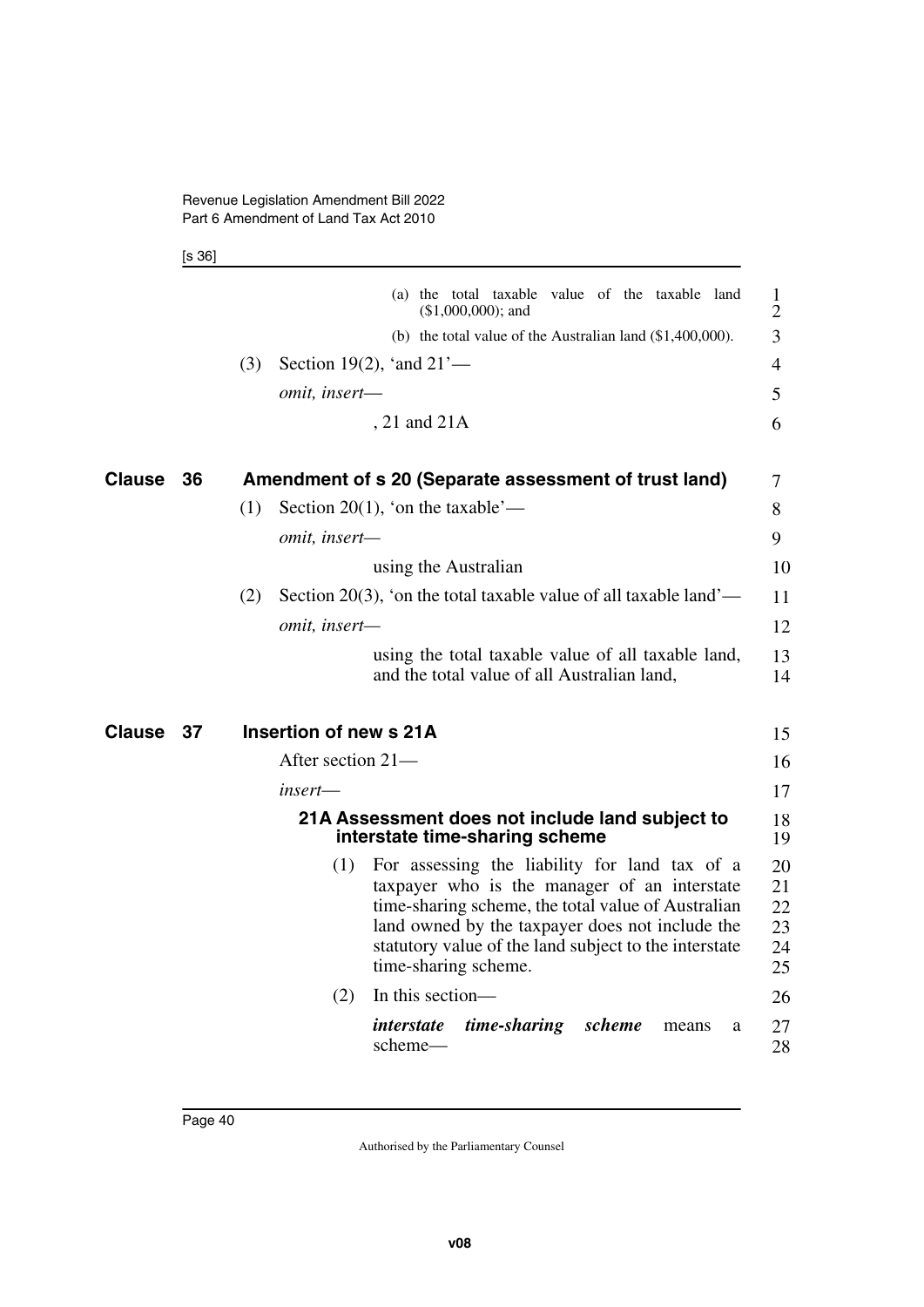(a) the total taxable value of the taxable land ($1,000,000); and

(b) the total value of the Australian land ($1,400,000).

(3) Section 19(2), 'and 21'—

*omit, insert—*

, 21 and 21A

## Clause 36 Amendment of s 20 (Separate assessment of trust land)

(1) Section 20(1), 'on the taxable'—

*omit, insert—*

using the Australian

(2) Section 20(3), 'on the total taxable value of all taxable land'—

*omit, insert—*

using the total taxable value of all taxable land, and the total value of all Australian land,

## Clause 37 Insertion of new s 21A

After section 21—

*insert—*

### 21A Assessment does not include land subject to interstate time-sharing scheme

(1) For assessing the liability for land tax of a taxpayer who is the manager of an interstate time-sharing scheme, the total value of Australian land owned by the taxpayer does not include the statutory value of the land subject to the interstate time-sharing scheme.

(2) In this section—

***interstate time-sharing scheme*** means a scheme—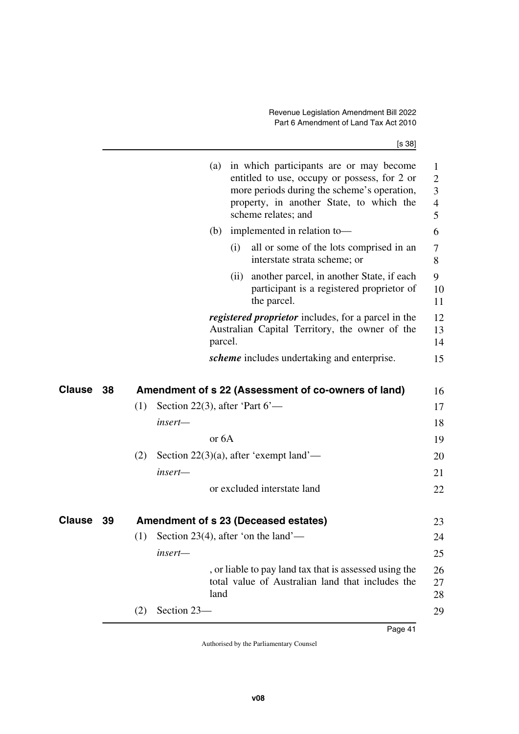(a) in which participants are or may become entitled to use, occupy or possess, for 2 or more periods during the scheme's operation, property, in another State, to which the scheme relates; and

(b) implemented in relation to—

(i) all or some of the lots comprised in an interstate strata scheme; or

(ii) another parcel, in another State, if each participant is a registered proprietor of the parcel.

***registered proprietor*** includes, for a parcel in the Australian Capital Territory, the owner of the parcel.

***scheme*** includes undertaking and enterprise.

## Clause 38 Amendment of s 22 (Assessment of co-owners of land)

(1) Section 22(3), after 'Part 6'—

*insert*—

or 6A

(2) Section 22(3)(a), after 'exempt land'—

*insert*—

or excluded interstate land

## Clause 39 Amendment of s 23 (Deceased estates)

(1) Section 23(4), after 'on the land'—

*insert*—

, or liable to pay land tax that is assessed using the total value of Australian land that includes the land

(2) Section 23—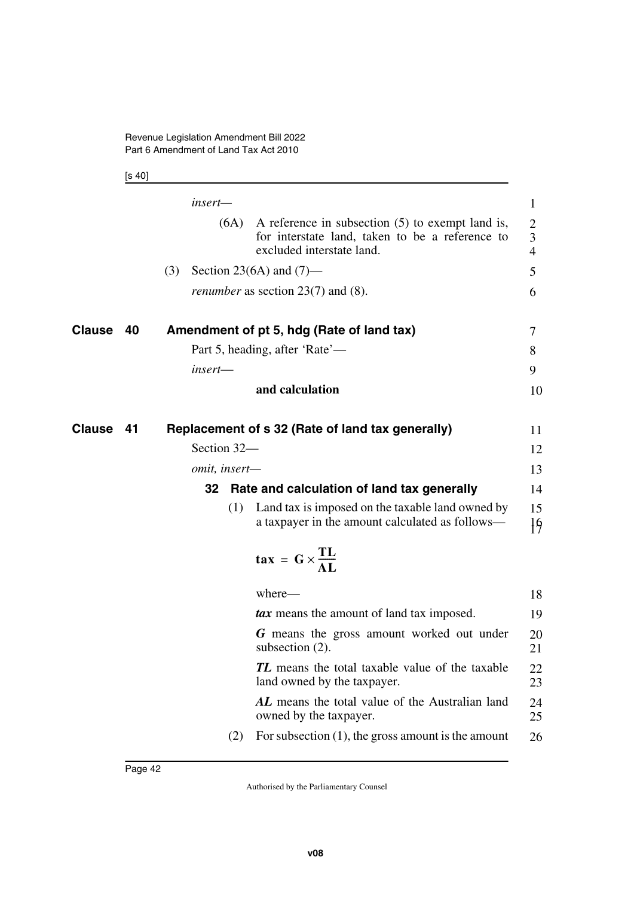*insert—*

(6A) A reference in subsection (5) to exempt land is, for interstate land, taken to be a reference to excluded interstate land.

(3) Section 23(6A) and (7)—

*renumber* as section 23(7) and (8).

## Clause 40 Amendment of pt 5, hdg (Rate of land tax)

Part 5, heading, after 'Rate'—

*insert—*

**and calculation**

## Clause 41 Replacement of s 32 (Rate of land tax generally)

Section 32—

*omit, insert—*

### 32 Rate and calculation of land tax generally

(1) Land tax is imposed on the taxable land owned by a taxpayer in the amount calculated as follows—

$$\mathbf{tax} = \mathbf{G} \times \frac{\mathbf{TL}}{\mathbf{AL}}$$

where—

***tax*** means the amount of land tax imposed.

***G*** means the gross amount worked out under subsection (2).

***TL*** means the total taxable value of the taxable land owned by the taxpayer.

***AL*** means the total value of the Australian land owned by the taxpayer.

(2) For subsection (1), the gross amount is the amount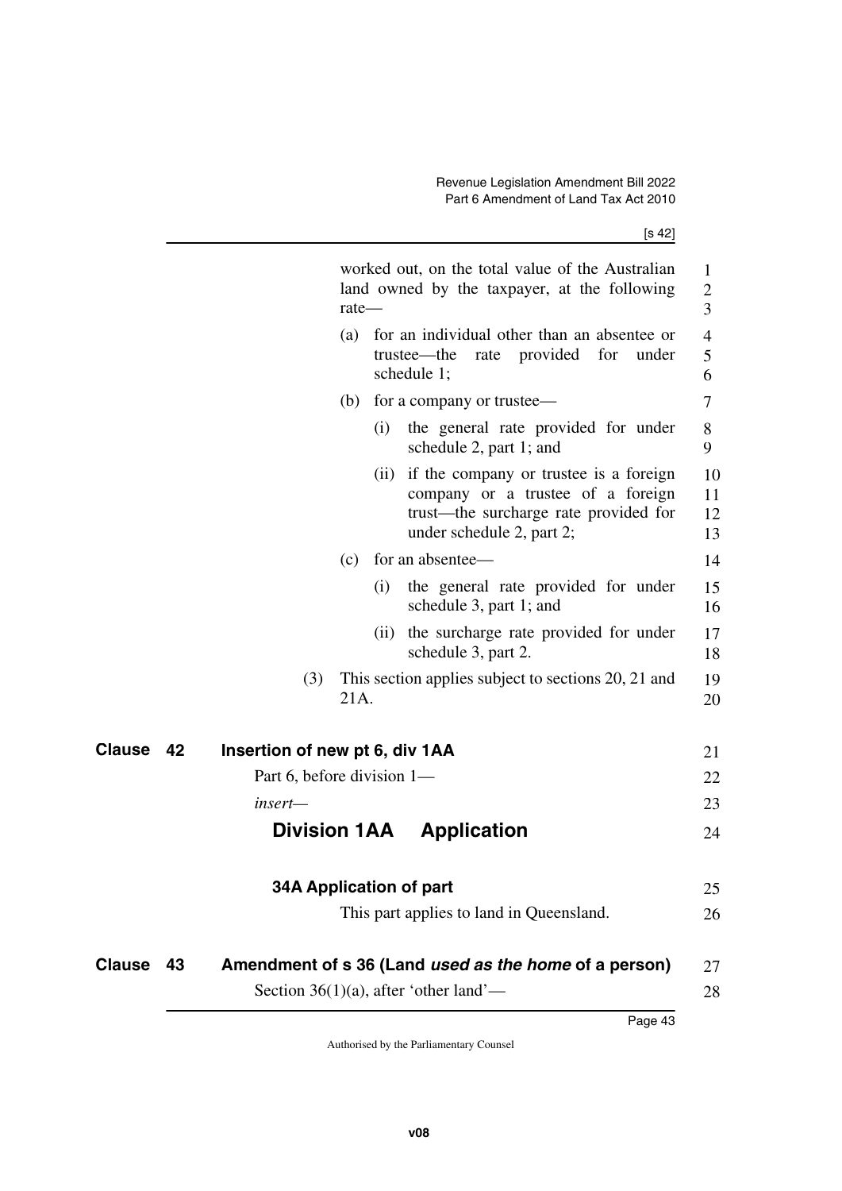worked out, on the total value of the Australian land owned by the taxpayer, at the following rate—

(a) for an individual other than an absentee or trustee—the rate provided for under schedule 1;

(b) for a company or trustee—

(i) the general rate provided for under schedule 2, part 1; and

(ii) if the company or trustee is a foreign company or a trustee of a foreign trust—the surcharge rate provided for under schedule 2, part 2;

(c) for an absentee—

(i) the general rate provided for under schedule 3, part 1; and

(ii) the surcharge rate provided for under schedule 3, part 2.

(3) This section applies subject to sections 20, 21 and 21A.

## Clause 42 Insertion of new pt 6, div 1AA

Part 6, before division 1—

*insert—*

### Division 1AA Application

#### 34A Application of part

This part applies to land in Queensland.

## Clause 43 Amendment of s 36 (Land *used as the home* of a person)

Section 36(1)(a), after 'other land'—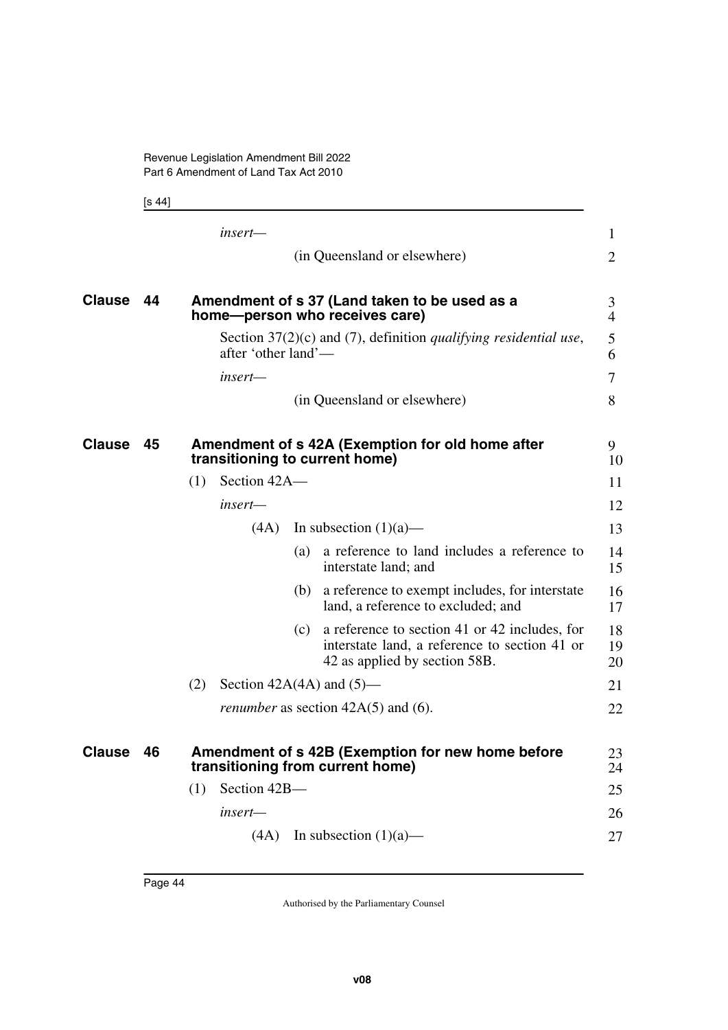*insert—*

(in Queensland or elsewhere)

## Clause 44 Amendment of s 37 (Land taken to be used as a home—person who receives care)

Section 37(2)(c) and (7), definition *qualifying residential use*, after 'other land'—

*insert—*

(in Queensland or elsewhere)

## Clause 45 Amendment of s 42A (Exemption for old home after transitioning to current home)

(1) Section 42A—

*insert—*

(4A) In subsection (1)(a)—

(a) a reference to land includes a reference to interstate land; and

(b) a reference to exempt includes, for interstate land, a reference to excluded; and

(c) a reference to section 41 or 42 includes, for interstate land, a reference to section 41 or 42 as applied by section 58B.

(2) Section 42A(4A) and (5)—

*renumber* as section 42A(5) and (6).

## Clause 46 Amendment of s 42B (Exemption for new home before transitioning from current home)

(1) Section 42B—

*insert—*

(4A) In subsection (1)(a)—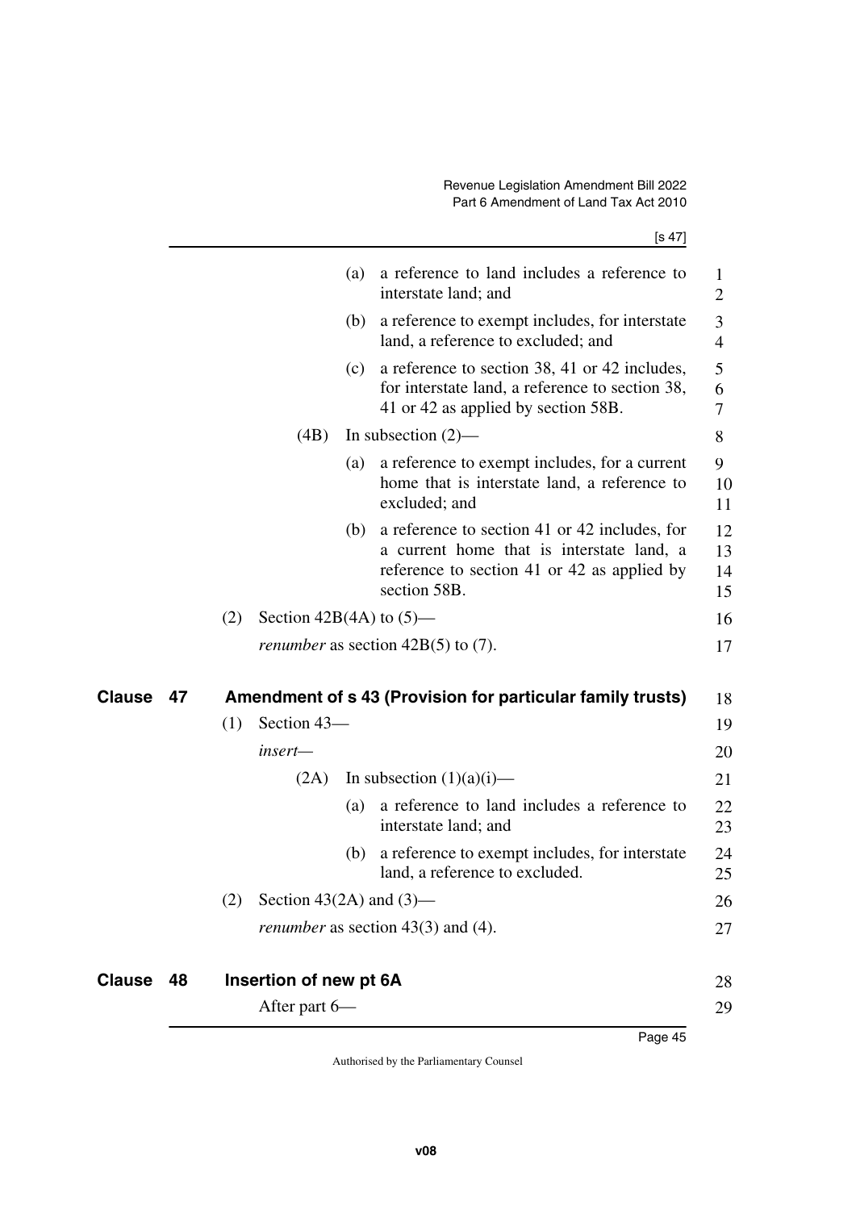(a) a reference to land includes a reference to interstate land; and

(b) a reference to exempt includes, for interstate land, a reference to excluded; and

(c) a reference to section 38, 41 or 42 includes, for interstate land, a reference to section 38, 41 or 42 as applied by section 58B.

(4B) In subsection (2)—

(a) a reference to exempt includes, for a current home that is interstate land, a reference to excluded; and

(b) a reference to section 41 or 42 includes, for a current home that is interstate land, a reference to section 41 or 42 as applied by section 58B.

(2) Section 42B(4A) to (5)—

*renumber* as section 42B(5) to (7).

## Clause 47 Amendment of s 43 (Provision for particular family trusts)

(1) Section 43—

*insert*—

(2A) In subsection (1)(a)(i)—

(a) a reference to land includes a reference to interstate land; and

(b) a reference to exempt includes, for interstate land, a reference to excluded.

(2) Section 43(2A) and (3)—

*renumber* as section 43(3) and (4).

## Clause 48 Insertion of new pt 6A

After part 6—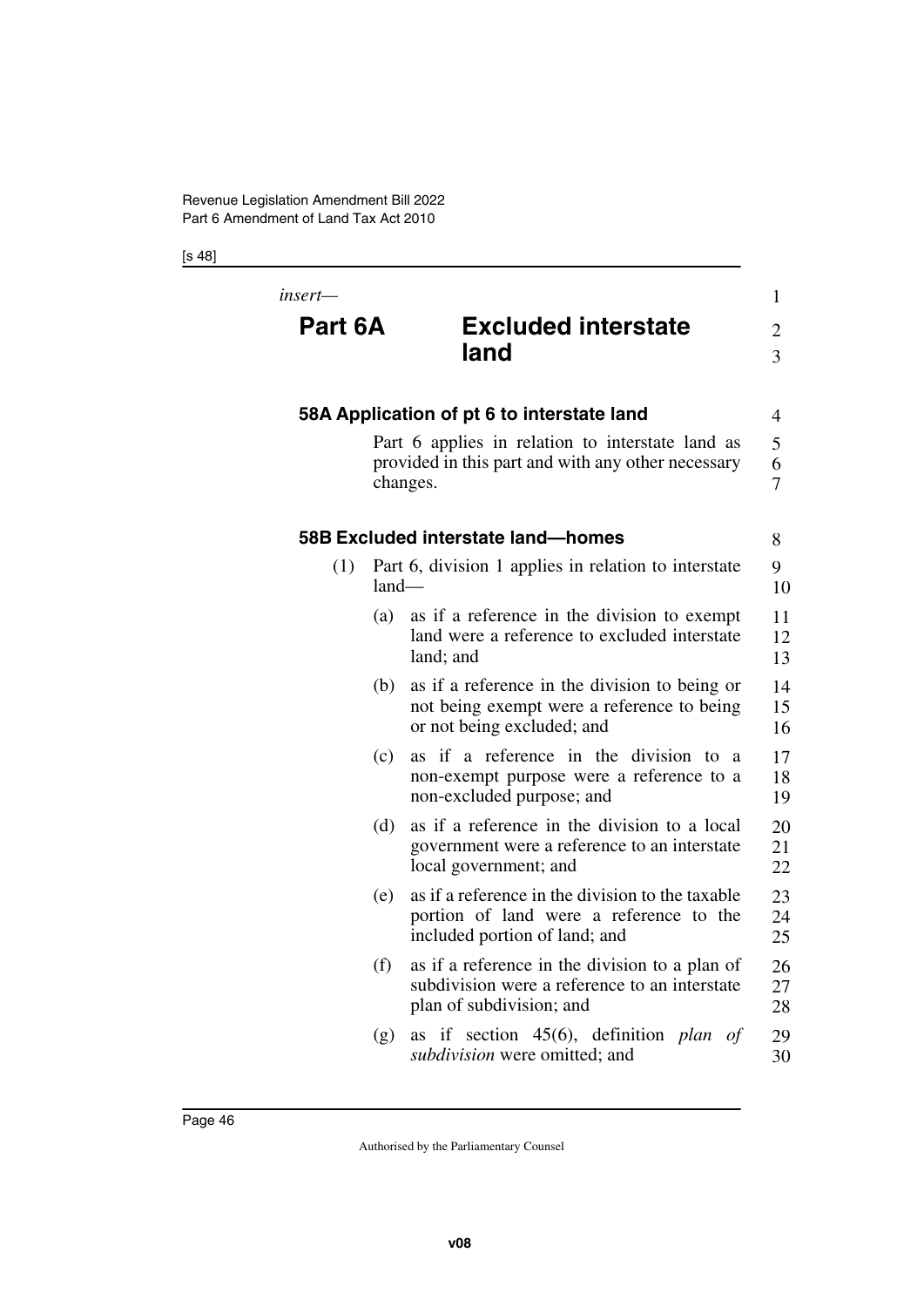*insert*—

# Part 6A Excluded interstate land

### 58A Application of pt 6 to interstate land

Part 6 applies in relation to interstate land as provided in this part and with any other necessary changes.

### 58B Excluded interstate land—homes

(1) Part 6, division 1 applies in relation to interstate land—

(a) as if a reference in the division to exempt land were a reference to excluded interstate land; and

(b) as if a reference in the division to being or not being exempt were a reference to being or not being excluded; and

(c) as if a reference in the division to a non-exempt purpose were a reference to a non-excluded purpose; and

(d) as if a reference in the division to a local government were a reference to an interstate local government; and

(e) as if a reference in the division to the taxable portion of land were a reference to the included portion of land; and

(f) as if a reference in the division to a plan of subdivision were a reference to an interstate plan of subdivision; and

(g) as if section 45(6), definition *plan of subdivision* were omitted; and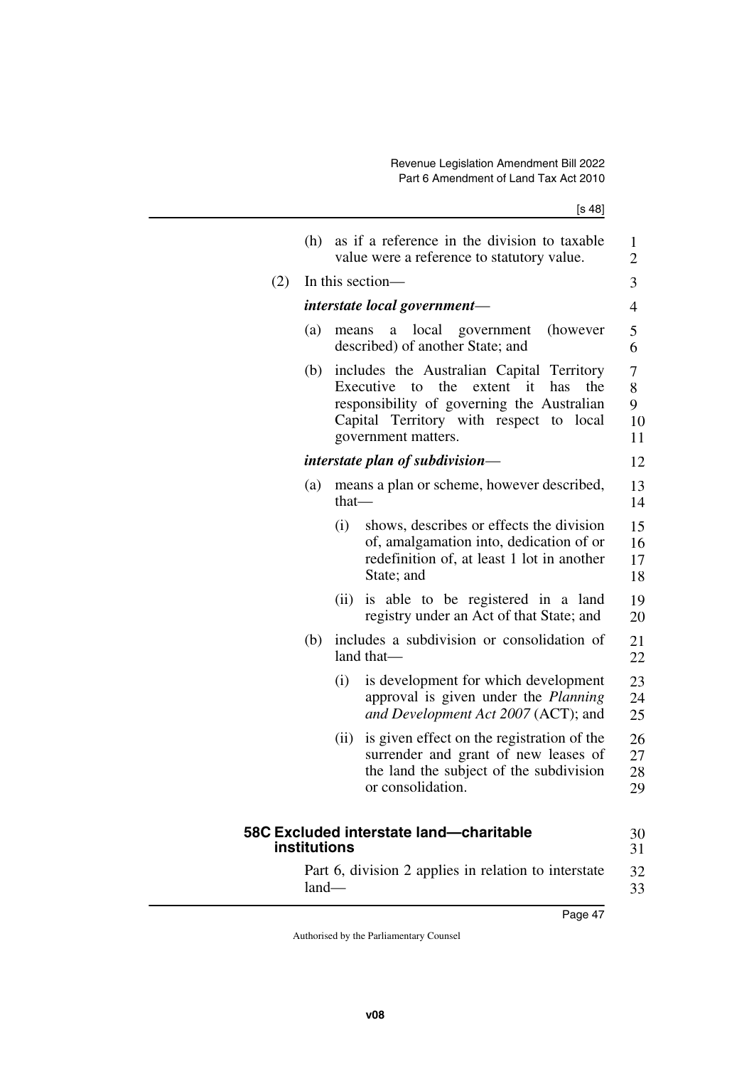(h) as if a reference in the division to taxable value were a reference to statutory value.

(2) In this section—

***interstate local government***—

(a) means a local government (however described) of another State; and

(b) includes the Australian Capital Territory Executive to the extent it has the responsibility of governing the Australian Capital Territory with respect to local government matters.

***interstate plan of subdivision***—

(a) means a plan or scheme, however described, that—

(i) shows, describes or effects the division of, amalgamation into, dedication of or redefinition of, at least 1 lot in another State; and

(ii) is able to be registered in a land registry under an Act of that State; and

(b) includes a subdivision or consolidation of land that—

(i) is development for which development approval is given under the *Planning and Development Act 2007* (ACT); and

(ii) is given effect on the registration of the surrender and grant of new leases of the land the subject of the subdivision or consolidation.

### 58C Excluded interstate land—charitable institutions

Part 6, division 2 applies in relation to interstate land—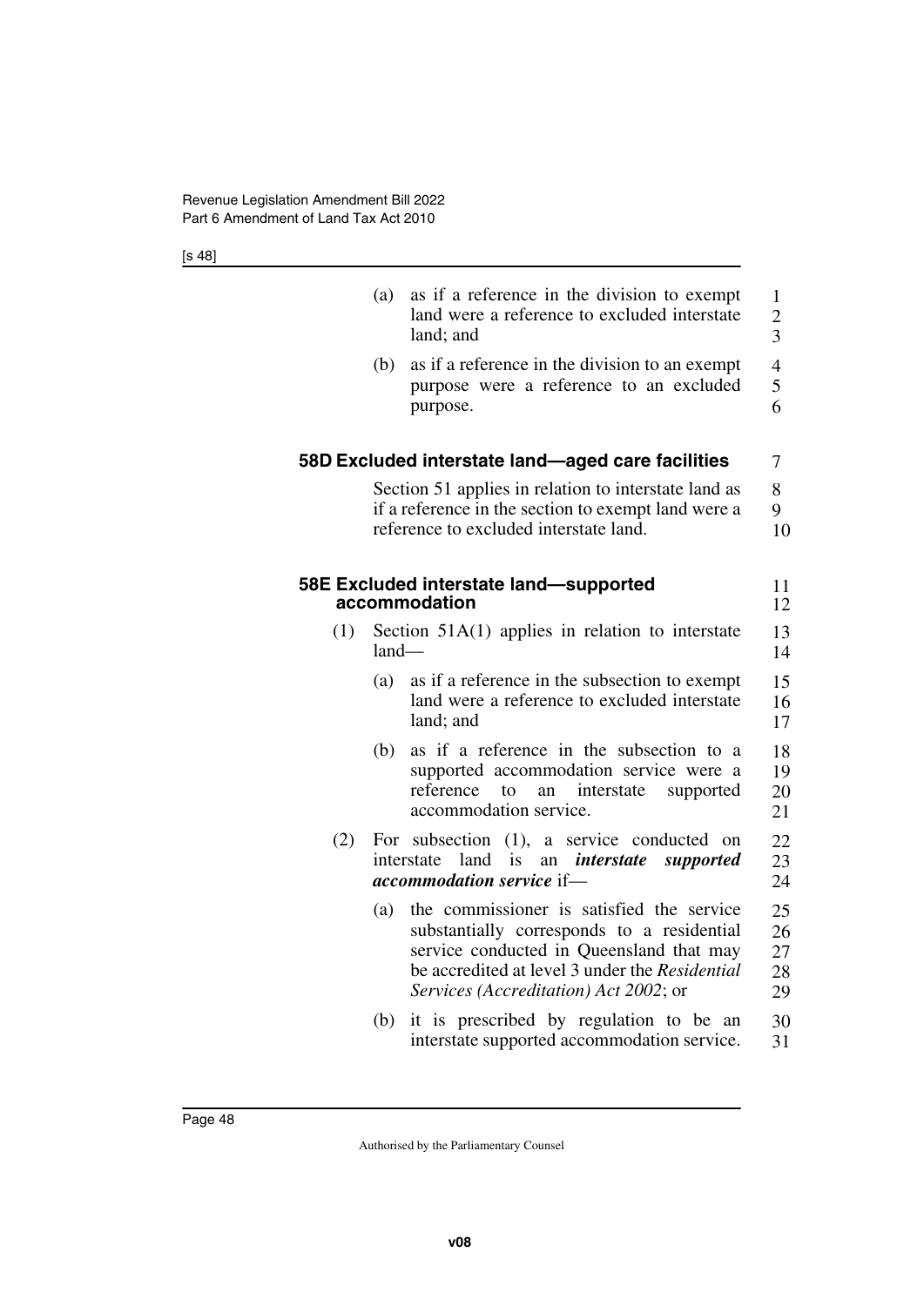(a) as if a reference in the division to exempt land were a reference to excluded interstate land; and

(b) as if a reference in the division to an exempt purpose were a reference to an excluded purpose.

### 58D Excluded interstate land—aged care facilities

Section 51 applies in relation to interstate land as if a reference in the section to exempt land were a reference to excluded interstate land.

### 58E Excluded interstate land—supported accommodation

(1) Section 51A(1) applies in relation to interstate land—

(a) as if a reference in the subsection to exempt land were a reference to excluded interstate land; and

(b) as if a reference in the subsection to a supported accommodation service were a reference to an interstate supported accommodation service.

(2) For subsection (1), a service conducted on interstate land is an ***interstate supported accommodation service*** if—

(a) the commissioner is satisfied the service substantially corresponds to a residential service conducted in Queensland that may be accredited at level 3 under the *Residential Services (Accreditation) Act 2002*; or

(b) it is prescribed by regulation to be an interstate supported accommodation service.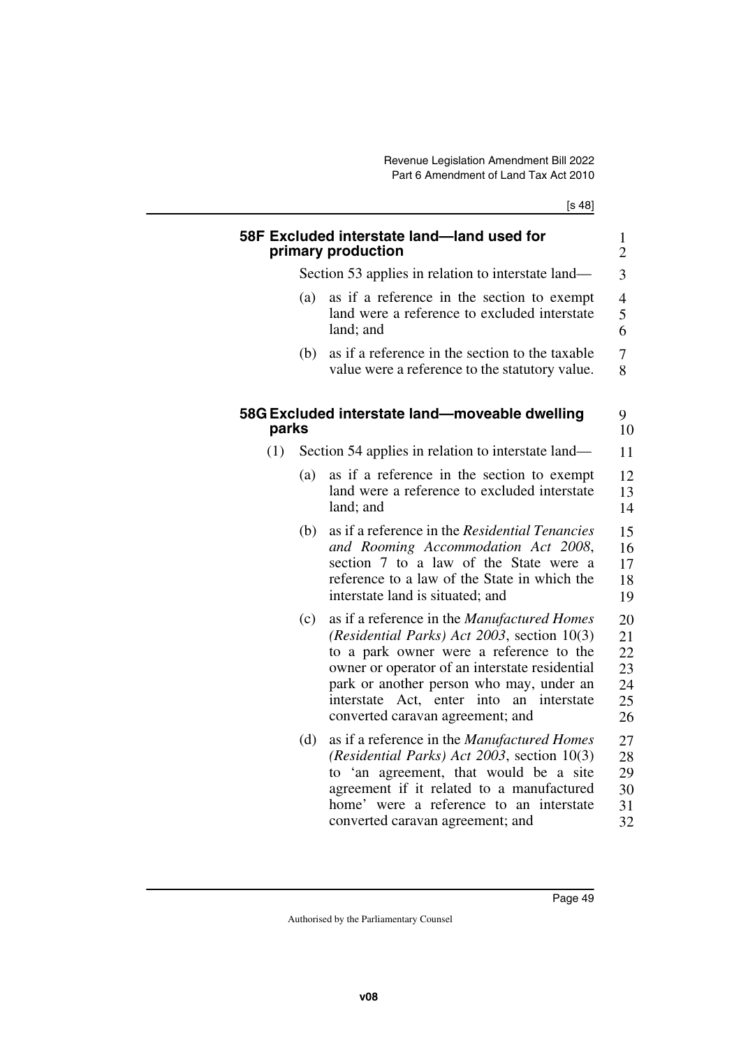### 58F Excluded interstate land—land used for primary production

Section 53 applies in relation to interstate land—

(a) as if a reference in the section to exempt land were a reference to excluded interstate land; and

(b) as if a reference in the section to the taxable value were a reference to the statutory value.

### 58G Excluded interstate land—moveable dwelling parks

(1) Section 54 applies in relation to interstate land—

(a) as if a reference in the section to exempt land were a reference to excluded interstate land; and

(b) as if a reference in the *Residential Tenancies and Rooming Accommodation Act 2008*, section 7 to a law of the State were a reference to a law of the State in which the interstate land is situated; and

(c) as if a reference in the *Manufactured Homes (Residential Parks) Act 2003*, section 10(3) to a park owner were a reference to the owner or operator of an interstate residential park or another person who may, under an interstate Act, enter into an interstate converted caravan agreement; and

(d) as if a reference in the *Manufactured Homes (Residential Parks) Act 2003*, section 10(3) to 'an agreement, that would be a site agreement if it related to a manufactured home' were a reference to an interstate converted caravan agreement; and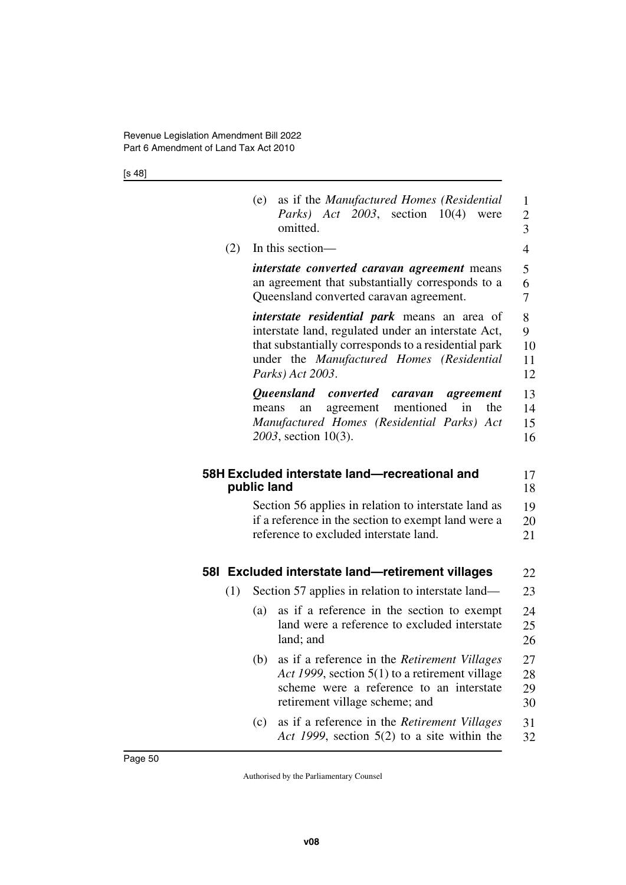(e) as if the *Manufactured Homes (Residential Parks) Act 2003*, section 10(4) were omitted.

(2) In this section—

***interstate converted caravan agreement*** means an agreement that substantially corresponds to a Queensland converted caravan agreement.

***interstate residential park*** means an area of interstate land, regulated under an interstate Act, that substantially corresponds to a residential park under the *Manufactured Homes (Residential Parks) Act 2003*.

***Queensland converted caravan agreement*** means an agreement mentioned in the *Manufactured Homes (Residential Parks) Act 2003*, section 10(3).

### 58H Excluded interstate land—recreational and public land

Section 56 applies in relation to interstate land as if a reference in the section to exempt land were a reference to excluded interstate land.

### 58I Excluded interstate land—retirement villages

(1) Section 57 applies in relation to interstate land—

(a) as if a reference in the section to exempt land were a reference to excluded interstate land; and

(b) as if a reference in the *Retirement Villages Act 1999*, section 5(1) to a retirement village scheme were a reference to an interstate retirement village scheme; and

(c) as if a reference in the *Retirement Villages Act 1999*, section 5(2) to a site within the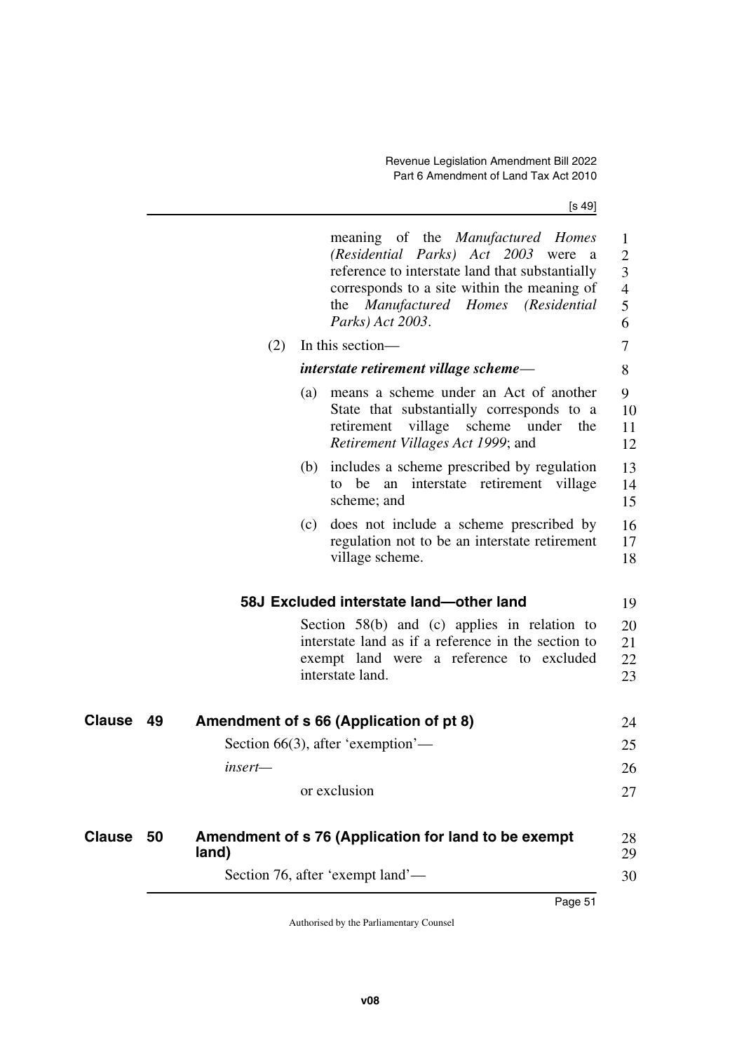meaning of the *Manufactured Homes (Residential Parks) Act 2003* were a reference to interstate land that substantially corresponds to a site within the meaning of the *Manufactured Homes (Residential Parks) Act 2003*.

(2) In this section—

***interstate retirement village scheme***—

(a) means a scheme under an Act of another State that substantially corresponds to a retirement village scheme under the *Retirement Villages Act 1999*; and

(b) includes a scheme prescribed by regulation to be an interstate retirement village scheme; and

(c) does not include a scheme prescribed by regulation not to be an interstate retirement village scheme.

**58J Excluded interstate land—other land**

Section 58(b) and (c) applies in relation to interstate land as if a reference in the section to exempt land were a reference to excluded interstate land.

## Clause 49 Amendment of s 66 (Application of pt 8)

Section 66(3), after 'exemption'—

*insert—*

or exclusion

## Clause 50 Amendment of s 76 (Application for land to be exempt land)

Section 76, after 'exempt land'—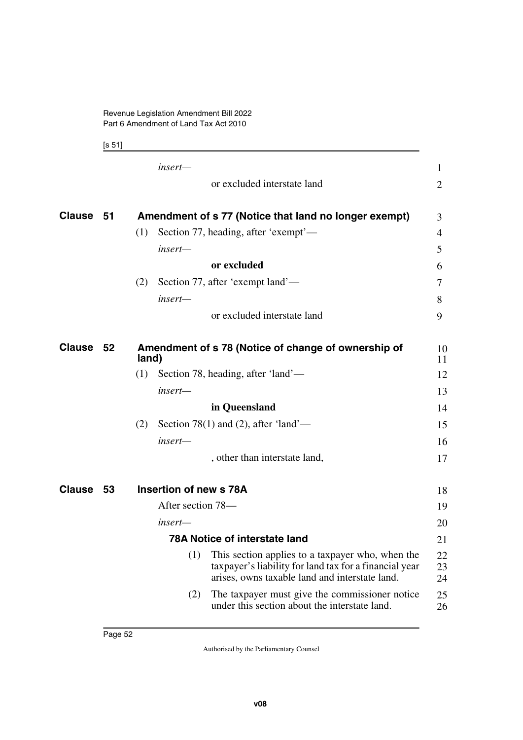*insert—*

or excluded interstate land

## Clause 51 Amendment of s 77 (Notice that land no longer exempt)

(1) Section 77, heading, after 'exempt'—

*insert—*

**or excluded**

(2) Section 77, after 'exempt land'—

*insert—*

or excluded interstate land

## Clause 52 Amendment of s 78 (Notice of change of ownership of land)

(1) Section 78, heading, after 'land'—

*insert—*

**in Queensland**

(2) Section 78(1) and (2), after 'land'—

*insert—*

, other than interstate land,

## Clause 53 Insertion of new s 78A

After section 78—

*insert—*

### 78A Notice of interstate land

(1) This section applies to a taxpayer who, when the taxpayer's liability for land tax for a financial year arises, owns taxable land and interstate land.

(2) The taxpayer must give the commissioner notice under this section about the interstate land.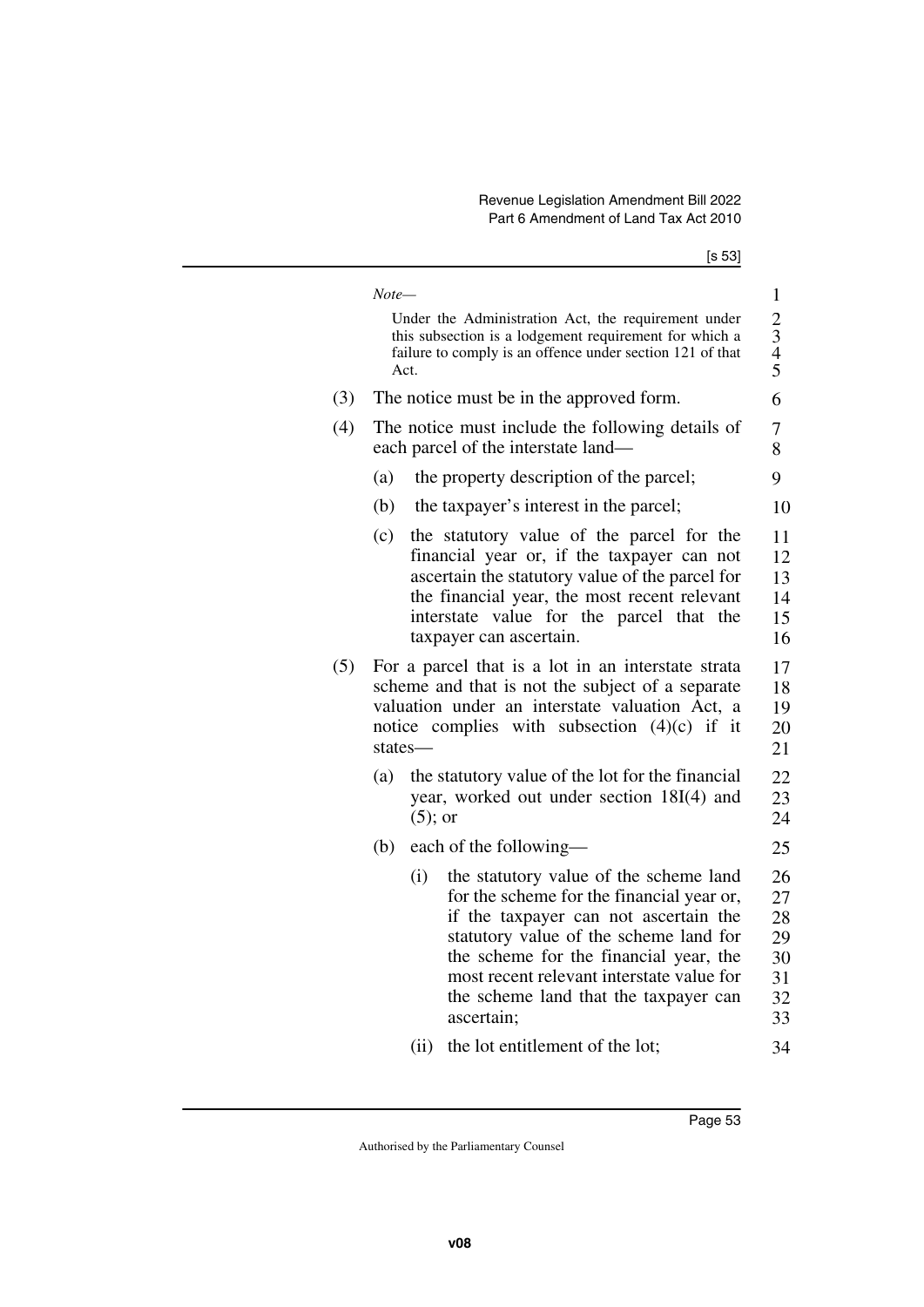*Note—*

Under the Administration Act, the requirement under this subsection is a lodgement requirement for which a failure to comply is an offence under section 121 of that Act.

(3) The notice must be in the approved form.

(4) The notice must include the following details of each parcel of the interstate land—

(a) the property description of the parcel;

(b) the taxpayer's interest in the parcel;

(c) the statutory value of the parcel for the financial year or, if the taxpayer can not ascertain the statutory value of the parcel for the financial year, the most recent relevant interstate value for the parcel that the taxpayer can ascertain.

(5) For a parcel that is a lot in an interstate strata scheme and that is not the subject of a separate valuation under an interstate valuation Act, a notice complies with subsection (4)(c) if it states—

(a) the statutory value of the lot for the financial year, worked out under section 18I(4) and (5); or

(b) each of the following—

(i) the statutory value of the scheme land for the scheme for the financial year or, if the taxpayer can not ascertain the statutory value of the scheme land for the scheme for the financial year, the most recent relevant interstate value for the scheme land that the taxpayer can ascertain;

(ii) the lot entitlement of the lot;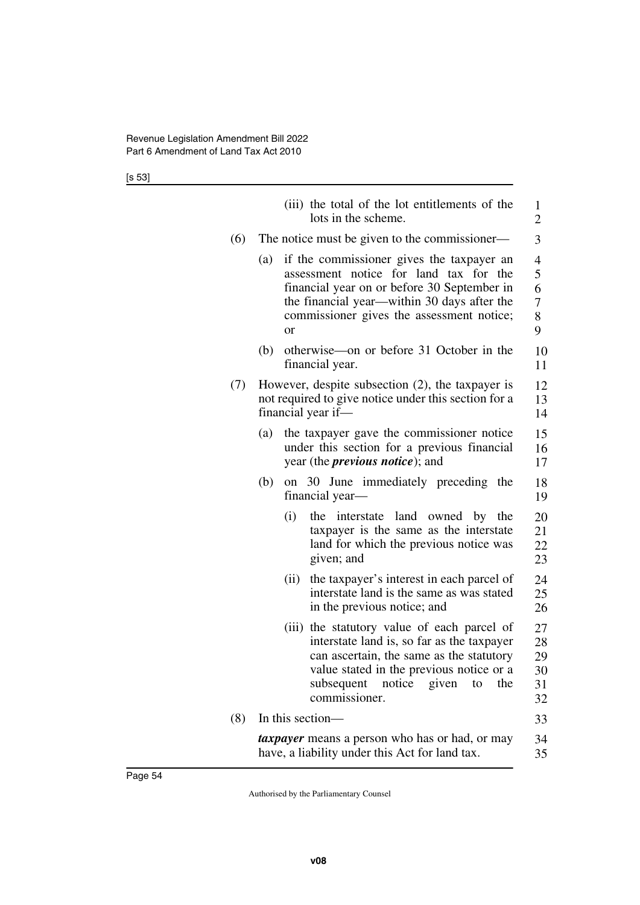(iii) the total of the lot entitlements of the lots in the scheme.

(6) The notice must be given to the commissioner—

(a) if the commissioner gives the taxpayer an assessment notice for land tax for the financial year on or before 30 September in the financial year—within 30 days after the commissioner gives the assessment notice; or

(b) otherwise—on or before 31 October in the financial year.

(7) However, despite subsection (2), the taxpayer is not required to give notice under this section for a financial year if—

(a) the taxpayer gave the commissioner notice under this section for a previous financial year (the ***previous notice***); and

(b) on 30 June immediately preceding the financial year—

(i) the interstate land owned by the taxpayer is the same as the interstate land for which the previous notice was given; and

(ii) the taxpayer's interest in each parcel of interstate land is the same as was stated in the previous notice; and

(iii) the statutory value of each parcel of interstate land is, so far as the taxpayer can ascertain, the same as the statutory value stated in the previous notice or a subsequent notice given to the commissioner.

(8) In this section—

***taxpayer*** means a person who has or had, or may have, a liability under this Act for land tax.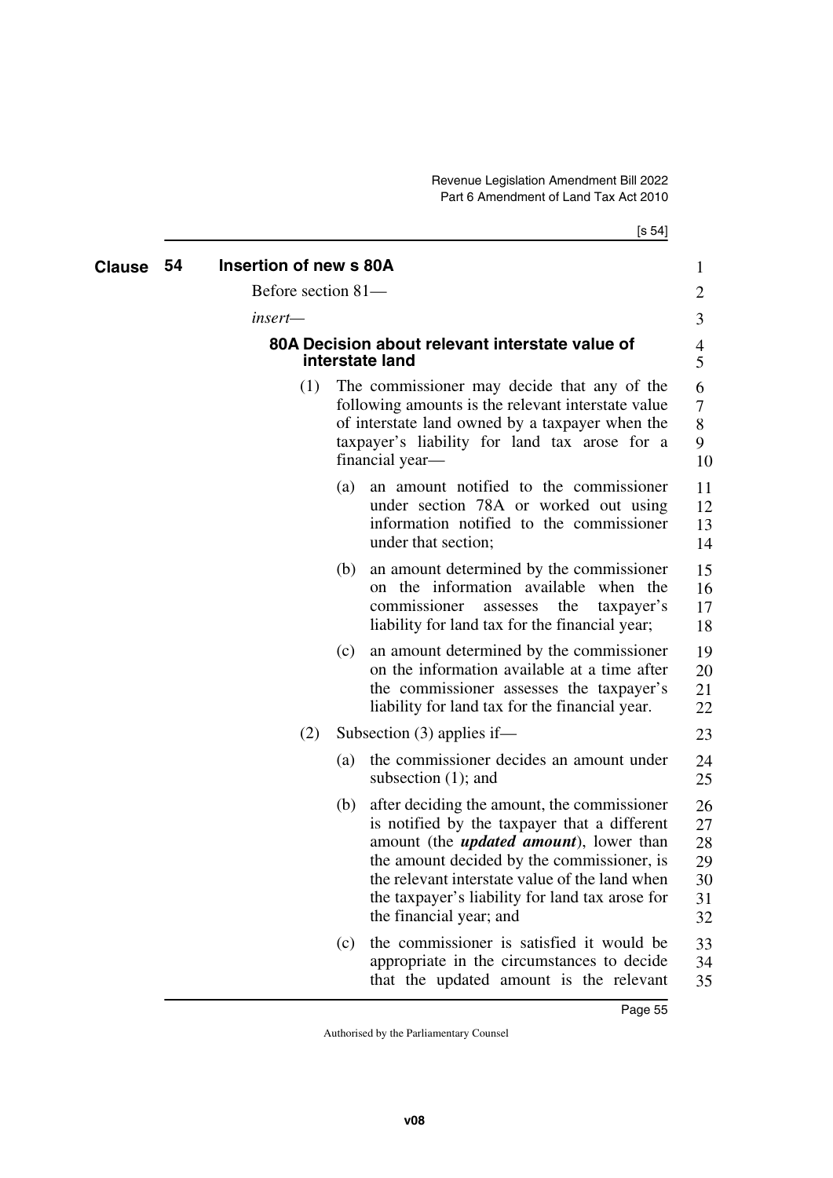## Clause 54 Insertion of new s 80A

Before section 81—

*insert*—

### 80A Decision about relevant interstate value of interstate land

(1) The commissioner may decide that any of the following amounts is the relevant interstate value of interstate land owned by a taxpayer when the taxpayer's liability for land tax arose for a financial year—

(a) an amount notified to the commissioner under section 78A or worked out using information notified to the commissioner under that section;

(b) an amount determined by the commissioner on the information available when the commissioner assesses the taxpayer's liability for land tax for the financial year;

(c) an amount determined by the commissioner on the information available at a time after the commissioner assesses the taxpayer's liability for land tax for the financial year.

(2) Subsection (3) applies if—

(a) the commissioner decides an amount under subsection (1); and

(b) after deciding the amount, the commissioner is notified by the taxpayer that a different amount (the ***updated amount***), lower than the amount decided by the commissioner, is the relevant interstate value of the land when the taxpayer's liability for land tax arose for the financial year; and

(c) the commissioner is satisfied it would be appropriate in the circumstances to decide that the updated amount is the relevant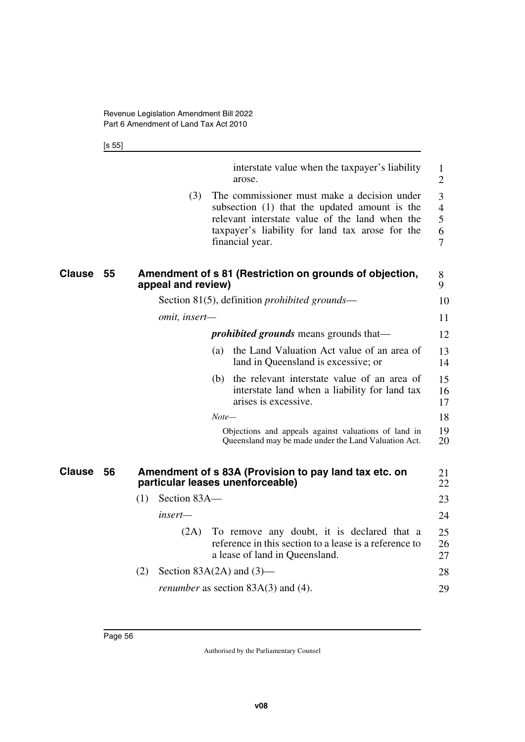interstate value when the taxpayer's liability arose.

(3) The commissioner must make a decision under subsection (1) that the updated amount is the relevant interstate value of the land when the taxpayer's liability for land tax arose for the financial year.

## Clause 55 Amendment of s 81 (Restriction on grounds of objection, appeal and review)

Section 81(5), definition *prohibited grounds*—

*omit, insert*—

***prohibited grounds*** means grounds that—

(a) the Land Valuation Act value of an area of land in Queensland is excessive; or

(b) the relevant interstate value of an area of interstate land when a liability for land tax arises is excessive.

*Note*—

Objections and appeals against valuations of land in Queensland may be made under the Land Valuation Act.

## Clause 56 Amendment of s 83A (Provision to pay land tax etc. on particular leases unenforceable)

(1) Section 83A—

*insert*—

(2A) To remove any doubt, it is declared that a reference in this section to a lease is a reference to a lease of land in Queensland.

(2) Section 83A(2A) and (3)—

*renumber* as section 83A(3) and (4).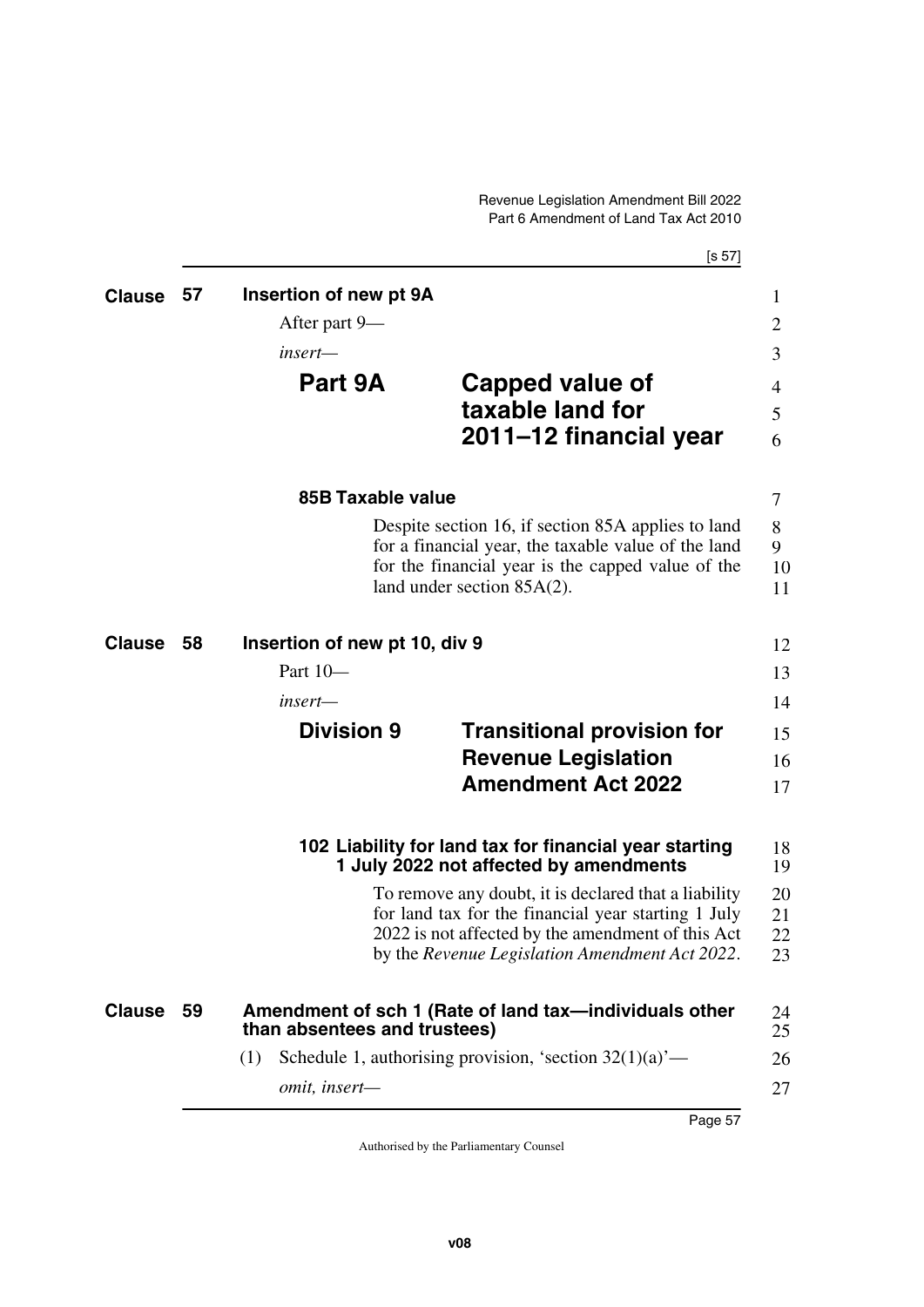## Clause 57 Insertion of new pt 9A

After part 9—

*insert*—

### Part 9A Capped value of taxable land for 2011–12 financial year

#### 85B Taxable value

Despite section 16, if section 85A applies to land for a financial year, the taxable value of the land for the financial year is the capped value of the land under section 85A(2).

## Clause 58 Insertion of new pt 10, div 9

Part 10—

*insert*—

### Division 9 Transitional provision for Revenue Legislation Amendment Act 2022

#### 102 Liability for land tax for financial year starting 1 July 2022 not affected by amendments

To remove any doubt, it is declared that a liability for land tax for the financial year starting 1 July 2022 is not affected by the amendment of this Act by the *Revenue Legislation Amendment Act 2022*.

## Clause 59 Amendment of sch 1 (Rate of land tax—individuals other than absentees and trustees)

(1) Schedule 1, authorising provision, 'section 32(1)(a)'—

*omit, insert*—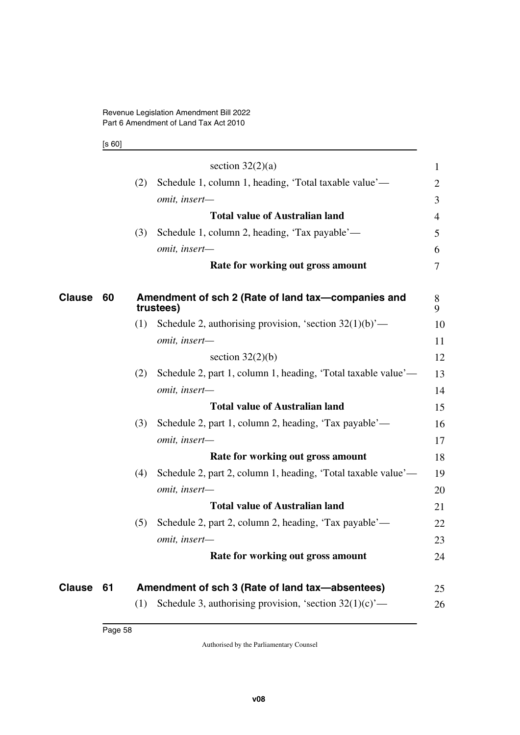section 32(2)(a)

(2) Schedule 1, column 1, heading, 'Total taxable value'—

*omit, insert—*

**Total value of Australian land**

(3) Schedule 1, column 2, heading, 'Tax payable'—

*omit, insert—*

**Rate for working out gross amount**

### Clause 60 Amendment of sch 2 (Rate of land tax—companies and trustees)

(1) Schedule 2, authorising provision, 'section 32(1)(b)'—

*omit, insert—*

section 32(2)(b)

(2) Schedule 2, part 1, column 1, heading, 'Total taxable value'—

*omit, insert—*

**Total value of Australian land**

(3) Schedule 2, part 1, column 2, heading, 'Tax payable'—

*omit, insert—*

**Rate for working out gross amount**

(4) Schedule 2, part 2, column 1, heading, 'Total taxable value'—

*omit, insert—*

**Total value of Australian land**

(5) Schedule 2, part 2, column 2, heading, 'Tax payable'—

*omit, insert—*

**Rate for working out gross amount**

### Clause 61 Amendment of sch 3 (Rate of land tax—absentees)

(1) Schedule 3, authorising provision, 'section 32(1)(c)'—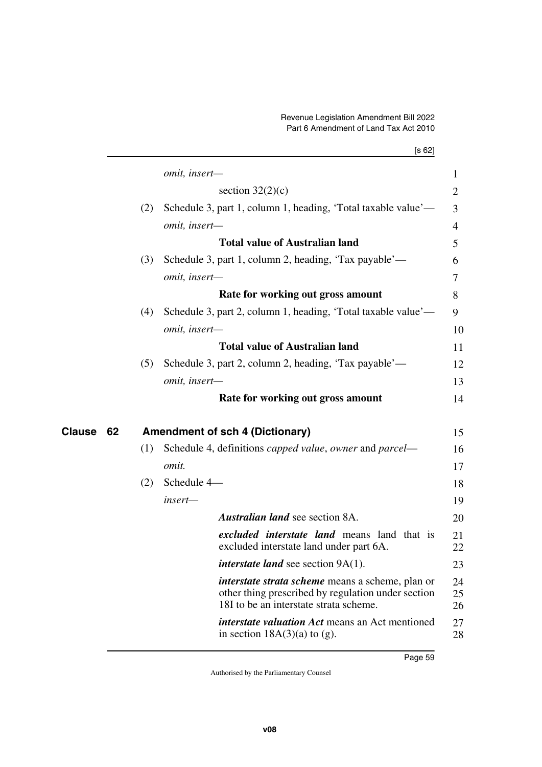*omit, insert—*

section 32(2)(c)

(2) Schedule 3, part 1, column 1, heading, 'Total taxable value'—

*omit, insert—*

**Total value of Australian land**

(3) Schedule 3, part 1, column 2, heading, 'Tax payable'—

*omit, insert—*

**Rate for working out gross amount**

(4) Schedule 3, part 2, column 1, heading, 'Total taxable value'—

*omit, insert—*

**Total value of Australian land**

(5) Schedule 3, part 2, column 2, heading, 'Tax payable'—

*omit, insert—*

**Rate for working out gross amount**

## Clause 62 Amendment of sch 4 (Dictionary)

(1) Schedule 4, definitions *capped value*, *owner* and *parcel*—

*omit.*

(2) Schedule 4—

*insert—*

***Australian land*** see section 8A.

***excluded interstate land*** means land that is excluded interstate land under part 6A.

***interstate land*** see section 9A(1).

***interstate strata scheme*** means a scheme, plan or other thing prescribed by regulation under section 18I to be an interstate strata scheme.

***interstate valuation Act*** means an Act mentioned in section 18A(3)(a) to (g).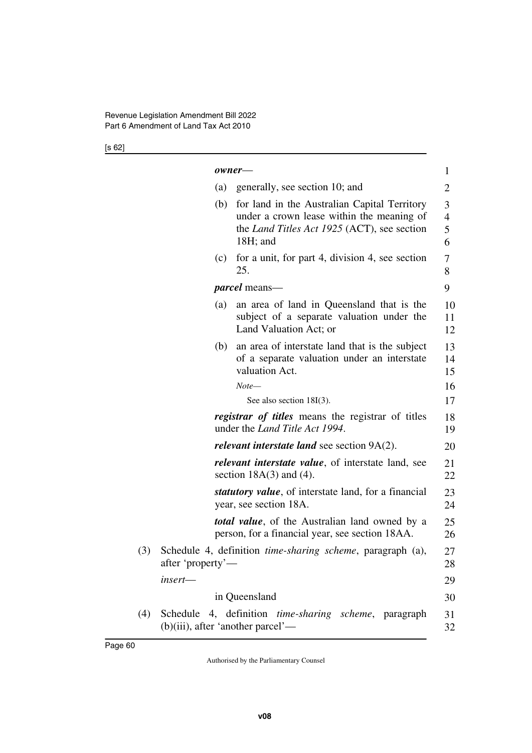***owner***—

(a) generally, see section 10; and

(b) for land in the Australian Capital Territory under a crown lease within the meaning of the *Land Titles Act 1925* (ACT), see section 18H; and

(c) for a unit, for part 4, division 4, see section 25.

***parcel*** means—

(a) an area of land in Queensland that is the subject of a separate valuation under the Land Valuation Act; or

(b) an area of interstate land that is the subject of a separate valuation under an interstate valuation Act.

*Note*—

See also section 18I(3).

***registrar of titles*** means the registrar of titles under the *Land Title Act 1994*.

***relevant interstate land*** see section 9A(2).

***relevant interstate value***, of interstate land, see section 18A(3) and (4).

***statutory value***, of interstate land, for a financial year, see section 18A.

***total value***, of the Australian land owned by a person, for a financial year, see section 18AA.

(3) Schedule 4, definition *time-sharing scheme*, paragraph (a), after 'property'—

*insert*—

in Queensland

(4) Schedule 4, definition *time-sharing scheme*, paragraph (b)(iii), after 'another parcel'—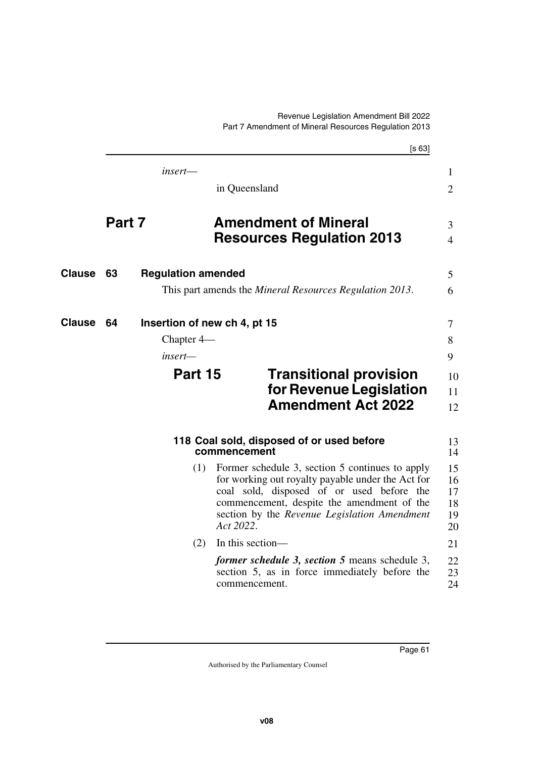*insert*—

in Queensland

# Part 7 Amendment of Mineral Resources Regulation 2013

## Clause 63 Regulation amended

This part amends the *Mineral Resources Regulation 2013*.

## Clause 64 Insertion of new ch 4, pt 15

Chapter 4—

*insert*—

### Part 15 Transitional provision for Revenue Legislation Amendment Act 2022

#### 118 Coal sold, disposed of or used before commencement

(1) Former schedule 3, section 5 continues to apply for working out royalty payable under the Act for coal sold, disposed of or used before the commencement, despite the amendment of the section by the *Revenue Legislation Amendment Act 2022*.

(2) In this section—

***former schedule 3, section 5*** means schedule 3, section 5, as in force immediately before the commencement.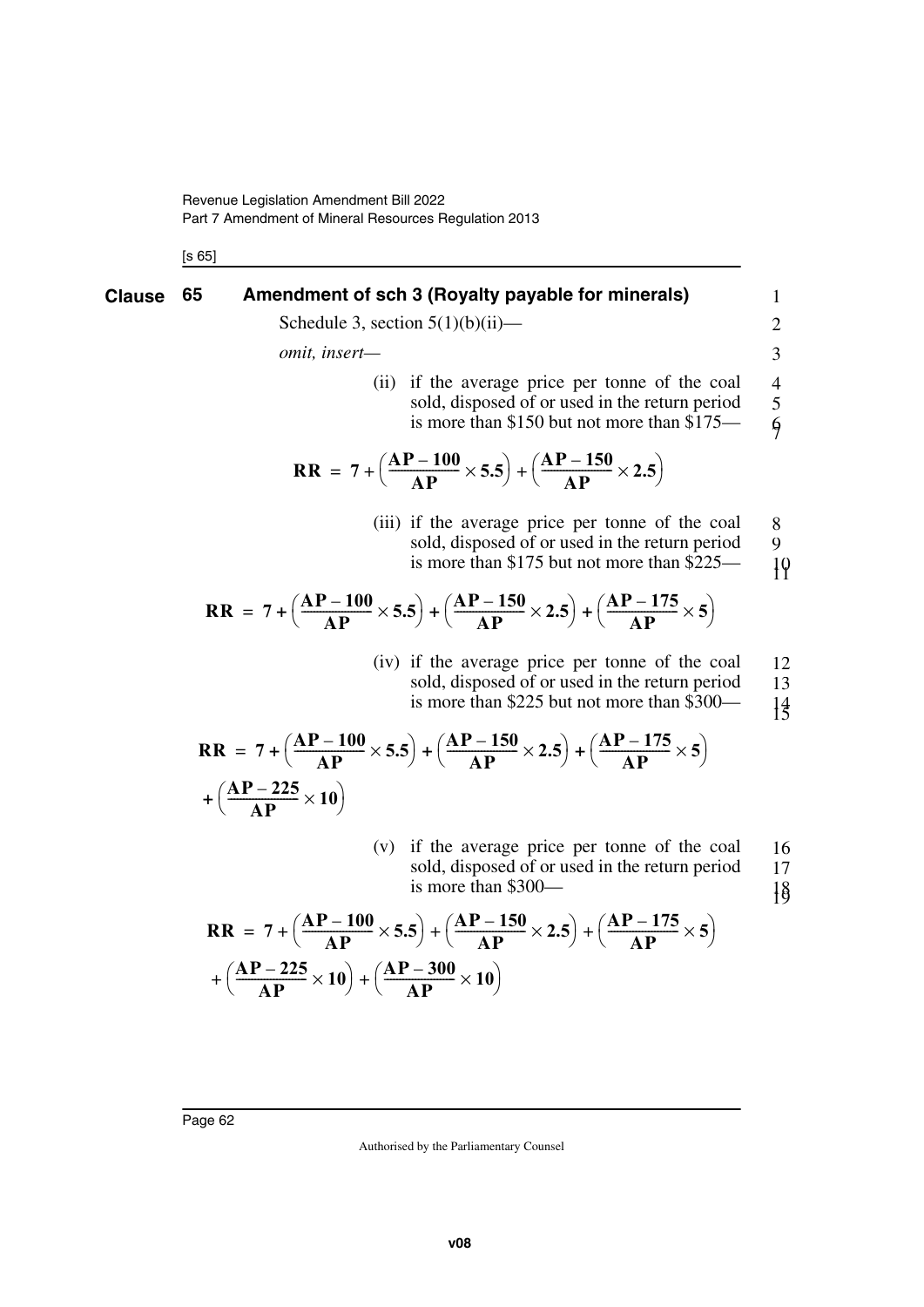## Clause 65 Amendment of sch 3 (Royalty payable for minerals)

Schedule 3, section 5(1)(b)(ii)—

*omit, insert—*

(ii) if the average price per tonne of the coal sold, disposed of or used in the return period is more than \$150 but not more than \$175—

$$\mathbf{RR = 7 + \left(\frac{AP - 100}{AP} \times 5.5\right) + \left(\frac{AP - 150}{AP} \times 2.5\right)}$$

(iii) if the average price per tonne of the coal sold, disposed of or used in the return period is more than \$175 but not more than \$225—

$$\mathbf{RR = 7 + \left(\frac{AP - 100}{AP} \times 5.5\right) + \left(\frac{AP - 150}{AP} \times 2.5\right) + \left(\frac{AP - 175}{AP} \times 5\right)}$$

(iv) if the average price per tonne of the coal sold, disposed of or used in the return period is more than \$225 but not more than \$300—

$$\mathbf{RR = 7 + \left(\frac{AP - 100}{AP} \times 5.5\right) + \left(\frac{AP - 150}{AP} \times 2.5\right) + \left(\frac{AP - 175}{AP} \times 5\right) + \left(\frac{AP - 225}{AP} \times 10\right)}$$

(v) if the average price per tonne of the coal sold, disposed of or used in the return period is more than \$300—

$$\mathbf{RR = 7 + \left(\frac{AP - 100}{AP} \times 5.5\right) + \left(\frac{AP - 150}{AP} \times 2.5\right) + \left(\frac{AP - 175}{AP} \times 5\right) + \left(\frac{AP - 225}{AP} \times 10\right) + \left(\frac{AP - 300}{AP} \times 10\right)}$$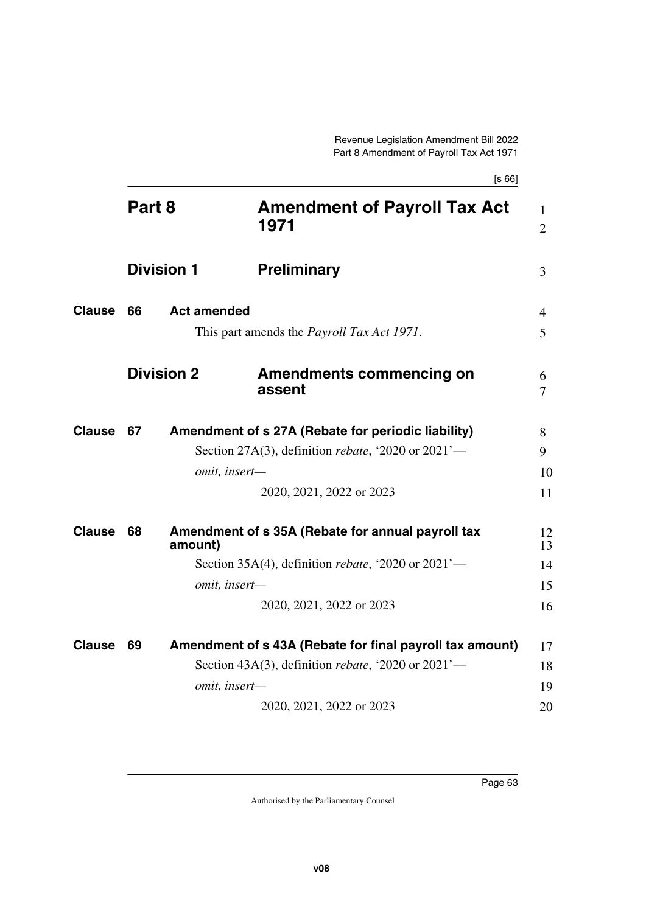# Part 8 Amendment of Payroll Tax Act 1971

## Division 1 Preliminary

### Clause 66 Act amended

This part amends the *Payroll Tax Act 1971*.

## Division 2 Amendments commencing on assent

### Clause 67 Amendment of s 27A (Rebate for periodic liability)

Section 27A(3), definition *rebate*, '2020 or 2021'—

*omit, insert—*

2020, 2021, 2022 or 2023

### Clause 68 Amendment of s 35A (Rebate for annual payroll tax amount)

Section 35A(4), definition *rebate*, '2020 or 2021'—

*omit, insert—*

2020, 2021, 2022 or 2023

### Clause 69 Amendment of s 43A (Rebate for final payroll tax amount)

Section 43A(3), definition *rebate*, '2020 or 2021'—

*omit, insert—*

2020, 2021, 2022 or 2023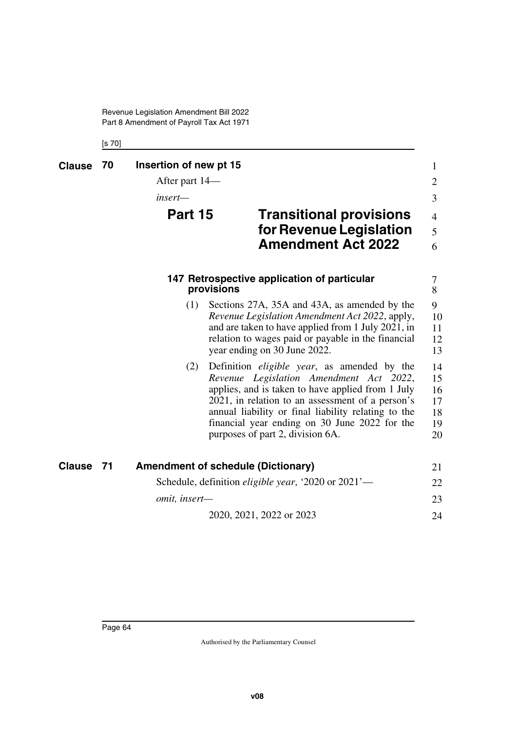**Clause 70 Insertion of new pt 15**

After part 14—

*insert*—

## Part 15 Transitional provisions for Revenue Legislation Amendment Act 2022

### 147 Retrospective application of particular provisions

(1) Sections 27A, 35A and 43A, as amended by the *Revenue Legislation Amendment Act 2022*, apply, and are taken to have applied from 1 July 2021, in relation to wages paid or payable in the financial year ending on 30 June 2022.

(2) Definition *eligible year*, as amended by the *Revenue Legislation Amendment Act 2022*, applies, and is taken to have applied from 1 July 2021, in relation to an assessment of a person's annual liability or final liability relating to the financial year ending on 30 June 2022 for the purposes of part 2, division 6A.

**Clause 71 Amendment of schedule (Dictionary)**

Schedule, definition *eligible year*, '2020 or 2021'—

*omit, insert*—

2020, 2021, 2022 or 2023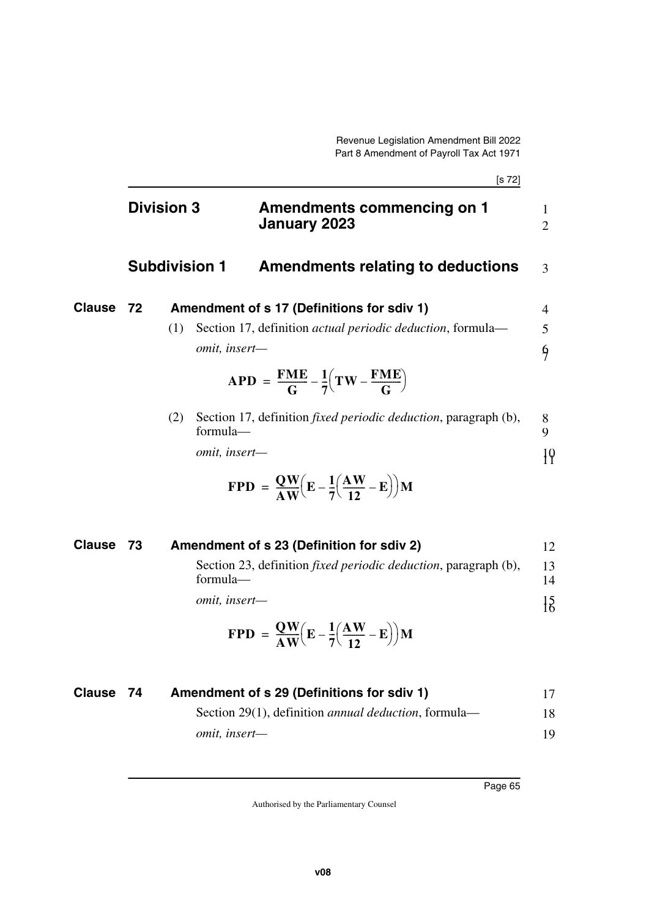## Division 3 Amendments commencing on 1 January 2023

### Subdivision 1 Amendments relating to deductions

#### Clause 72 Amendment of s 17 (Definitions for sdiv 1)

(1) Section 17, definition *actual periodic deduction*, formula—

*omit, insert—*

$$\mathbf{APD} = \frac{\mathbf{FME}}{\mathbf{G}} - \frac{\mathbf{1}}{\mathbf{7}}\left(\mathbf{TW} - \frac{\mathbf{FME}}{\mathbf{G}}\right)$$

(2) Section 17, definition *fixed periodic deduction*, paragraph (b), formula—

*omit, insert—*

$$\mathbf{FPD} = \frac{\mathbf{QW}}{\mathbf{AW}}\left(\mathbf{E} - \frac{\mathbf{1}}{\mathbf{7}}\left(\frac{\mathbf{AW}}{\mathbf{12}} - \mathbf{E}\right)\right)\mathbf{M}$$

#### Clause 73 Amendment of s 23 (Definition for sdiv 2)

Section 23, definition *fixed periodic deduction*, paragraph (b), formula—

*omit, insert—*

$$\mathbf{FPD} = \frac{\mathbf{QW}}{\mathbf{AW}}\left(\mathbf{E} - \frac{\mathbf{1}}{\mathbf{7}}\left(\frac{\mathbf{AW}}{\mathbf{12}} - \mathbf{E}\right)\right)\mathbf{M}$$

#### Clause 74 Amendment of s 29 (Definitions for sdiv 1)

Section 29(1), definition *annual deduction*, formula—

*omit, insert—*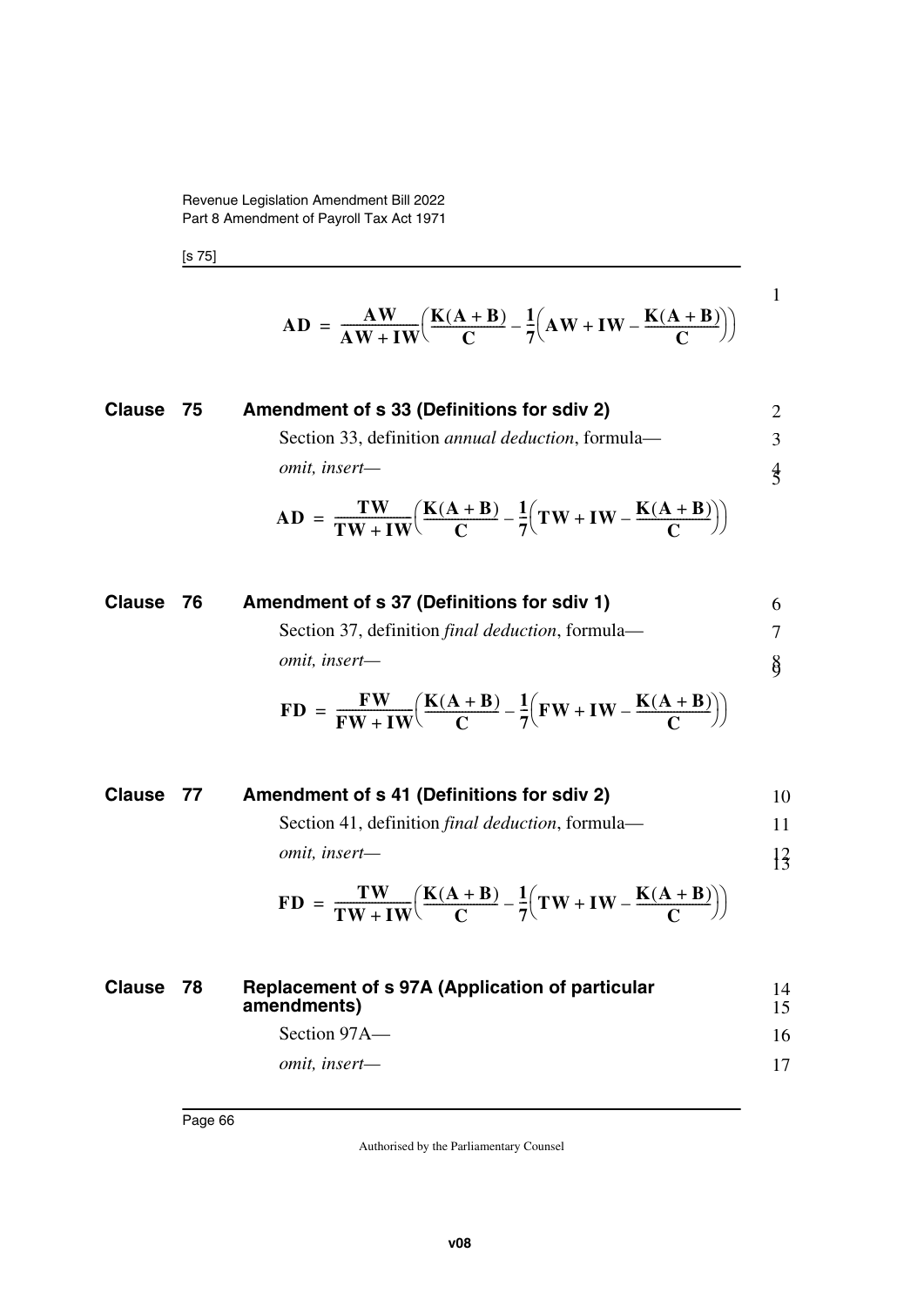$$AD = \frac{AW}{AW + IW}\left(\frac{K(A + B)}{C} - \frac{1}{7}\left(AW + IW - \frac{K(A + B)}{C}\right)\right)$$

### Clause 75 Amendment of s 33 (Definitions for sdiv 2)

Section 33, definition *annual deduction*, formula—

*omit, insert—*

$$AD = \frac{TW}{TW + IW}\left(\frac{K(A + B)}{C} - \frac{1}{7}\left(TW + IW - \frac{K(A + B)}{C}\right)\right)$$

### Clause 76 Amendment of s 37 (Definitions for sdiv 1)

Section 37, definition *final deduction*, formula—

*omit, insert—*

$$FD = \frac{FW}{FW + IW}\left(\frac{K(A + B)}{C} - \frac{1}{7}\left(FW + IW - \frac{K(A + B)}{C}\right)\right)$$

### Clause 77 Amendment of s 41 (Definitions for sdiv 2)

Section 41, definition *final deduction*, formula—

*omit, insert—*

$$FD = \frac{TW}{TW + IW}\left(\frac{K(A + B)}{C} - \frac{1}{7}\left(TW + IW - \frac{K(A + B)}{C}\right)\right)$$

### Clause 78 Replacement of s 97A (Application of particular amendments)

Section 97A—

*omit, insert—*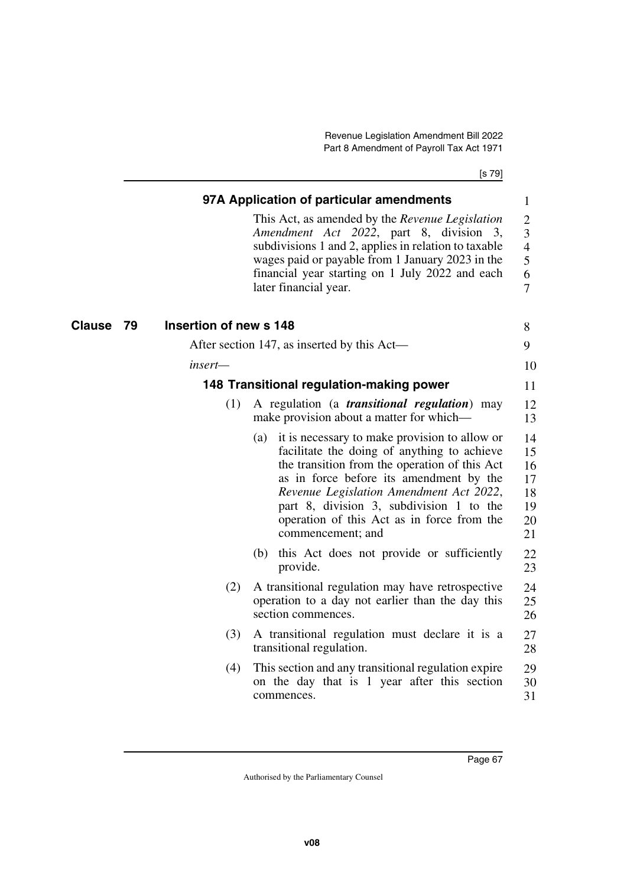### 97A Application of particular amendments

This Act, as amended by the *Revenue Legislation Amendment Act 2022*, part 8, division 3, subdivisions 1 and 2, applies in relation to taxable wages paid or payable from 1 January 2023 in the financial year starting on 1 July 2022 and each later financial year.

## Clause 79 Insertion of new s 148

After section 147, as inserted by this Act—

*insert*—

### 148 Transitional regulation-making power

(1) A regulation (a ***transitional regulation***) may make provision about a matter for which—

(a) it is necessary to make provision to allow or facilitate the doing of anything to achieve the transition from the operation of this Act as in force before its amendment by the *Revenue Legislation Amendment Act 2022*, part 8, division 3, subdivision 1 to the operation of this Act as in force from the commencement; and

(b) this Act does not provide or sufficiently provide.

(2) A transitional regulation may have retrospective operation to a day not earlier than the day this section commences.

(3) A transitional regulation must declare it is a transitional regulation.

(4) This section and any transitional regulation expire on the day that is 1 year after this section commences.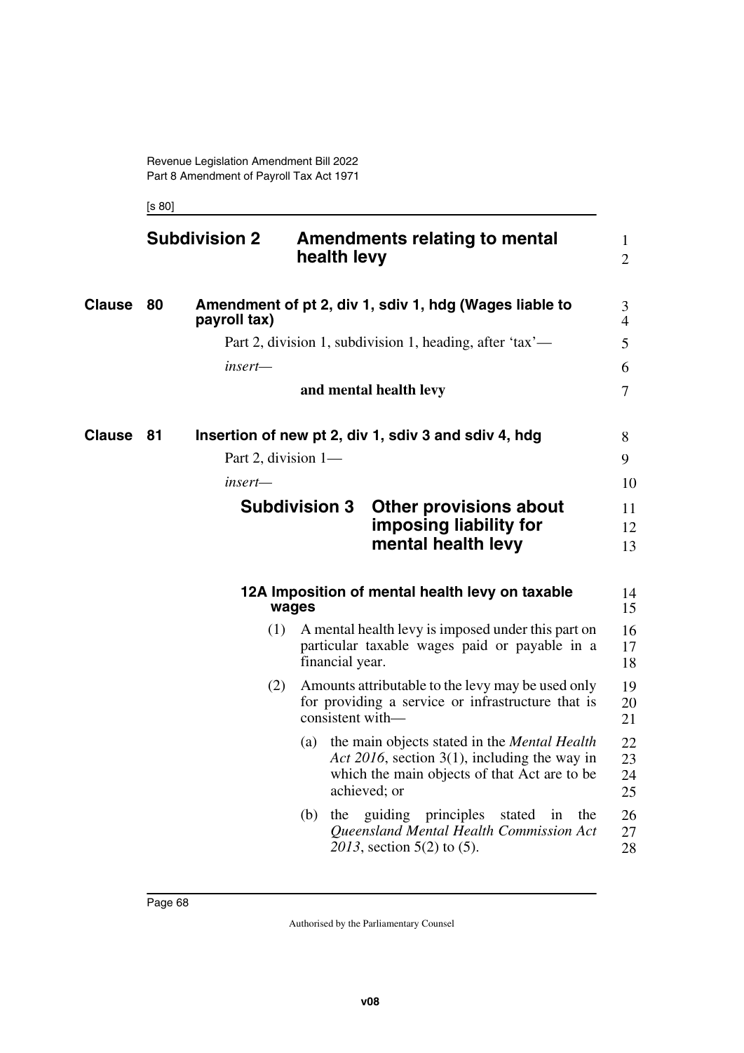## Subdivision 2 Amendments relating to mental health levy

### Clause 80 Amendment of pt 2, div 1, sdiv 1, hdg (Wages liable to payroll tax)

Part 2, division 1, subdivision 1, heading, after 'tax'—

*insert—*

**and mental health levy**

### Clause 81 Insertion of new pt 2, div 1, sdiv 3 and sdiv 4, hdg

Part 2, division 1—

*insert—*

## Subdivision 3 Other provisions about imposing liability for mental health levy

### 12A Imposition of mental health levy on taxable wages

(1) A mental health levy is imposed under this part on particular taxable wages paid or payable in a financial year.

(2) Amounts attributable to the levy may be used only for providing a service or infrastructure that is consistent with—

(a) the main objects stated in the *Mental Health Act 2016*, section 3(1), including the way in which the main objects of that Act are to be achieved; or

(b) the guiding principles stated in the *Queensland Mental Health Commission Act 2013*, section 5(2) to (5).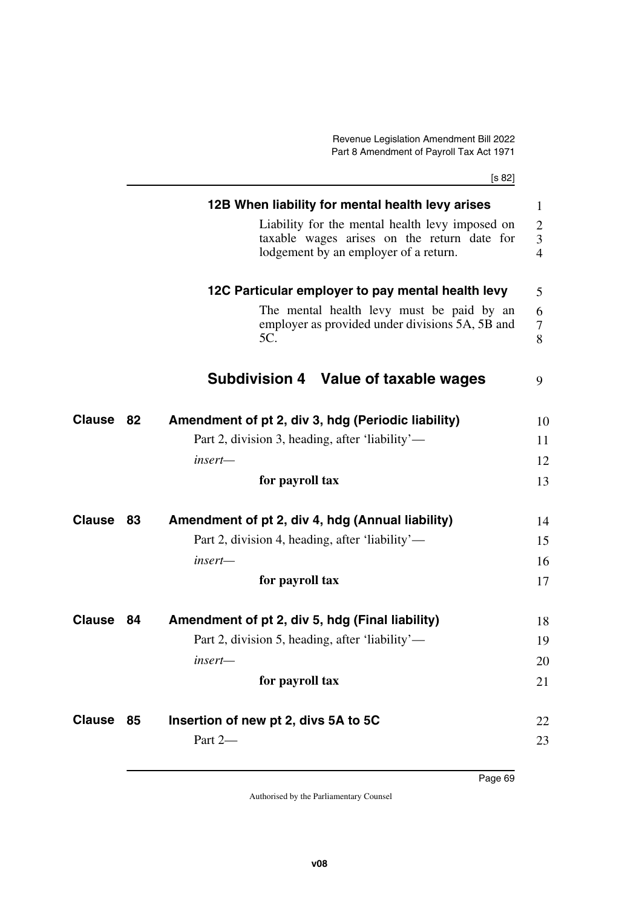### 12B When liability for mental health levy arises

Liability for the mental health levy imposed on taxable wages arises on the return date for lodgement by an employer of a return.

### 12C Particular employer to pay mental health levy

The mental health levy must be paid by an employer as provided under divisions 5A, 5B and 5C.

## Subdivision 4 Value of taxable wages

**Clause 82 Amendment of pt 2, div 3, hdg (Periodic liability)**

Part 2, division 3, heading, after 'liability'—

*insert*—

**for payroll tax**

**Clause 83 Amendment of pt 2, div 4, hdg (Annual liability)**

Part 2, division 4, heading, after 'liability'—

*insert*—

**for payroll tax**

**Clause 84 Amendment of pt 2, div 5, hdg (Final liability)**

Part 2, division 5, heading, after 'liability'—

*insert*—

**for payroll tax**

**Clause 85 Insertion of new pt 2, divs 5A to 5C**

Part 2—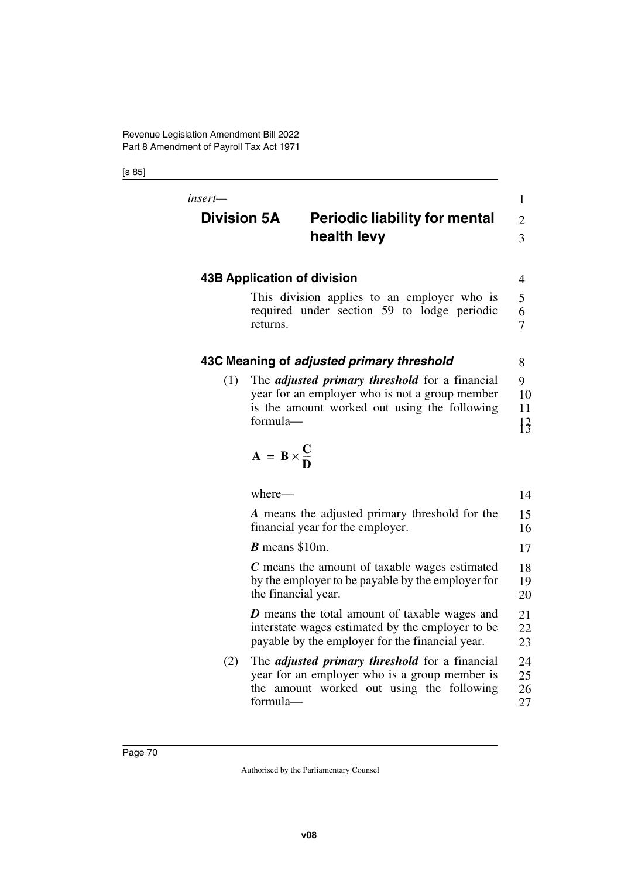*insert—*

## Division 5A Periodic liability for mental health levy

### 43B Application of division

This division applies to an employer who is required under section 59 to lodge periodic returns.

### 43C Meaning of *adjusted primary threshold*

(1) The ***adjusted primary threshold*** for a financial year for an employer who is not a group member is the amount worked out using the following formula—

$$\mathbf{A} = \mathbf{B} \times \frac{\mathbf{C}}{\mathbf{D}}$$

where—

***A*** means the adjusted primary threshold for the financial year for the employer.

***B*** means \$10m.

***C*** means the amount of taxable wages estimated by the employer to be payable by the employer for the financial year.

***D*** means the total amount of taxable wages and interstate wages estimated by the employer to be payable by the employer for the financial year.

(2) The ***adjusted primary threshold*** for a financial year for an employer who is a group member is the amount worked out using the following formula—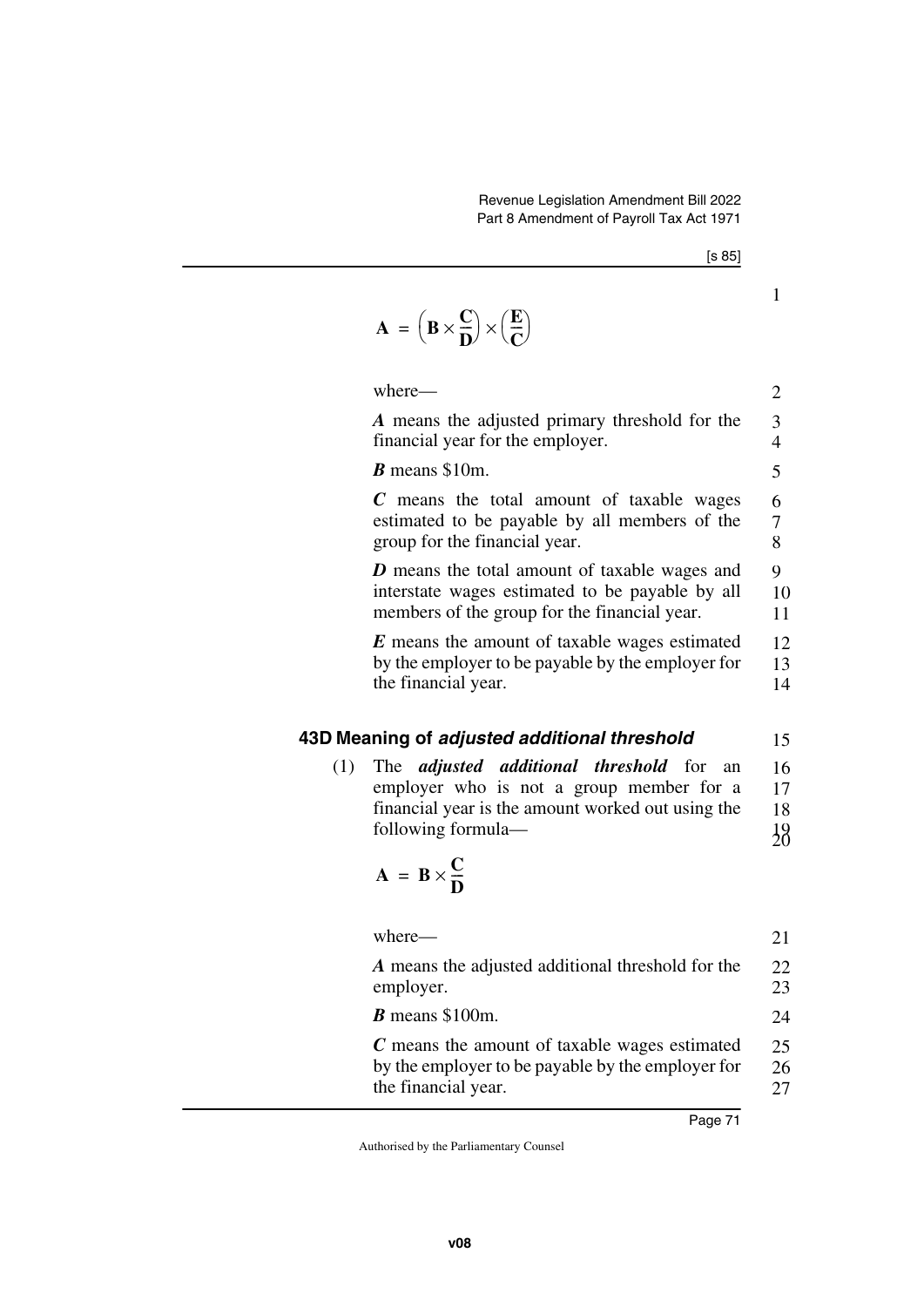$$A = \left(B \times \frac{C}{D}\right) \times \left(\frac{E}{C}\right)$$

where—

***A*** means the adjusted primary threshold for the financial year for the employer.

***B*** means \$10m.

***C*** means the total amount of taxable wages estimated to be payable by all members of the group for the financial year.

***D*** means the total amount of taxable wages and interstate wages estimated to be payable by all members of the group for the financial year.

***E*** means the amount of taxable wages estimated by the employer to be payable by the employer for the financial year.

### 43D Meaning of *adjusted additional threshold*

(1) The ***adjusted additional threshold*** for an employer who is not a group member for a financial year is the amount worked out using the following formula—

$$A = B \times \frac{C}{D}$$

where—

***A*** means the adjusted additional threshold for the employer.

***B*** means \$100m.

***C*** means the amount of taxable wages estimated by the employer to be payable by the employer for the financial year.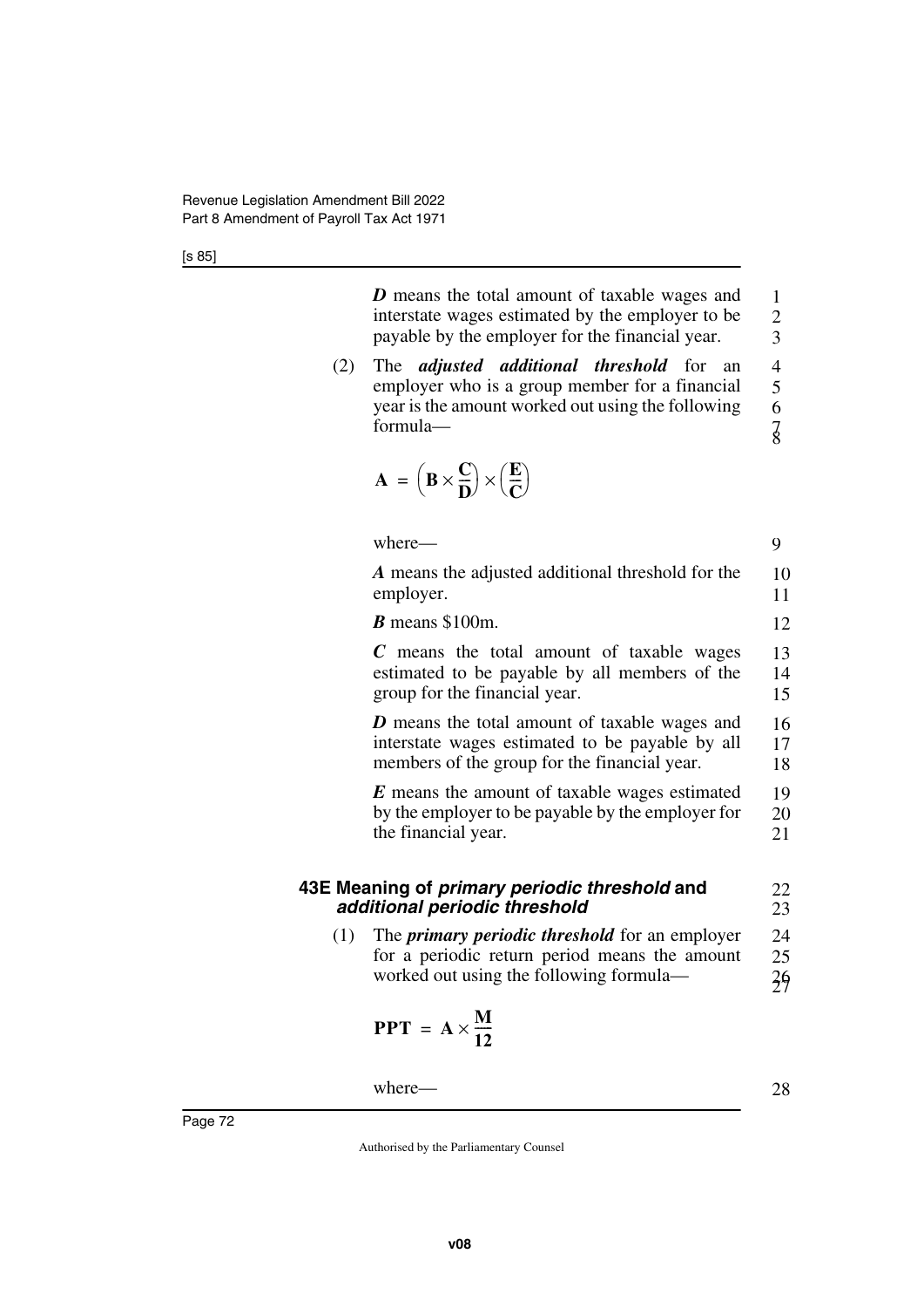***D*** means the total amount of taxable wages and interstate wages estimated by the employer to be payable by the employer for the financial year.

(2) The ***adjusted additional threshold*** for an employer who is a group member for a financial year is the amount worked out using the following formula—

$$\mathbf{A} = \left(\mathbf{B} \times \frac{\mathbf{C}}{\mathbf{D}}\right) \times \left(\frac{\mathbf{E}}{\mathbf{C}}\right)$$

where—

***A*** means the adjusted additional threshold for the employer.

***B*** means \$100m.

***C*** means the total amount of taxable wages estimated to be payable by all members of the group for the financial year.

***D*** means the total amount of taxable wages and interstate wages estimated to be payable by all members of the group for the financial year.

***E*** means the amount of taxable wages estimated by the employer to be payable by the employer for the financial year.

### 43E Meaning of *primary periodic threshold* and *additional periodic threshold*

(1) The ***primary periodic threshold*** for an employer for a periodic return period means the amount worked out using the following formula—

$$\mathbf{PPT} = \mathbf{A} \times \frac{\mathbf{M}}{\mathbf{12}}$$

where—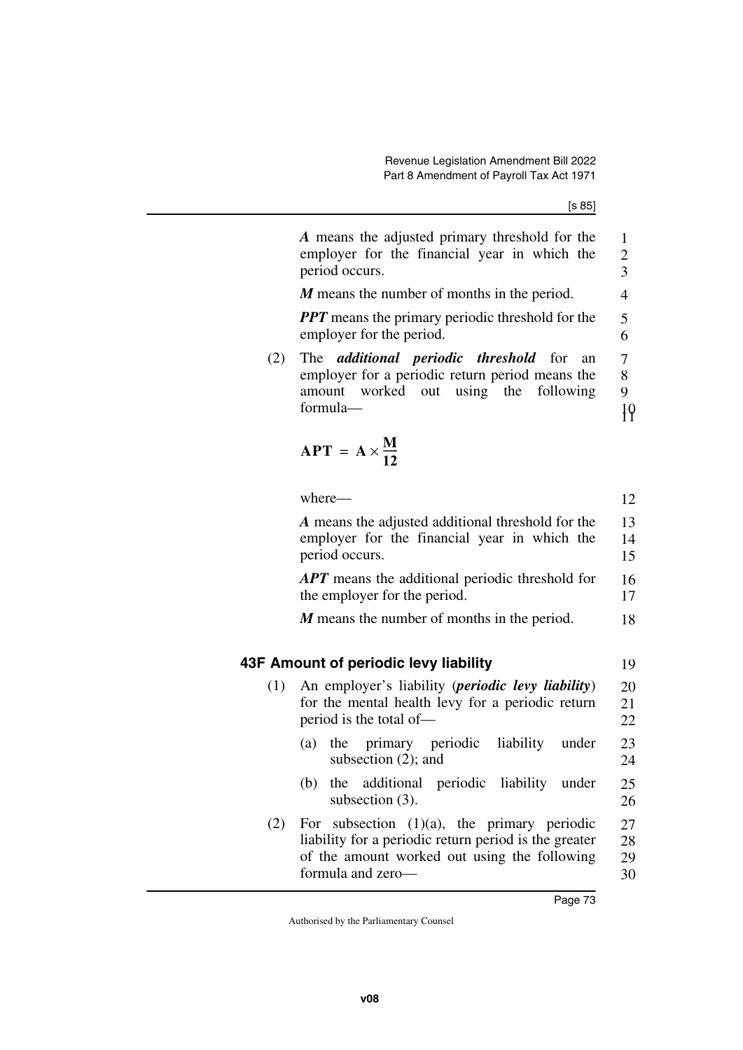***A*** means the adjusted primary threshold for the employer for the financial year in which the period occurs.

***M*** means the number of months in the period.

***PPT*** means the primary periodic threshold for the employer for the period.

(2) The ***additional periodic threshold*** for an employer for a periodic return period means the amount worked out using the following formula—

$$\mathbf{APT = A \times \frac{M}{12}}$$

where—

***A*** means the adjusted additional threshold for the employer for the financial year in which the period occurs.

***APT*** means the additional periodic threshold for the employer for the period.

***M*** means the number of months in the period.

### 43F Amount of periodic levy liability

(1) An employer's liability (***periodic levy liability***) for the mental health levy for a periodic return period is the total of—

(a) the primary periodic liability under subsection (2); and

(b) the additional periodic liability under subsection (3).

(2) For subsection (1)(a), the primary periodic liability for a periodic return period is the greater of the amount worked out using the following formula and zero—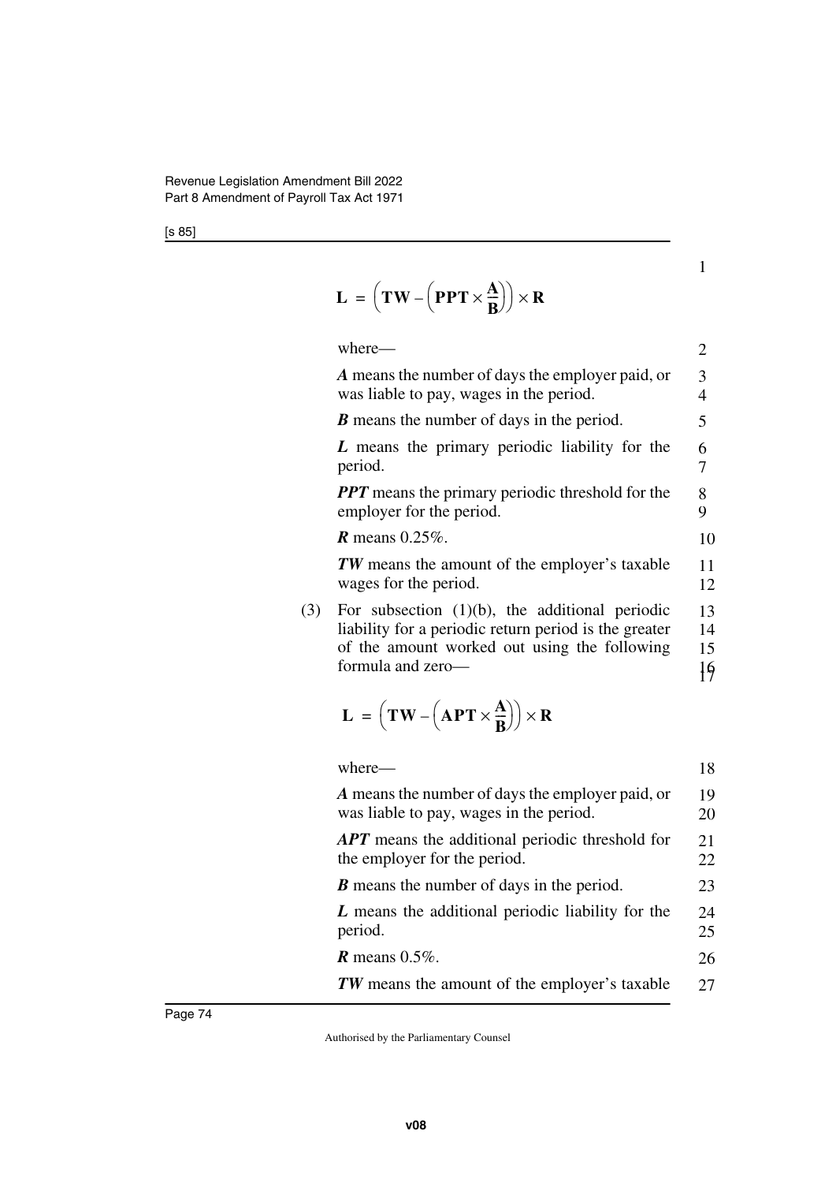$$\mathbf{L} = \left(\mathbf{TW} - \left(\mathbf{PPT} \times \frac{\mathbf{A}}{\mathbf{B}}\right)\right) \times \mathbf{R}$$

where—

***A*** means the number of days the employer paid, or was liable to pay, wages in the period.

***B*** means the number of days in the period.

***L*** means the primary periodic liability for the period.

***PPT*** means the primary periodic threshold for the employer for the period.

***R*** means 0.25%.

***TW*** means the amount of the employer's taxable wages for the period.

(3) For subsection (1)(b), the additional periodic liability for a periodic return period is the greater of the amount worked out using the following formula and zero—

$$\mathbf{L} = \left(\mathbf{TW} - \left(\mathbf{APT} \times \frac{\mathbf{A}}{\mathbf{B}}\right)\right) \times \mathbf{R}$$

where—

***A*** means the number of days the employer paid, or was liable to pay, wages in the period.

***APT*** means the additional periodic threshold for the employer for the period.

***B*** means the number of days in the period.

***L*** means the additional periodic liability for the period.

***R*** means 0.5%.

***TW*** means the amount of the employer's taxable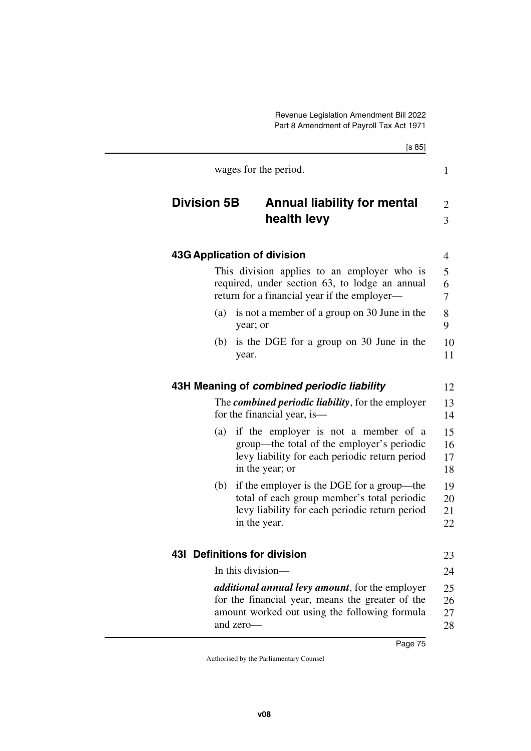wages for the period.

## Division 5B Annual liability for mental health levy

### 43G Application of division

This division applies to an employer who is required, under section 63, to lodge an annual return for a financial year if the employer—

(a) is not a member of a group on 30 June in the year; or

(b) is the DGE for a group on 30 June in the year.

### 43H Meaning of *combined periodic liability*

The ***combined periodic liability***, for the employer for the financial year, is—

(a) if the employer is not a member of a group—the total of the employer's periodic levy liability for each periodic return period in the year; or

(b) if the employer is the DGE for a group—the total of each group member's total periodic levy liability for each periodic return period in the year.

### 43I Definitions for division

In this division—

***additional annual levy amount***, for the employer for the financial year, means the greater of the amount worked out using the following formula and zero—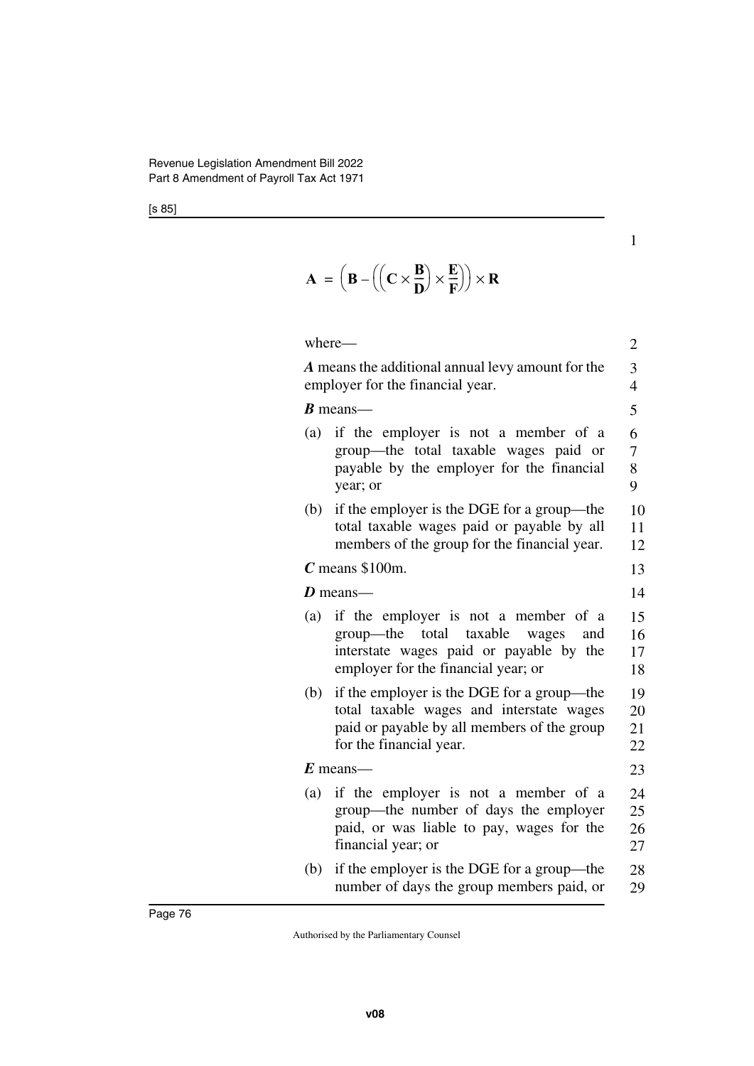$$\mathbf{A} = \left(\mathbf{B} - \left(\left(\mathbf{C} \times \frac{\mathbf{B}}{\mathbf{D}}\right) \times \frac{\mathbf{E}}{\mathbf{F}}\right)\right) \times \mathbf{R}$$

where—

***A*** means the additional annual levy amount for the employer for the financial year.

***B*** means—

(a) if the employer is not a member of a group—the total taxable wages paid or payable by the employer for the financial year; or

(b) if the employer is the DGE for a group—the total taxable wages paid or payable by all members of the group for the financial year.

***C*** means \$100m.

***D*** means—

(a) if the employer is not a member of a group—the total taxable wages and interstate wages paid or payable by the employer for the financial year; or

(b) if the employer is the DGE for a group—the total taxable wages and interstate wages paid or payable by all members of the group for the financial year.

***E*** means—

(a) if the employer is not a member of a group—the number of days the employer paid, or was liable to pay, wages for the financial year; or

(b) if the employer is the DGE for a group—the number of days the group members paid, or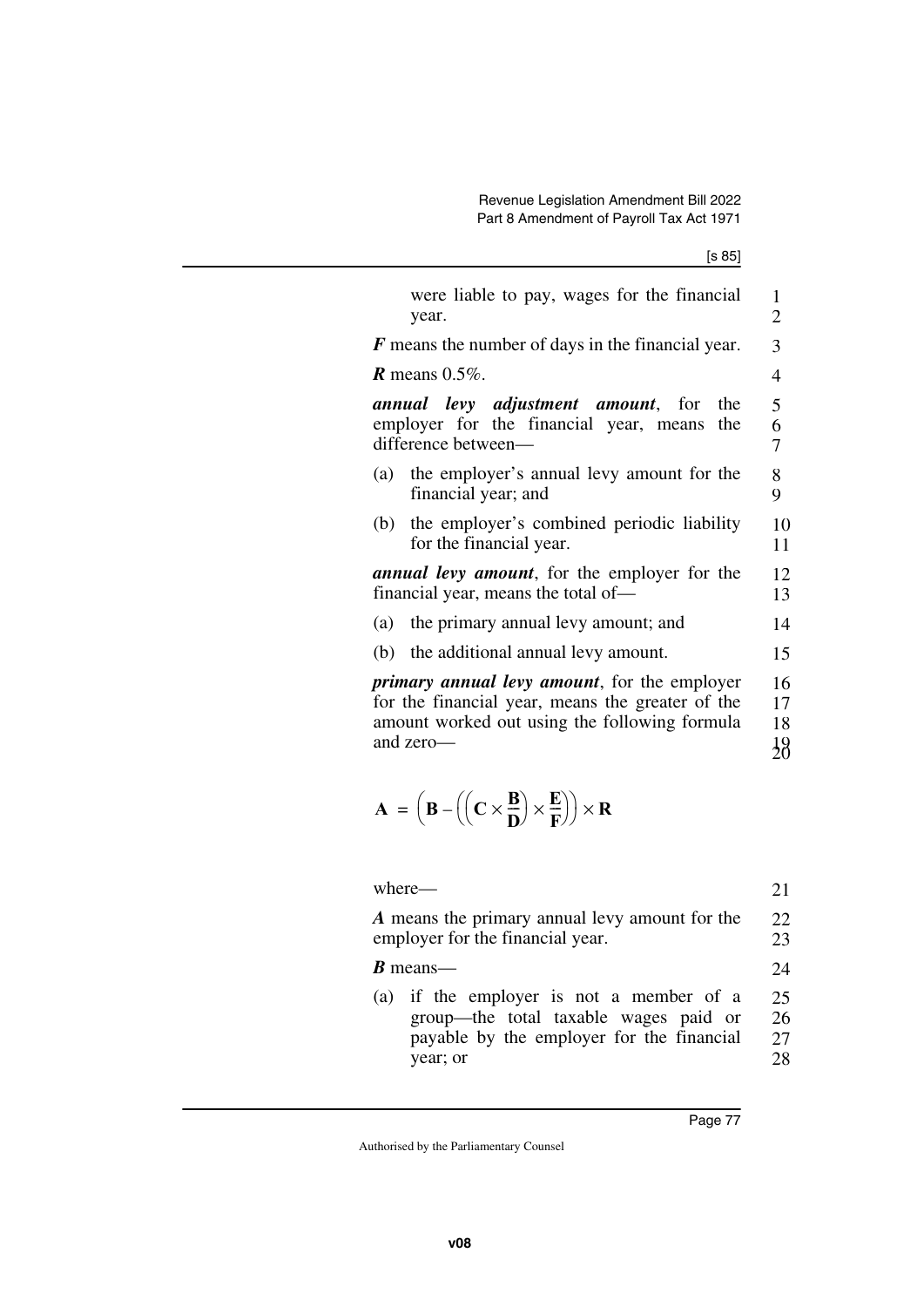were liable to pay, wages for the financial year.

***F*** means the number of days in the financial year.

***R*** means 0.5%.

***annual levy adjustment amount***, for the employer for the financial year, means the difference between—

(a) the employer's annual levy amount for the financial year; and

(b) the employer's combined periodic liability for the financial year.

***annual levy amount***, for the employer for the financial year, means the total of—

(a) the primary annual levy amount; and

(b) the additional annual levy amount.

***primary annual levy amount***, for the employer for the financial year, means the greater of the amount worked out using the following formula and zero—

$$\mathbf{A} = \left(\mathbf{B} - \left(\left(\mathbf{C} \times \frac{\mathbf{B}}{\mathbf{D}}\right) \times \frac{\mathbf{E}}{\mathbf{F}}\right)\right) \times \mathbf{R}$$

where—

***A*** means the primary annual levy amount for the employer for the financial year.

***B*** means—

(a) if the employer is not a member of a group—the total taxable wages paid or payable by the employer for the financial year; or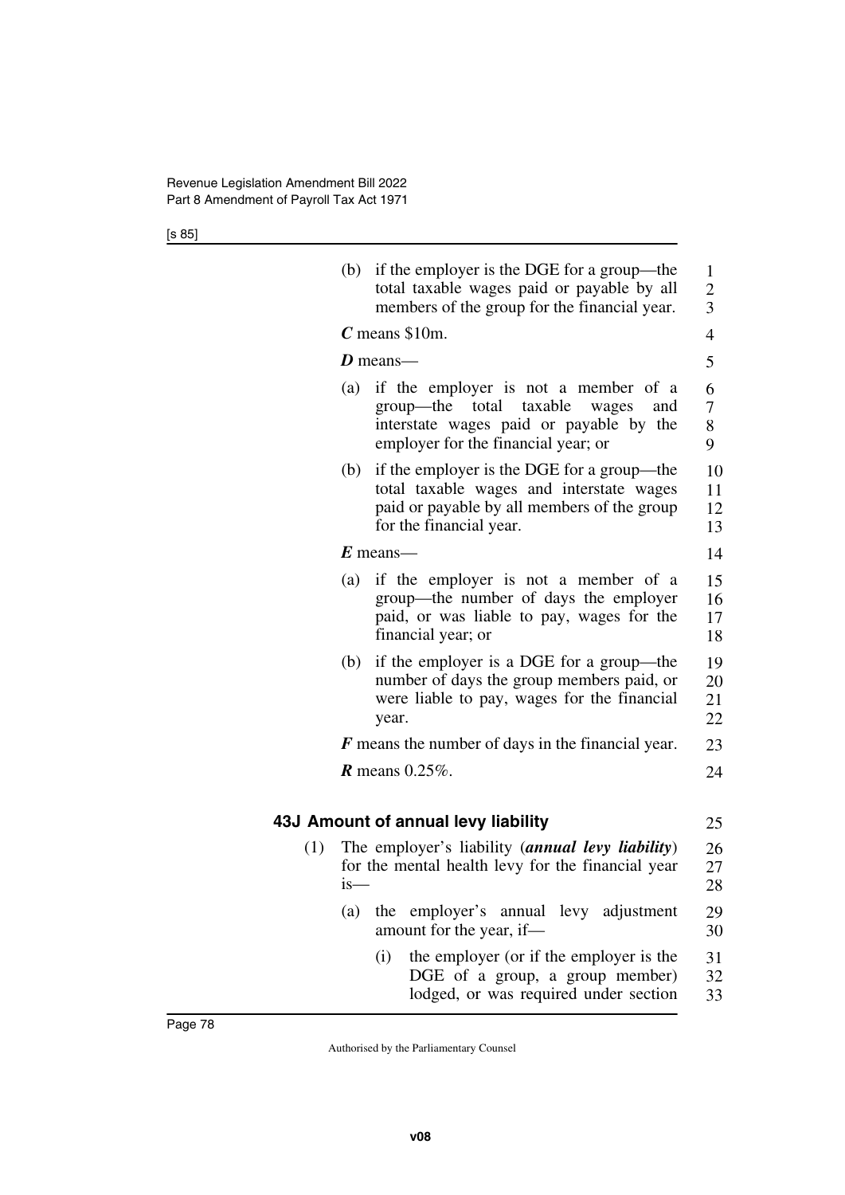(b) if the employer is the DGE for a group—the total taxable wages paid or payable by all members of the group for the financial year.

***C*** means \$10m.

***D*** means—

(a) if the employer is not a member of a group—the total taxable wages and interstate wages paid or payable by the employer for the financial year; or

(b) if the employer is the DGE for a group—the total taxable wages and interstate wages paid or payable by all members of the group for the financial year.

***E*** means—

(a) if the employer is not a member of a group—the number of days the employer paid, or was liable to pay, wages for the financial year; or

(b) if the employer is a DGE for a group—the number of days the group members paid, or were liable to pay, wages for the financial year.

***F*** means the number of days in the financial year.

***R*** means 0.25%.

### 43J Amount of annual levy liability

(1) The employer's liability (***annual levy liability***) for the mental health levy for the financial year is—

(a) the employer's annual levy adjustment amount for the year, if—

(i) the employer (or if the employer is the DGE of a group, a group member) lodged, or was required under section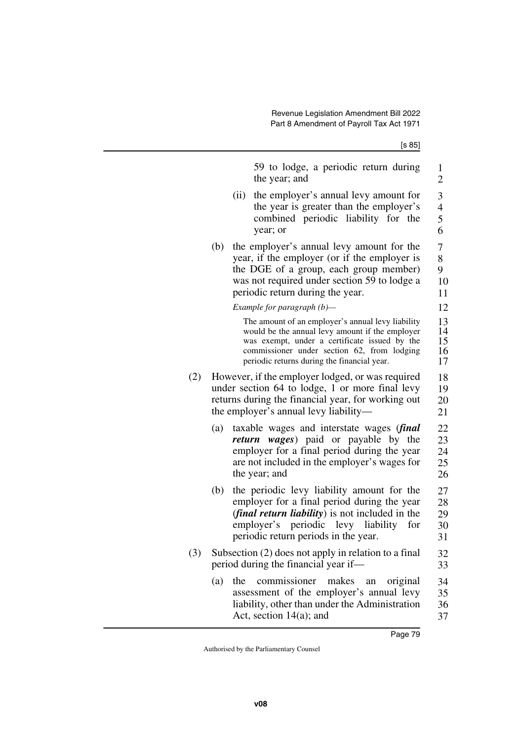59 to lodge, a periodic return during the year; and

(ii) the employer's annual levy amount for the year is greater than the employer's combined periodic liability for the year; or

(b) the employer's annual levy amount for the year, if the employer (or if the employer is the DGE of a group, each group member) was not required under section 59 to lodge a periodic return during the year.

*Example for paragraph (b)—*

The amount of an employer's annual levy liability would be the annual levy amount if the employer was exempt, under a certificate issued by the commissioner under section 62, from lodging periodic returns during the financial year.

(2) However, if the employer lodged, or was required under section 64 to lodge, 1 or more final levy returns during the financial year, for working out the employer's annual levy liability—

(a) taxable wages and interstate wages (***final return wages***) paid or payable by the employer for a final period during the year are not included in the employer's wages for the year; and

(b) the periodic levy liability amount for the employer for a final period during the year (***final return liability***) is not included in the employer's periodic levy liability for periodic return periods in the year.

(3) Subsection (2) does not apply in relation to a final period during the financial year if—

(a) the commissioner makes an original assessment of the employer's annual levy liability, other than under the Administration Act, section 14(a); and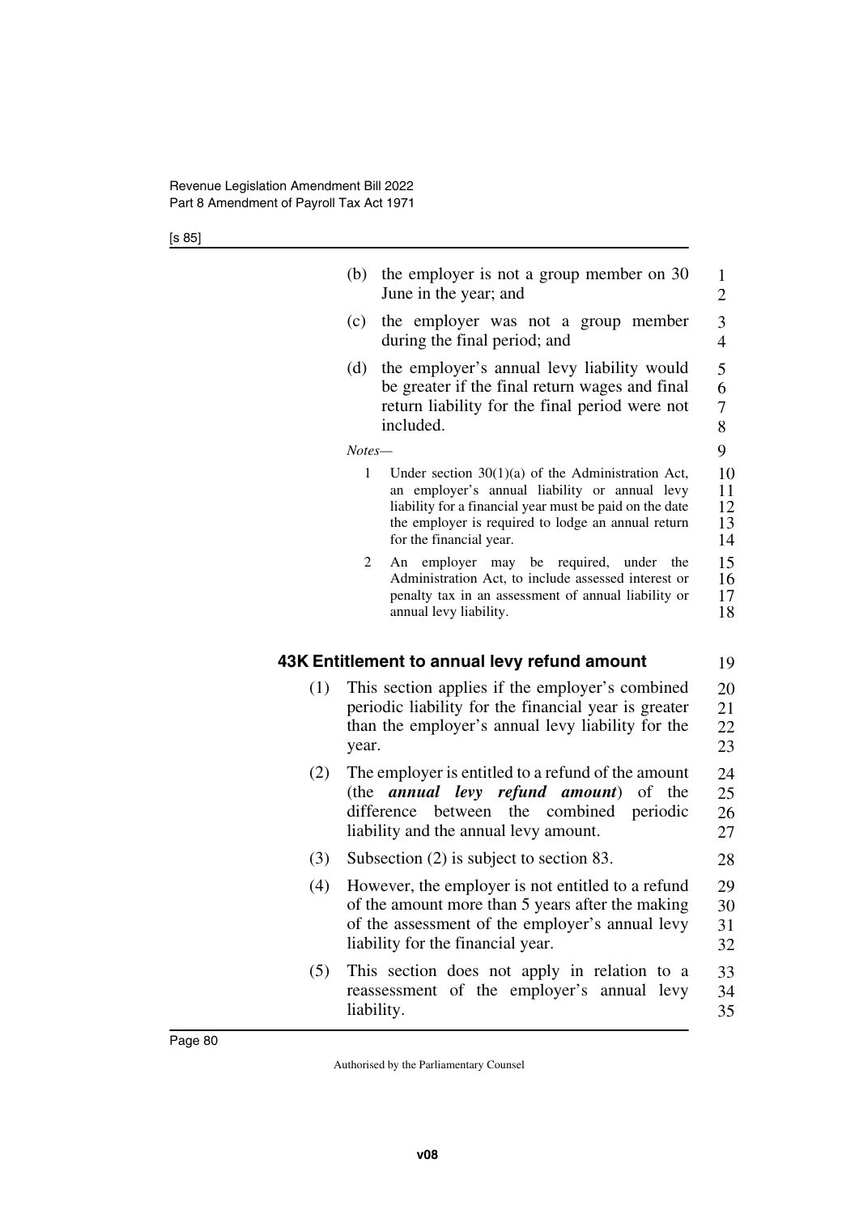(b) the employer is not a group member on 30 June in the year; and

(c) the employer was not a group member during the final period; and

(d) the employer's annual levy liability would be greater if the final return wages and final return liability for the final period were not included.

*Notes—*

1 Under section 30(1)(a) of the Administration Act, an employer's annual liability or annual levy liability for a financial year must be paid on the date the employer is required to lodge an annual return for the financial year.

2 An employer may be required, under the Administration Act, to include assessed interest or penalty tax in an assessment of annual liability or annual levy liability.

### 43K Entitlement to annual levy refund amount

(1) This section applies if the employer's combined periodic liability for the financial year is greater than the employer's annual levy liability for the year.

(2) The employer is entitled to a refund of the amount (the ***annual levy refund amount***) of the difference between the combined periodic liability and the annual levy amount.

(3) Subsection (2) is subject to section 83.

(4) However, the employer is not entitled to a refund of the amount more than 5 years after the making of the assessment of the employer's annual levy liability for the financial year.

(5) This section does not apply in relation to a reassessment of the employer's annual levy liability.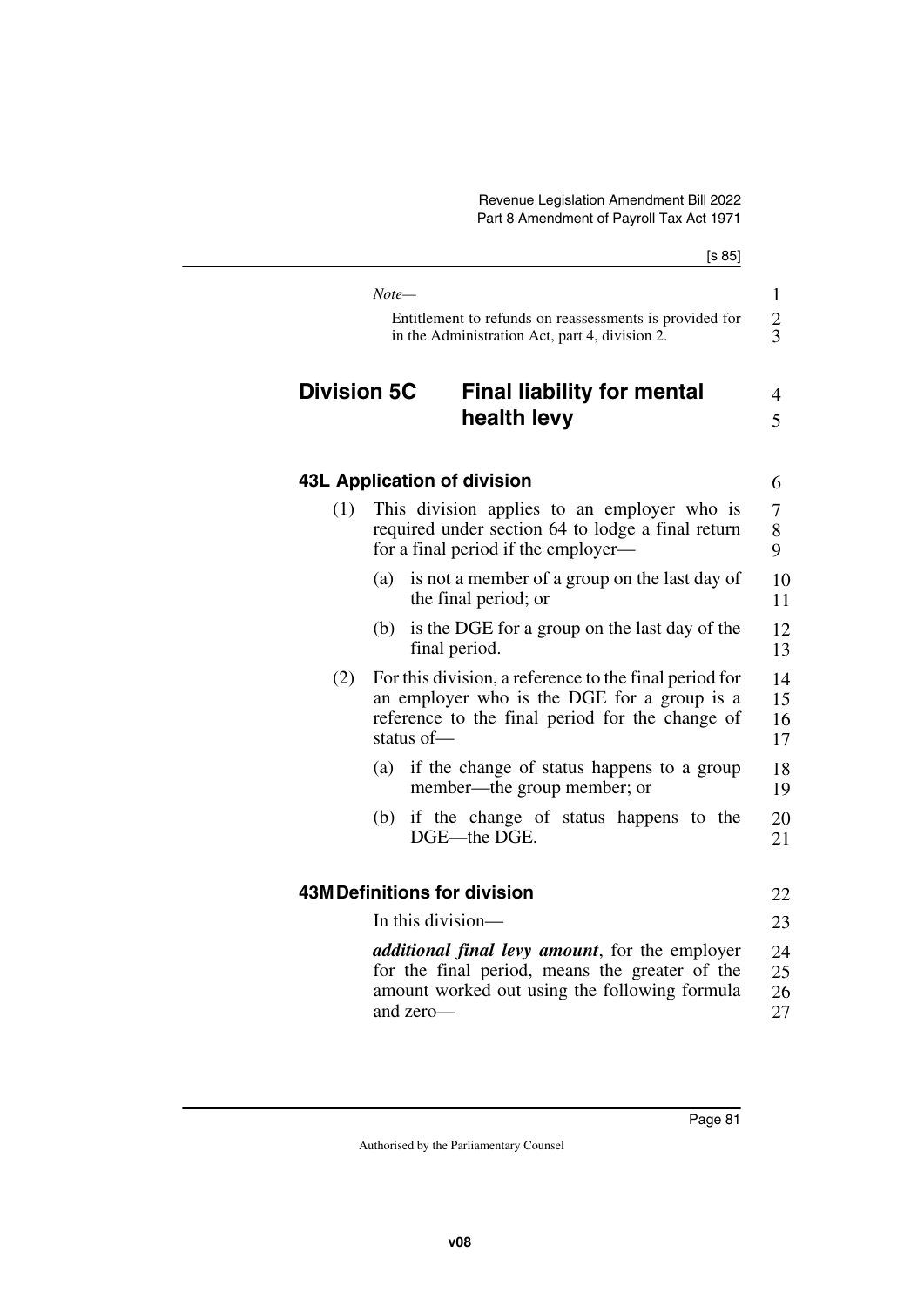*Note—*

Entitlement to refunds on reassessments is provided for in the Administration Act, part 4, division 2.

## Division 5C Final liability for mental health levy

### 43L Application of division

(1) This division applies to an employer who is required under section 64 to lodge a final return for a final period if the employer—

(a) is not a member of a group on the last day of the final period; or

(b) is the DGE for a group on the last day of the final period.

(2) For this division, a reference to the final period for an employer who is the DGE for a group is a reference to the final period for the change of status of—

(a) if the change of status happens to a group member—the group member; or

(b) if the change of status happens to the DGE—the DGE.

### 43M Definitions for division

In this division—

***additional final levy amount***, for the employer for the final period, means the greater of the amount worked out using the following formula and zero—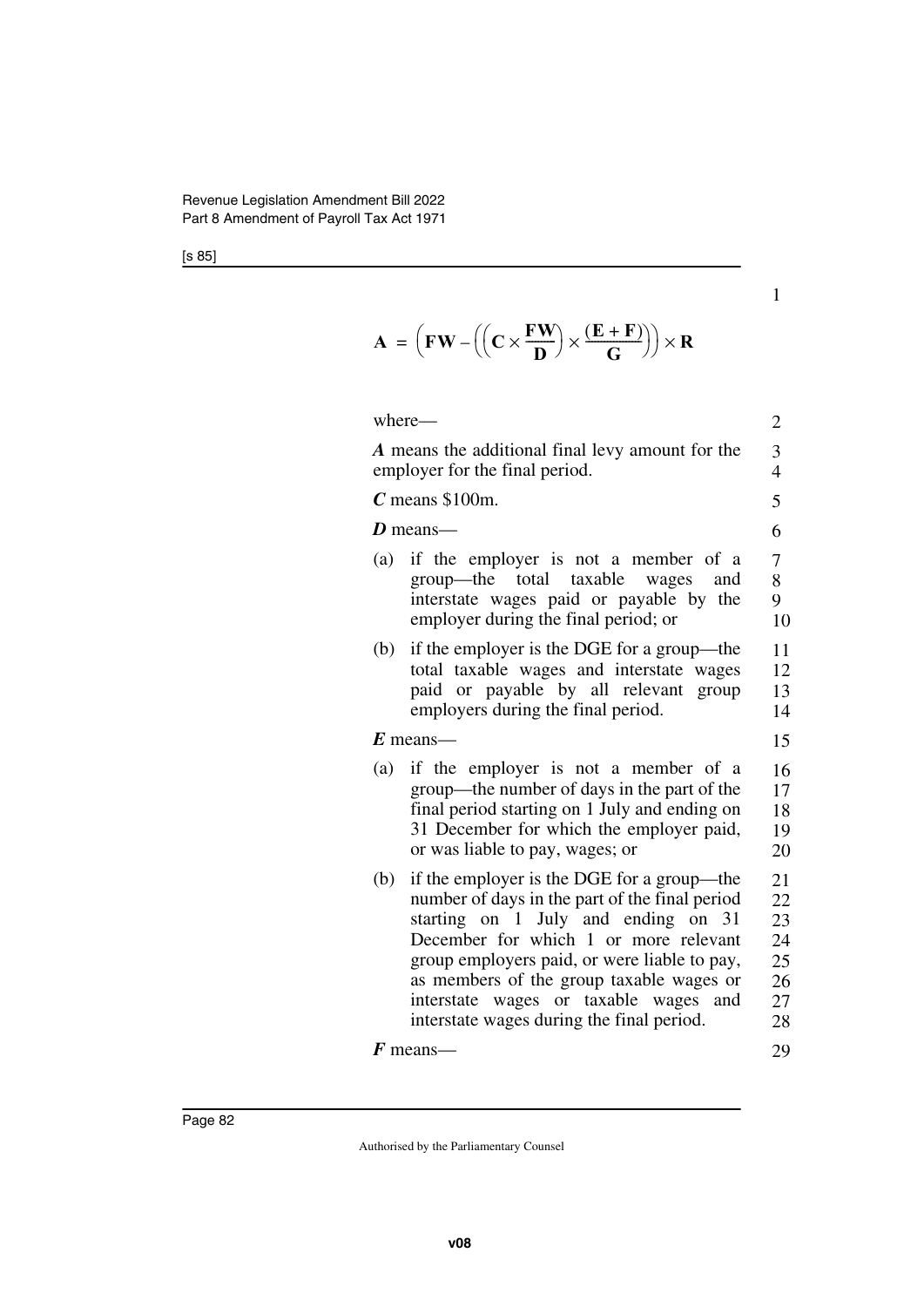$$\mathbf{A} = \left(\mathbf{FW} - \left(\left(\mathbf{C} \times \frac{\mathbf{FW}}{\mathbf{D}}\right) \times \frac{(\mathbf{E} + \mathbf{F})}{\mathbf{G}}\right)\right) \times \mathbf{R}$$

where—

***A*** means the additional final levy amount for the employer for the final period.

***C*** means \$100m.

***D*** means—

(a) if the employer is not a member of a group—the total taxable wages and interstate wages paid or payable by the employer during the final period; or

(b) if the employer is the DGE for a group—the total taxable wages and interstate wages paid or payable by all relevant group employers during the final period.

***E*** means—

(a) if the employer is not a member of a group—the number of days in the part of the final period starting on 1 July and ending on 31 December for which the employer paid, or was liable to pay, wages; or

(b) if the employer is the DGE for a group—the number of days in the part of the final period starting on 1 July and ending on 31 December for which 1 or more relevant group employers paid, or were liable to pay, as members of the group taxable wages or interstate wages or taxable wages and interstate wages during the final period.

***F*** means—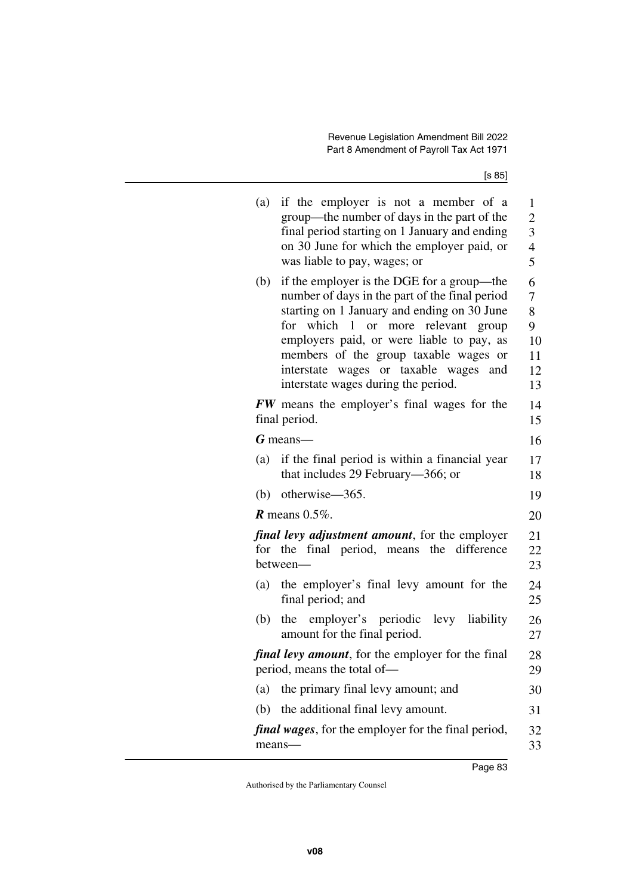(a) if the employer is not a member of a group—the number of days in the part of the final period starting on 1 January and ending on 30 June for which the employer paid, or was liable to pay, wages; or

(b) if the employer is the DGE for a group—the number of days in the part of the final period starting on 1 January and ending on 30 June for which 1 or more relevant group employers paid, or were liable to pay, as members of the group taxable wages or interstate wages or taxable wages and interstate wages during the period.

***FW*** means the employer's final wages for the final period.

***G*** means—

(a) if the final period is within a financial year that includes 29 February—366; or

(b) otherwise—365.

***R*** means 0.5%.

***final levy adjustment amount***, for the employer for the final period, means the difference between—

(a) the employer's final levy amount for the final period; and

(b) the employer's periodic levy liability amount for the final period.

***final levy amount***, for the employer for the final period, means the total of—

(a) the primary final levy amount; and

(b) the additional final levy amount.

***final wages***, for the employer for the final period, means—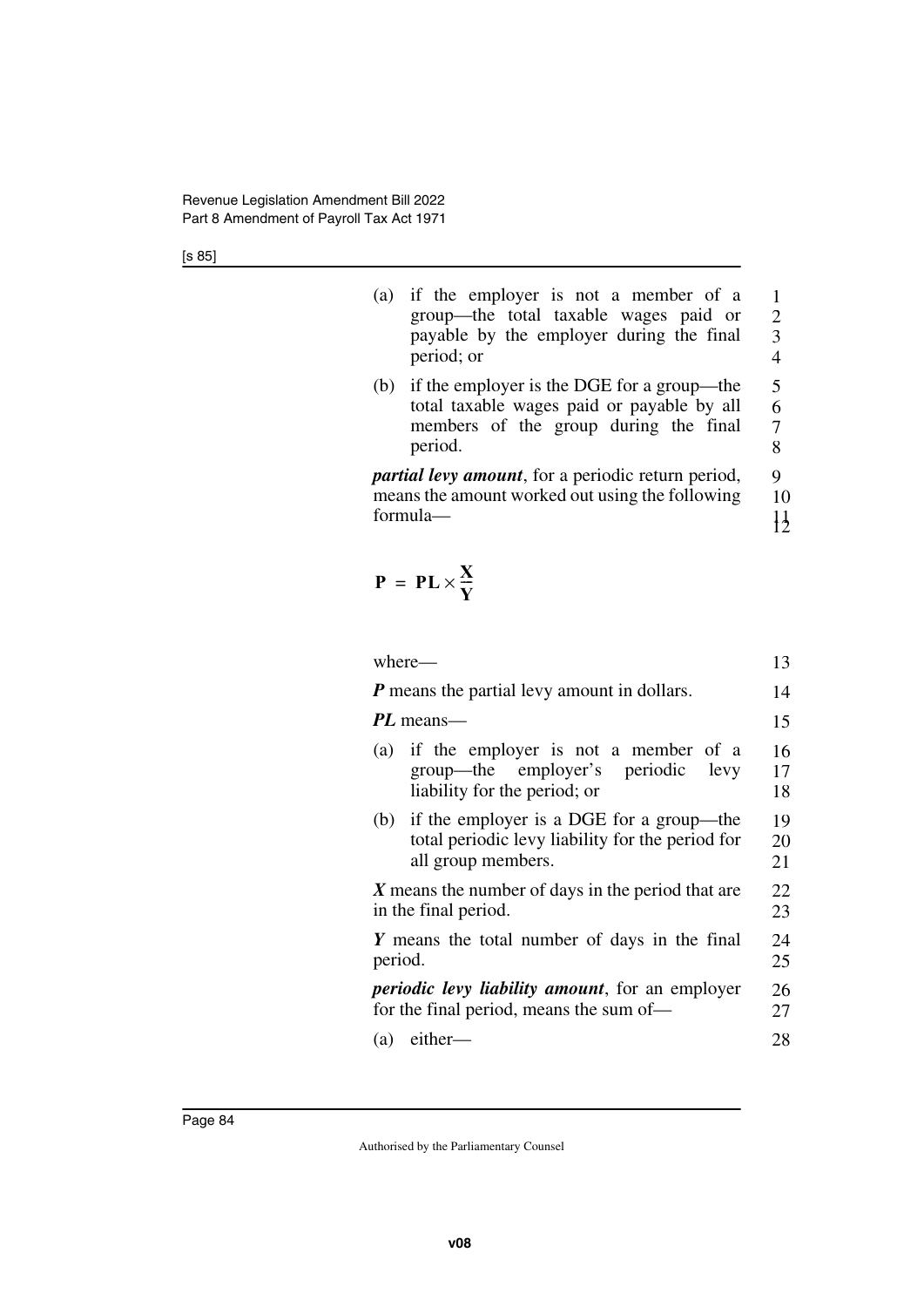(a) if the employer is not a member of a group—the total taxable wages paid or payable by the employer during the final period; or

(b) if the employer is the DGE for a group—the total taxable wages paid or payable by all members of the group during the final period.

***partial levy amount***, for a periodic return period, means the amount worked out using the following formula—

$$P = PL \times \frac{X}{Y}$$

where—

***P*** means the partial levy amount in dollars.

***PL*** means—

(a) if the employer is not a member of a group—the employer's periodic levy liability for the period; or

(b) if the employer is a DGE for a group—the total periodic levy liability for the period for all group members.

***X*** means the number of days in the period that are in the final period.

***Y*** means the total number of days in the final period.

***periodic levy liability amount***, for an employer for the final period, means the sum of—

(a) either—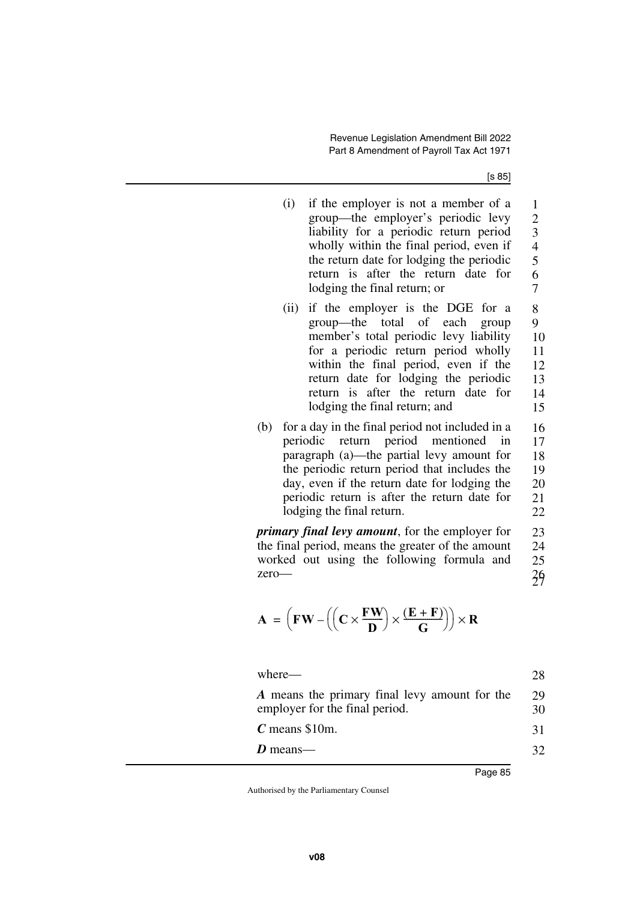(i) if the employer is not a member of a group—the employer's periodic levy liability for a periodic return period wholly within the final period, even if the return date for lodging the periodic return is after the return date for lodging the final return; or

(ii) if the employer is the DGE for a group—the total of each group member's total periodic levy liability for a periodic return period wholly within the final period, even if the return date for lodging the periodic return is after the return date for lodging the final return; and

(b) for a day in the final period not included in a periodic return period mentioned in paragraph (a)—the partial levy amount for the periodic return period that includes the day, even if the return date for lodging the periodic return is after the return date for lodging the final return.

***primary final levy amount***, for the employer for the final period, means the greater of the amount worked out using the following formula and zero—

$$\mathbf{A} = \left(\mathbf{FW} - \left(\left(\mathbf{C} \times \frac{\mathbf{FW}}{\mathbf{D}}\right) \times \frac{(\mathbf{E} + \mathbf{F})}{\mathbf{G}}\right)\right) \times \mathbf{R}$$

where—

***A*** means the primary final levy amount for the employer for the final period.

***C*** means \$10m.

***D*** means—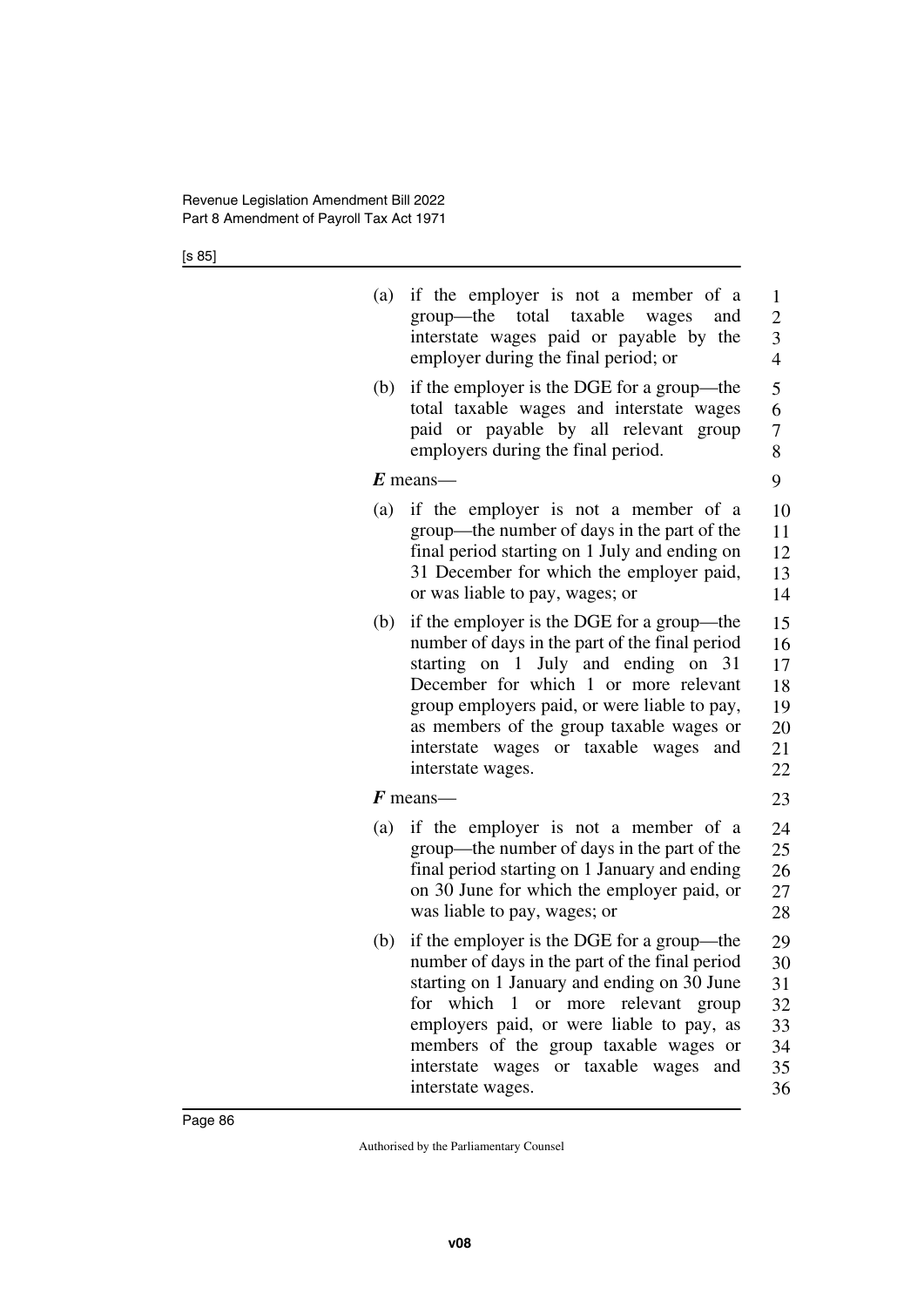(a) if the employer is not a member of a group—the total taxable wages and interstate wages paid or payable by the employer during the final period; or

(b) if the employer is the DGE for a group—the total taxable wages and interstate wages paid or payable by all relevant group employers during the final period.

***E*** means—

(a) if the employer is not a member of a group—the number of days in the part of the final period starting on 1 July and ending on 31 December for which the employer paid, or was liable to pay, wages; or

(b) if the employer is the DGE for a group—the number of days in the part of the final period starting on 1 July and ending on 31 December for which 1 or more relevant group employers paid, or were liable to pay, as members of the group taxable wages or interstate wages or taxable wages and interstate wages.

***F*** means—

(a) if the employer is not a member of a group—the number of days in the part of the final period starting on 1 January and ending on 30 June for which the employer paid, or was liable to pay, wages; or

(b) if the employer is the DGE for a group—the number of days in the part of the final period starting on 1 January and ending on 30 June for which 1 or more relevant group employers paid, or were liable to pay, as members of the group taxable wages or interstate wages or taxable wages and interstate wages.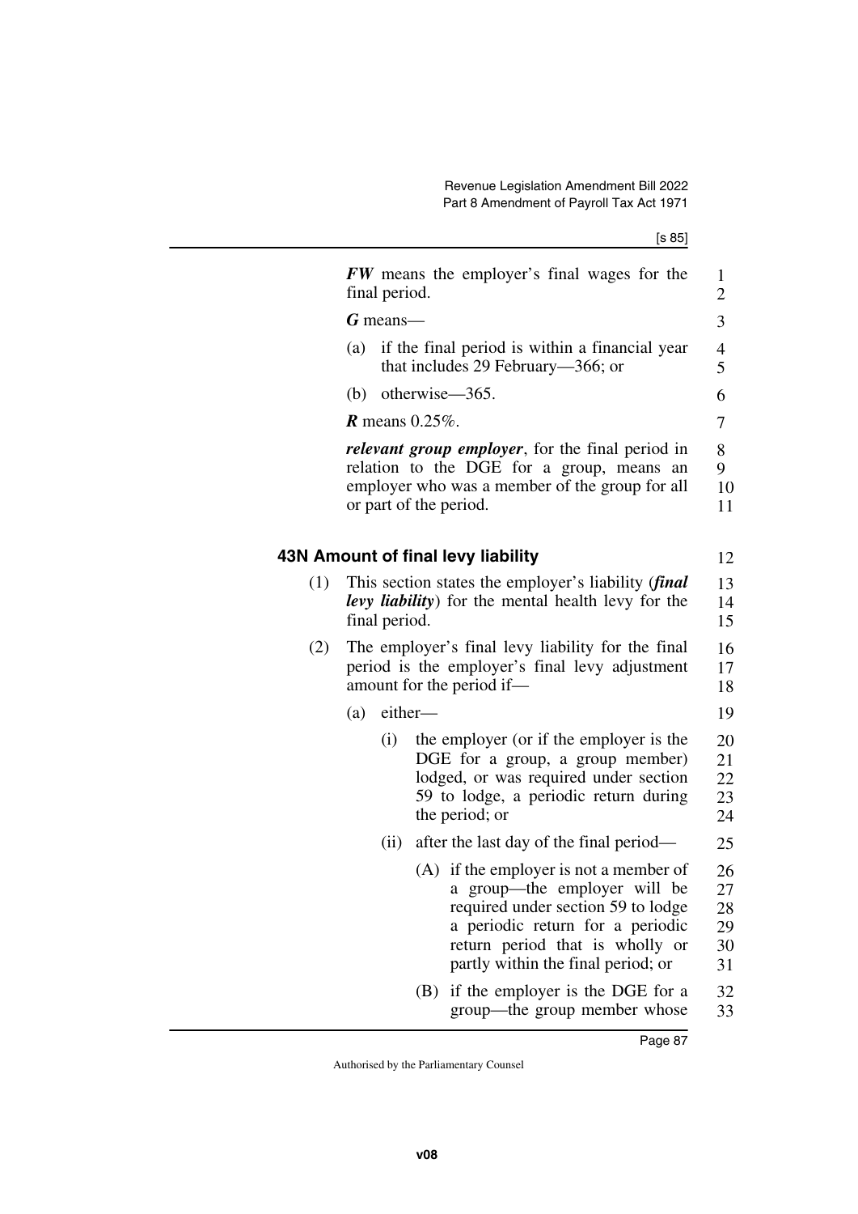***FW*** means the employer's final wages for the final period.

***G*** means—

(a) if the final period is within a financial year that includes 29 February—366; or

(b) otherwise—365.

***R*** means 0.25%.

***relevant group employer***, for the final period in relation to the DGE for a group, means an employer who was a member of the group for all or part of the period.

### 43N Amount of final levy liability

(1) This section states the employer's liability (***final levy liability***) for the mental health levy for the final period.

(2) The employer's final levy liability for the final period is the employer's final levy adjustment amount for the period if—

(a) either—

(i) the employer (or if the employer is the DGE for a group, a group member) lodged, or was required under section 59 to lodge, a periodic return during the period; or

(ii) after the last day of the final period—

(A) if the employer is not a member of a group—the employer will be required under section 59 to lodge a periodic return for a periodic return period that is wholly or partly within the final period; or

(B) if the employer is the DGE for a group—the group member whose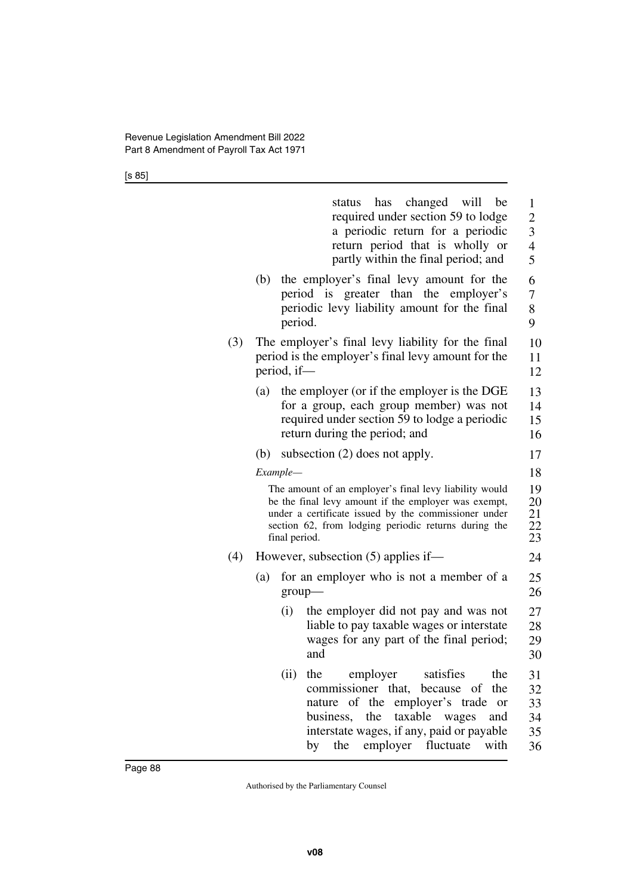status has changed will be required under section 59 to lodge a periodic return for a periodic return period that is wholly or partly within the final period; and

(b) the employer's final levy amount for the period is greater than the employer's periodic levy liability amount for the final period.

(3) The employer's final levy liability for the final period is the employer's final levy amount for the period, if—

(a) the employer (or if the employer is the DGE for a group, each group member) was not required under section 59 to lodge a periodic return during the period; and

(b) subsection (2) does not apply.

*Example—*

The amount of an employer's final levy liability would be the final levy amount if the employer was exempt, under a certificate issued by the commissioner under section 62, from lodging periodic returns during the final period.

(4) However, subsection (5) applies if—

(a) for an employer who is not a member of a group—

(i) the employer did not pay and was not liable to pay taxable wages or interstate wages for any part of the final period; and

(ii) the employer satisfies the commissioner that, because of the nature of the employer's trade or business, the taxable wages and interstate wages, if any, paid or payable by the employer fluctuate with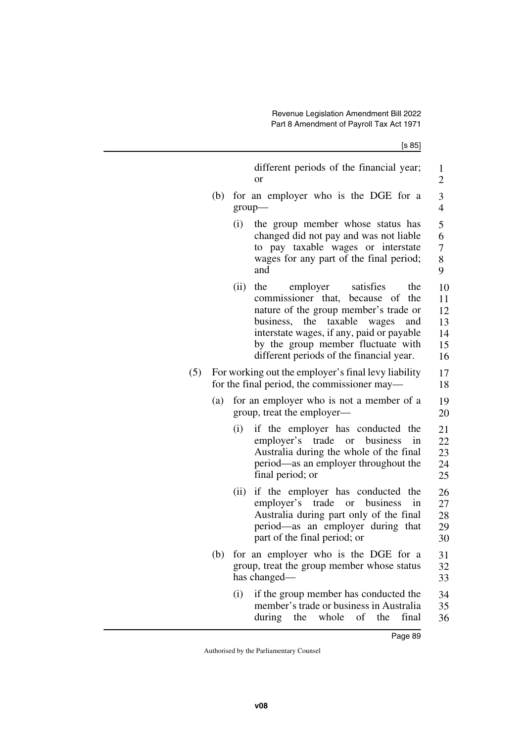different periods of the financial year; or

(b) for an employer who is the DGE for a group—

(i) the group member whose status has changed did not pay and was not liable to pay taxable wages or interstate wages for any part of the final period; and

(ii) the employer satisfies the commissioner that, because of the nature of the group member's trade or business, the taxable wages and interstate wages, if any, paid or payable by the group member fluctuate with different periods of the financial year.

(5) For working out the employer's final levy liability for the final period, the commissioner may—

(a) for an employer who is not a member of a group, treat the employer—

(i) if the employer has conducted the employer's trade or business in Australia during the whole of the final period—as an employer throughout the final period; or

(ii) if the employer has conducted the employer's trade or business in Australia during part only of the final period—as an employer during that part of the final period; or

(b) for an employer who is the DGE for a group, treat the group member whose status has changed—

(i) if the group member has conducted the member's trade or business in Australia during the whole of the final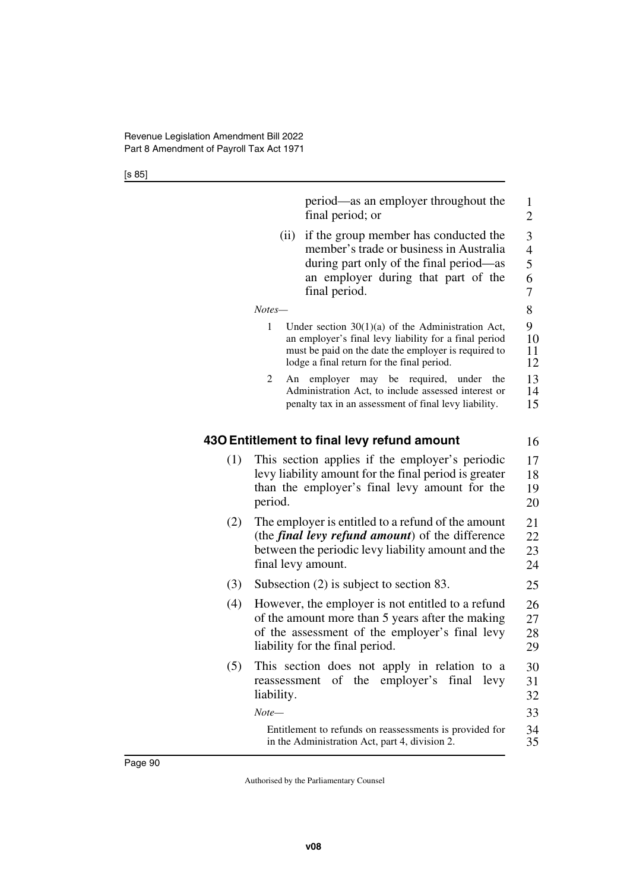period—as an employer throughout the final period; or

(ii) if the group member has conducted the member's trade or business in Australia during part only of the final period—as an employer during that part of the final period.

*Notes—*

1 Under section 30(1)(a) of the Administration Act, an employer's final levy liability for a final period must be paid on the date the employer is required to lodge a final return for the final period.

2 An employer may be required, under the Administration Act, to include assessed interest or penalty tax in an assessment of final levy liability.

## 43O Entitlement to final levy refund amount

(1) This section applies if the employer's periodic levy liability amount for the final period is greater than the employer's final levy amount for the period.

(2) The employer is entitled to a refund of the amount (the ***final levy refund amount***) of the difference between the periodic levy liability amount and the final levy amount.

(3) Subsection (2) is subject to section 83.

(4) However, the employer is not entitled to a refund of the amount more than 5 years after the making of the assessment of the employer's final levy liability for the final period.

(5) This section does not apply in relation to a reassessment of the employer's final levy liability.

*Note—*

Entitlement to refunds on reassessments is provided for in the Administration Act, part 4, division 2.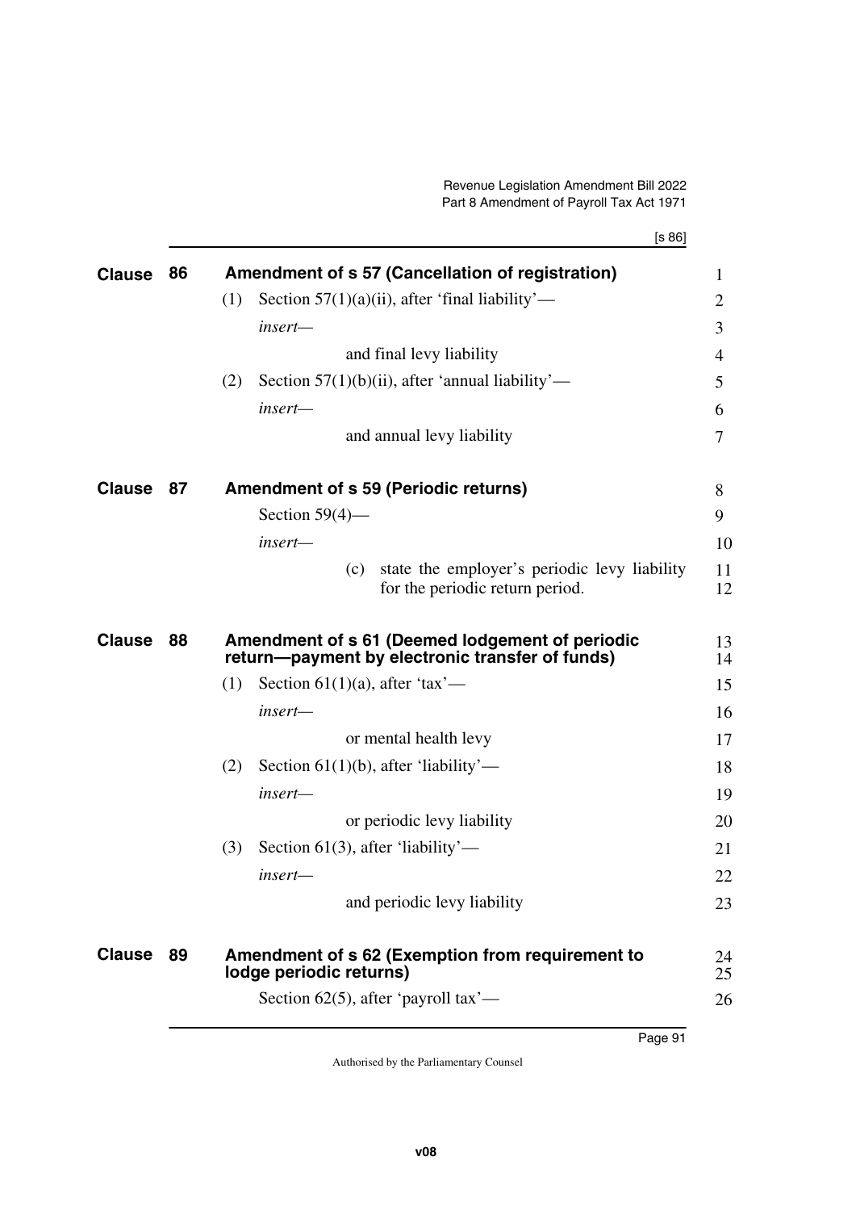## Clause 86 Amendment of s 57 (Cancellation of registration)

(1) Section 57(1)(a)(ii), after 'final liability'—

*insert*—

and final levy liability

(2) Section 57(1)(b)(ii), after 'annual liability'—

*insert*—

and annual levy liability

## Clause 87 Amendment of s 59 (Periodic returns)

Section 59(4)—

*insert*—

(c) state the employer's periodic levy liability for the periodic return period.

## Clause 88 Amendment of s 61 (Deemed lodgement of periodic return—payment by electronic transfer of funds)

(1) Section 61(1)(a), after 'tax'—

*insert*—

or mental health levy

(2) Section 61(1)(b), after 'liability'—

*insert*—

or periodic levy liability

(3) Section 61(3), after 'liability'—

*insert*—

and periodic levy liability

## Clause 89 Amendment of s 62 (Exemption from requirement to lodge periodic returns)

Section 62(5), after 'payroll tax'—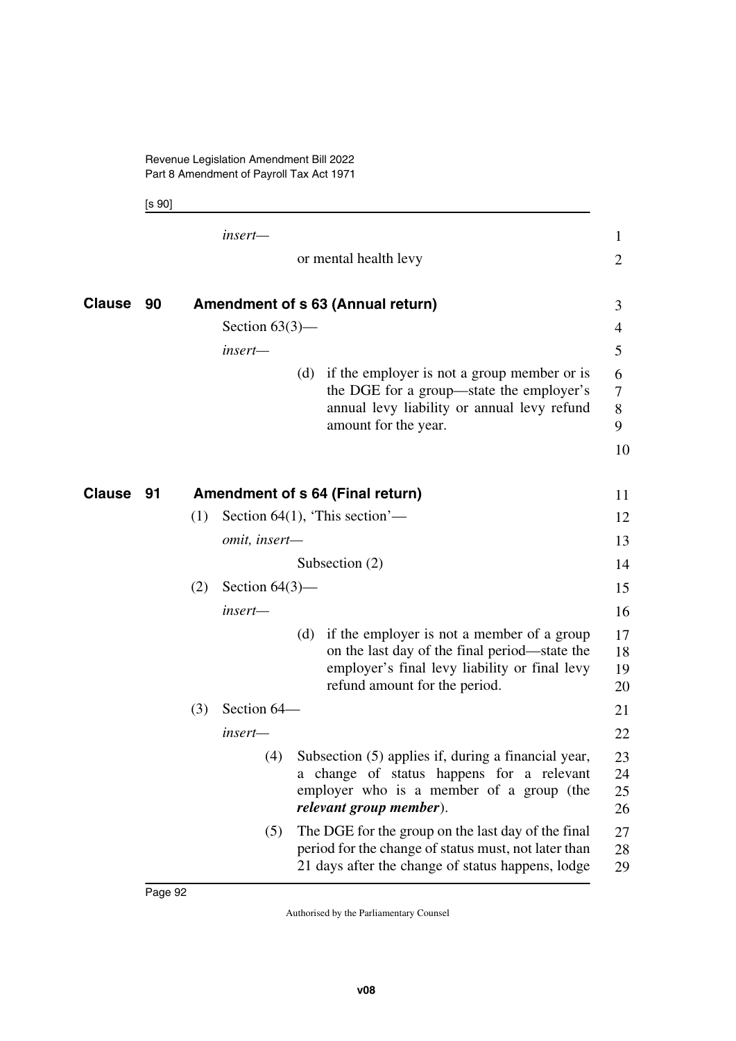*insert—*

or mental health levy

## Clause 90 Amendment of s 63 (Annual return)

Section 63(3)—

*insert—*

(d) if the employer is not a group member or is the DGE for a group—state the employer's annual levy liability or annual levy refund amount for the year.

## Clause 91 Amendment of s 64 (Final return)

(1) Section 64(1), 'This section'—

*omit, insert—*

Subsection (2)

(2) Section 64(3)—

*insert—*

(d) if the employer is not a member of a group on the last day of the final period—state the employer's final levy liability or final levy refund amount for the period.

(3) Section 64—

*insert—*

(4) Subsection (5) applies if, during a financial year, a change of status happens for a relevant employer who is a member of a group (the ***relevant group member***).

(5) The DGE for the group on the last day of the final period for the change of status must, not later than 21 days after the change of status happens, lodge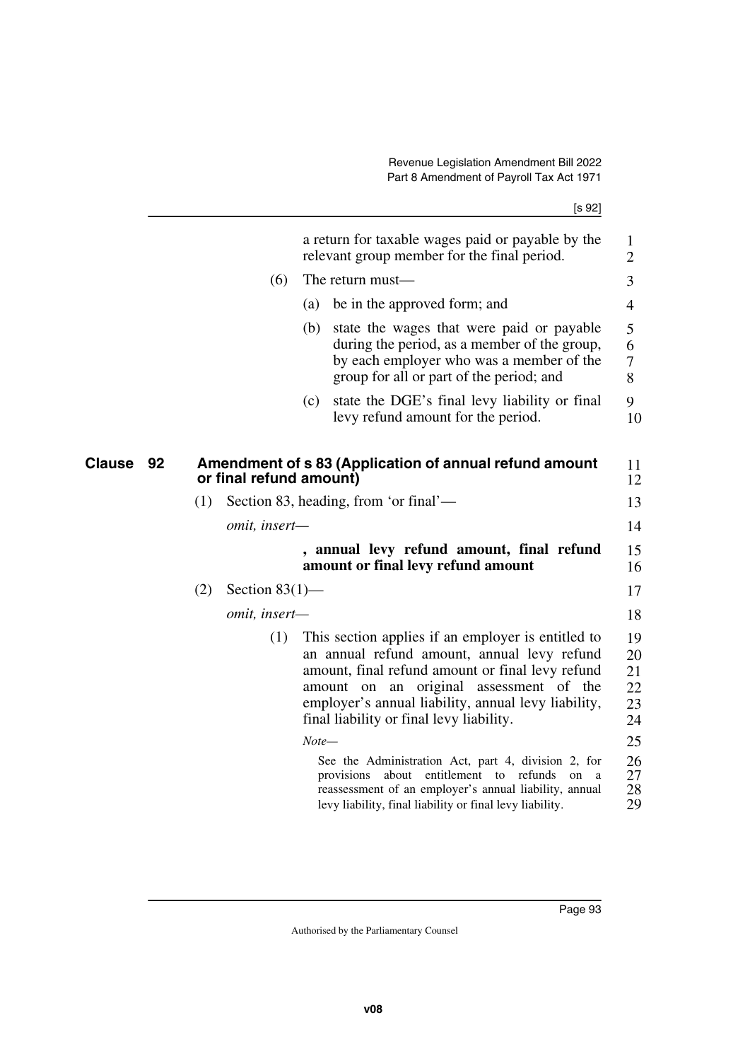a return for taxable wages paid or payable by the relevant group member for the final period.

(6) The return must—

(a) be in the approved form; and

(b) state the wages that were paid or payable during the period, as a member of the group, by each employer who was a member of the group for all or part of the period; and

(c) state the DGE's final levy liability or final levy refund amount for the period.

## Clause 92 Amendment of s 83 (Application of annual refund amount or final refund amount)

(1) Section 83, heading, from 'or final'—

*omit, insert—*

**, annual levy refund amount, final refund amount or final levy refund amount**

(2) Section 83(1)—

*omit, insert—*

(1) This section applies if an employer is entitled to an annual refund amount, annual levy refund amount, final refund amount or final levy refund amount on an original assessment of the employer's annual liability, annual levy liability, final liability or final levy liability.

*Note—*

See the Administration Act, part 4, division 2, for provisions about entitlement to refunds on a reassessment of an employer's annual liability, annual levy liability, final liability or final levy liability.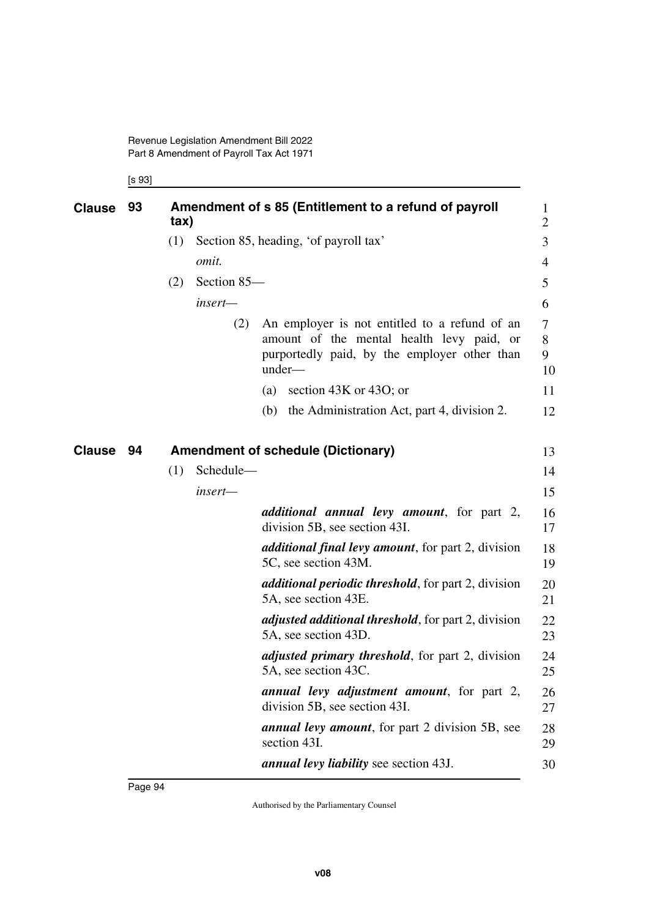**Clause 93 Amendment of s 85 (Entitlement to a refund of payroll tax)**

(1) Section 85, heading, 'of payroll tax'

*omit.*

(2) Section 85—

*insert—*

(2) An employer is not entitled to a refund of an amount of the mental health levy paid, or purportedly paid, by the employer other than under—

(a) section 43K or 43O; or

(b) the Administration Act, part 4, division 2.

**Clause 94 Amendment of schedule (Dictionary)**

(1) Schedule—

*insert—*

***additional annual levy amount***, for part 2, division 5B, see section 43I.

***additional final levy amount***, for part 2, division 5C, see section 43M.

***additional periodic threshold***, for part 2, division 5A, see section 43E.

***adjusted additional threshold***, for part 2, division 5A, see section 43D.

***adjusted primary threshold***, for part 2, division 5A, see section 43C.

***annual levy adjustment amount***, for part 2, division 5B, see section 43I.

***annual levy amount***, for part 2 division 5B, see section 43I.

***annual levy liability*** see section 43J.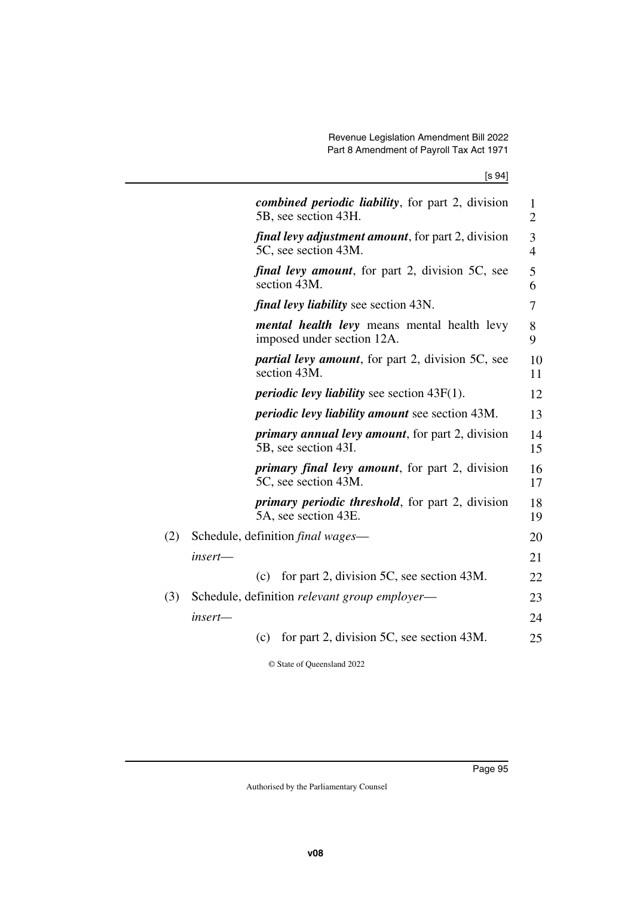***combined periodic liability***, for part 2, division 5B, see section 43H.

***final levy adjustment amount***, for part 2, division 5C, see section 43M.

***final levy amount***, for part 2, division 5C, see section 43M.

***final levy liability*** see section 43N.

***mental health levy*** means mental health levy imposed under section 12A.

***partial levy amount***, for part 2, division 5C, see section 43M.

***periodic levy liability*** see section 43F(1).

***periodic levy liability amount*** see section 43M.

***primary annual levy amount***, for part 2, division 5B, see section 43I.

***primary final levy amount***, for part 2, division 5C, see section 43M.

***primary periodic threshold***, for part 2, division 5A, see section 43E.

(2) Schedule, definition *final wages*—

*insert*—

(c) for part 2, division 5C, see section 43M.

(3) Schedule, definition *relevant group employer*—

*insert*—

(c) for part 2, division 5C, see section 43M.

© State of Queensland 2022